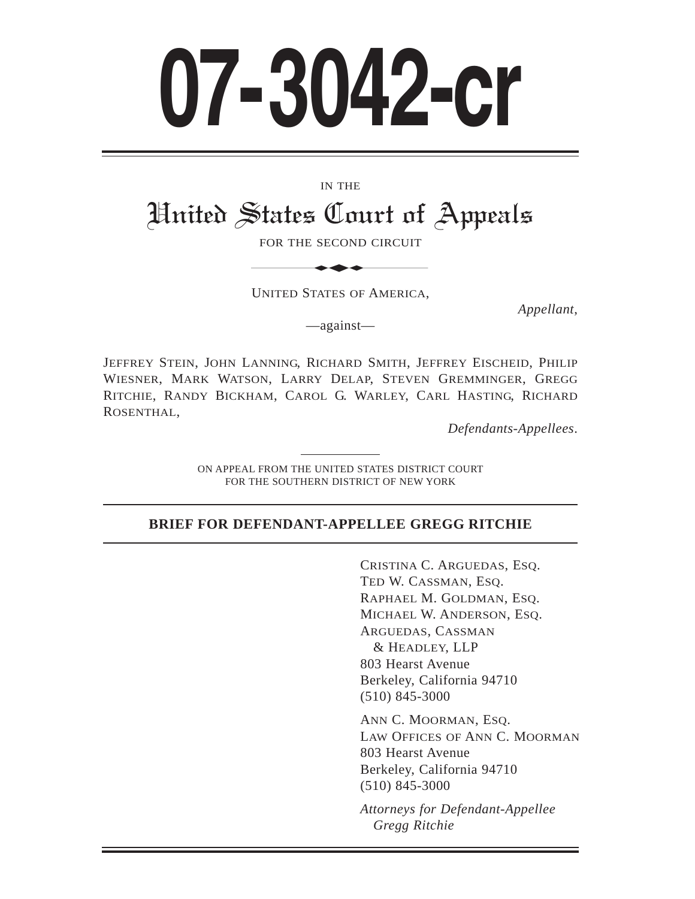# 07-3042-cr

IN THE

## United States Court of Appeals

FOR THE SECOND CIRCUIT

UNITED STATES OF AMERICA,

*Appellant*,

—against—

JEFFREY STEIN, JOHN LANNING, RICHARD SMITH, JEFFREY EISCHEID, PHILIP WIESNER, MARK WATSON, LARRY DELAP, STEVEN GREMMINGER, GREGG RITCHIE, RANDY BICKHAM, CAROL G. WARLEY, CARL HASTING, RICHARD ROSENTHAL,

*Defendants-Appellees*.

ON APPEAL FROM THE UNITED STATES DISTRICT COURT
FOR THE SOUTHERN DISTRICT OF NEW YORK

**BRIEF FOR DEFENDANT-APPELLEE GREGG RITCHIE**

CRISTINA C. ARGUEDAS, ESQ.
TED W. CASSMAN, ESQ.
RAPHAEL M. GOLDMAN, ESQ.
MICHAEL W. ANDERSON, ESQ.
ARGUEDAS, CASSMAN
& HEADLEY, LLP
803 Hearst Avenue
Berkeley, California 94710
(510) 845-3000

ANN C. MOORMAN, ESQ.
LAW OFFICES OF ANN C. MOORMAN
803 Hearst Avenue
Berkeley, California 94710
(510) 845-3000

*Attorneys for Defendant-Appellee Gregg Ritchie*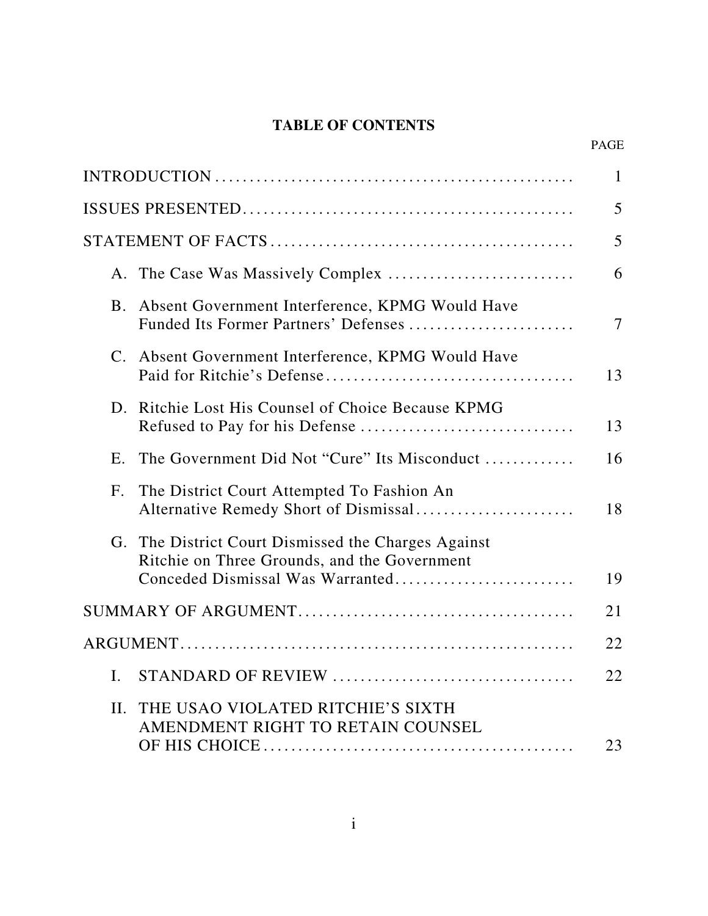# TABLE OF CONTENTS

| | PAGE |
|---|---|
| INTRODUCTION | 1 |
| ISSUES PRESENTED | 5 |
| STATEMENT OF FACTS | 5 |
| A. The Case Was Massively Complex | 6 |
| B. Absent Government Interference, KPMG Would Have Funded Its Former Partners' Defenses | 7 |
| C. Absent Government Interference, KPMG Would Have Paid for Ritchie's Defense | 13 |
| D. Ritchie Lost His Counsel of Choice Because KPMG Refused to Pay for his Defense | 13 |
| E. The Government Did Not "Cure" Its Misconduct | 16 |
| F. The District Court Attempted To Fashion An Alternative Remedy Short of Dismissal | 18 |
| G. The District Court Dismissed the Charges Against Ritchie on Three Grounds, and the Government Conceded Dismissal Was Warranted | 19 |
| SUMMARY OF ARGUMENT | 21 |
| ARGUMENT | 22 |
| I. STANDARD OF REVIEW | 22 |
| II. THE USAO VIOLATED RITCHIE'S SIXTH AMENDMENT RIGHT TO RETAIN COUNSEL OF HIS CHOICE | 23 |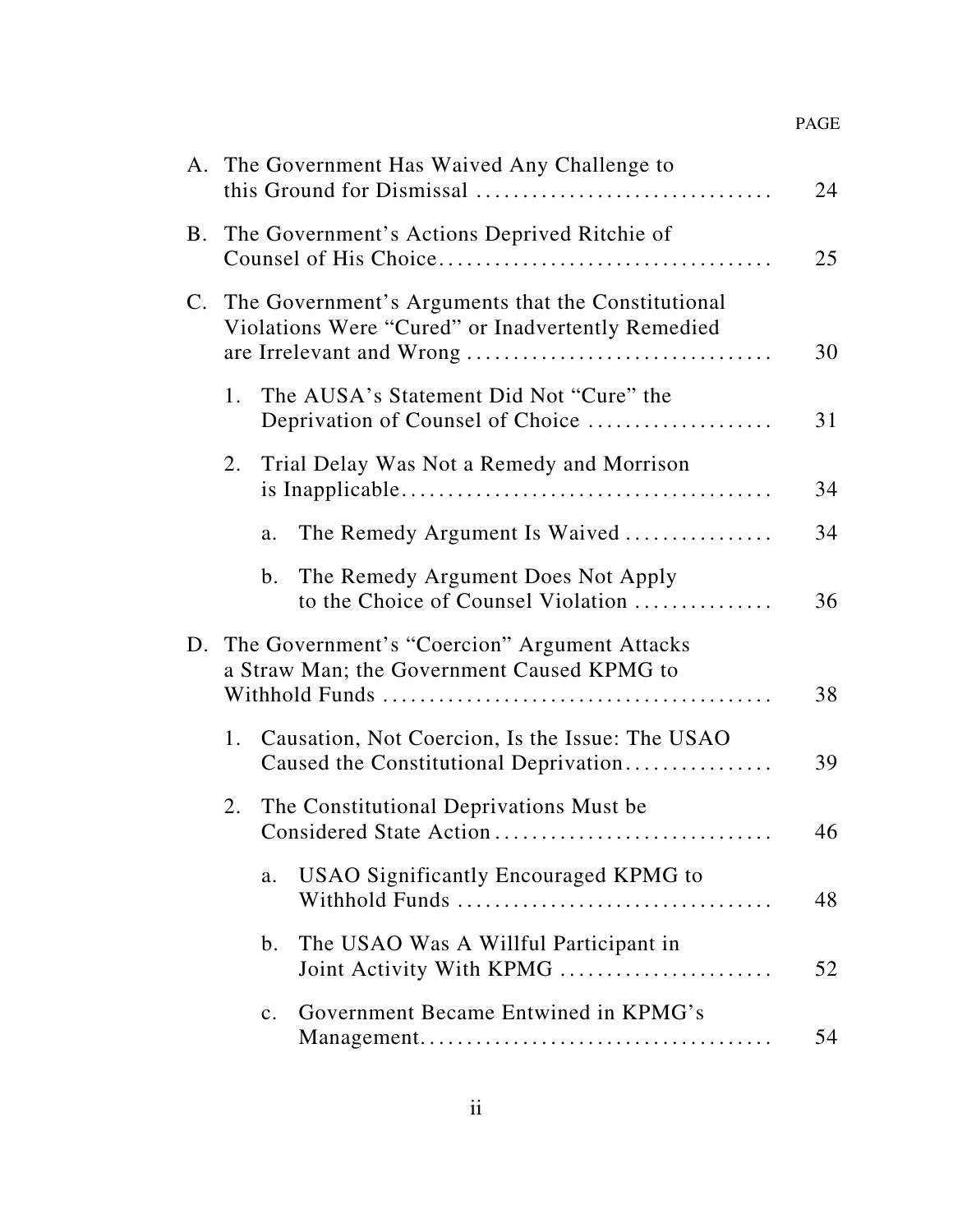| | PAGE |
|---|---|
| A. The Government Has Waived Any Challenge to this Ground for Dismissal | 24 |
| B. The Government's Actions Deprived Ritchie of Counsel of His Choice | 25 |
| C. The Government's Arguments that the Constitutional Violations Were "Cured" or Inadvertently Remedied are Irrelevant and Wrong | 30 |
| 1. The AUSA's Statement Did Not "Cure" the Deprivation of Counsel of Choice | 31 |
| 2. Trial Delay Was Not a Remedy and Morrison is Inapplicable | 34 |
| a. The Remedy Argument Is Waived | 34 |
| b. The Remedy Argument Does Not Apply to the Choice of Counsel Violation | 36 |
| D. The Government's "Coercion" Argument Attacks a Straw Man; the Government Caused KPMG to Withhold Funds | 38 |
| 1. Causation, Not Coercion, Is the Issue: The USAO Caused the Constitutional Deprivation | 39 |
| 2. The Constitutional Deprivations Must be Considered State Action | 46 |
| a. USAO Significantly Encouraged KPMG to Withhold Funds | 48 |
| b. The USAO Was A Willful Participant in Joint Activity With KPMG | 52 |
| c. Government Became Entwined in KPMG's Management | 54 |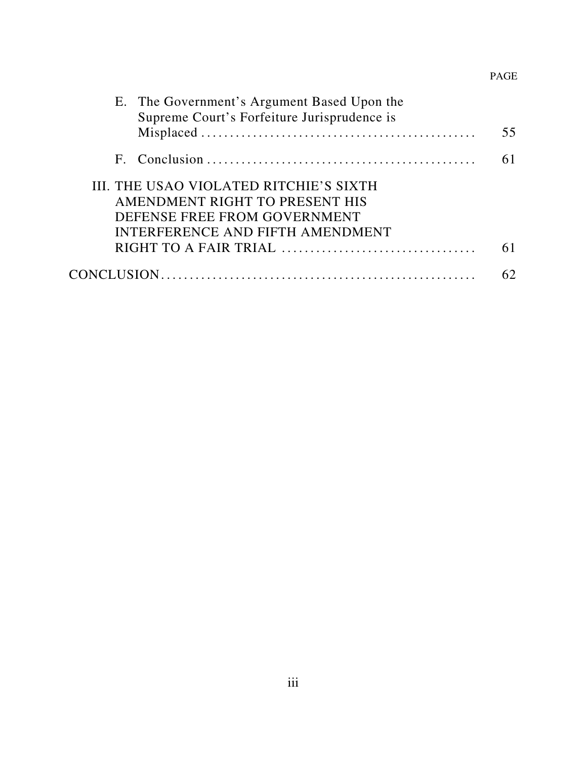| | PAGE |
|---|---|
| E. The Government's Argument Based Upon the Supreme Court's Forfeiture Jurisprudence is Misplaced | 55 |
| F. Conclusion | 61 |
| III. THE USAO VIOLATED RITCHIE'S SIXTH AMENDMENT RIGHT TO PRESENT HIS DEFENSE FREE FROM GOVERNMENT INTERFERENCE AND FIFTH AMENDMENT RIGHT TO A FAIR TRIAL | 61 |
| CONCLUSION | 62 |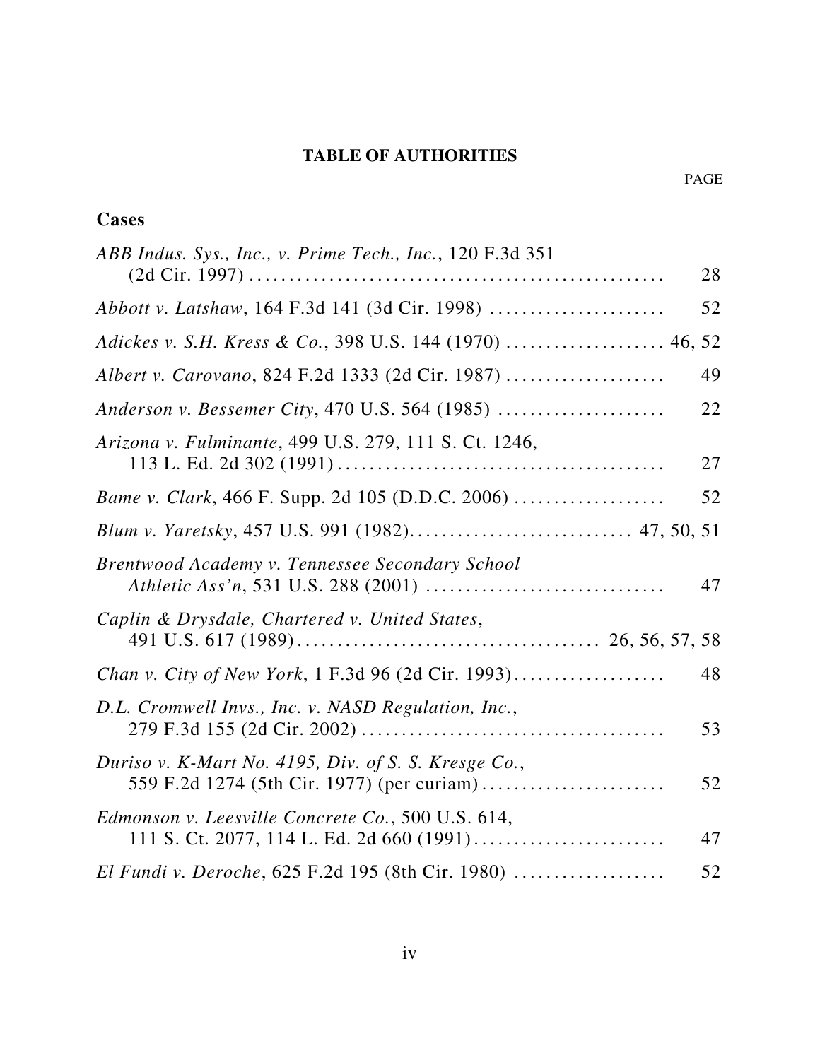# TABLE OF AUTHORITIES

PAGE

## Cases

*ABB Indus. Sys., Inc., v. Prime Tech., Inc.*, 120 F.3d 351 (2d Cir. 1997) .................................................... 28

*Abbott v. Latshaw*, 164 F.3d 141 (3d Cir. 1998) ...................... 52

*Adickes v. S.H. Kress & Co.*, 398 U.S. 144 (1970) .................... 46, 52

*Albert v. Carovano*, 824 F.2d 1333 (2d Cir. 1987) .................... 49

*Anderson v. Bessemer City*, 470 U.S. 564 (1985) ..................... 22

*Arizona v. Fulminante*, 499 U.S. 279, 111 S. Ct. 1246, 113 L. Ed. 2d 302 (1991) ......................................... 27

*Bame v. Clark*, 466 F. Supp. 2d 105 (D.D.C. 2006) ................... 52

*Blum v. Yaretsky*, 457 U.S. 991 (1982)............................ 47, 50, 51

*Brentwood Academy v. Tennessee Secondary School Athletic Ass'n*, 531 U.S. 288 (2001) .............................. 47

*Caplin & Drysdale, Chartered v. United States*, 491 U.S. 617 (1989)..................................... 26, 56, 57, 58

*Chan v. City of New York*, 1 F.3d 96 (2d Cir. 1993)................... 48

*D.L. Cromwell Invs., Inc. v. NASD Regulation, Inc.*, 279 F.3d 155 (2d Cir. 2002) ...................................... 53

*Duriso v. K-Mart No. 4195, Div. of S. S. Kresge Co.*, 559 F.2d 1274 (5th Cir. 1977) (per curiam) ....................... 52

*Edmonson v. Leesville Concrete Co.*, 500 U.S. 614, 111 S. Ct. 2077, 114 L. Ed. 2d 660 (1991)........................ 47

*El Fundi v. Deroche*, 625 F.2d 195 (8th Cir. 1980) .................. 52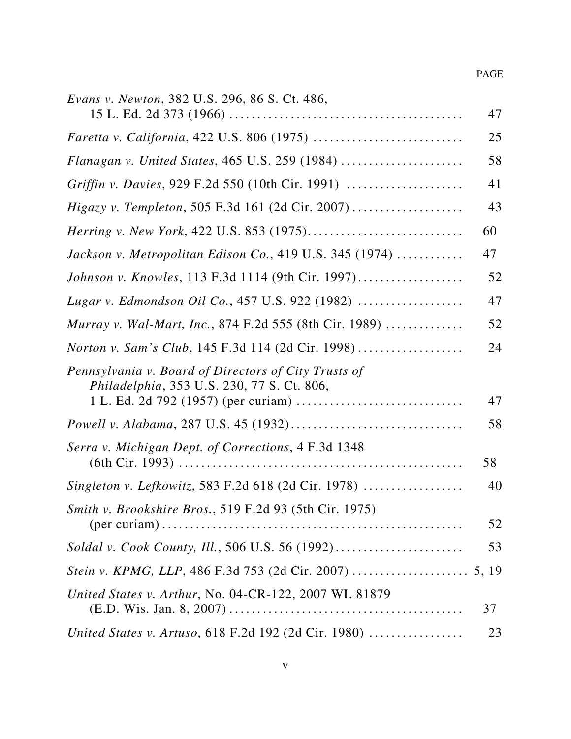PAGE

*Evans v. Newton*, 382 U.S. 296, 86 S. Ct. 486, 15 L. Ed. 2d 373 (1966) .......... 47

*Faretta v. California*, 422 U.S. 806 (1975) .......... 25

*Flanagan v. United States*, 465 U.S. 259 (1984) .......... 58

*Griffin v. Davies*, 929 F.2d 550 (10th Cir. 1991) .......... 41

*Higazy v. Templeton*, 505 F.3d 161 (2d Cir. 2007) .......... 43

*Herring v. New York*, 422 U.S. 853 (1975) .......... 60

*Jackson v. Metropolitan Edison Co.*, 419 U.S. 345 (1974) .......... 47

*Johnson v. Knowles*, 113 F.3d 1114 (9th Cir. 1997) .......... 52

*Lugar v. Edmondson Oil Co.*, 457 U.S. 922 (1982) .......... 47

*Murray v. Wal-Mart, Inc.*, 874 F.2d 555 (8th Cir. 1989) .......... 52

*Norton v. Sam's Club*, 145 F.3d 114 (2d Cir. 1998) .......... 24

*Pennsylvania v. Board of Directors of City Trusts of Philadelphia*, 353 U.S. 230, 77 S. Ct. 806, 1 L. Ed. 2d 792 (1957) (per curiam) .......... 47

*Powell v. Alabama*, 287 U.S. 45 (1932) .......... 58

*Serra v. Michigan Dept. of Corrections*, 4 F.3d 1348 (6th Cir. 1993) .......... 58

*Singleton v. Lefkowitz*, 583 F.2d 618 (2d Cir. 1978) .......... 40

*Smith v. Brookshire Bros.*, 519 F.2d 93 (5th Cir. 1975) (per curiam) .......... 52

*Soldal v. Cook County, Ill.*, 506 U.S. 56 (1992) .......... 53

*Stein v. KPMG, LLP*, 486 F.3d 753 (2d Cir. 2007) .......... 5, 19

*United States v. Arthur*, No. 04-CR-122, 2007 WL 81879 (E.D. Wis. Jan. 8, 2007) .......... 37

*United States v. Artuso*, 618 F.2d 192 (2d Cir. 1980) .......... 23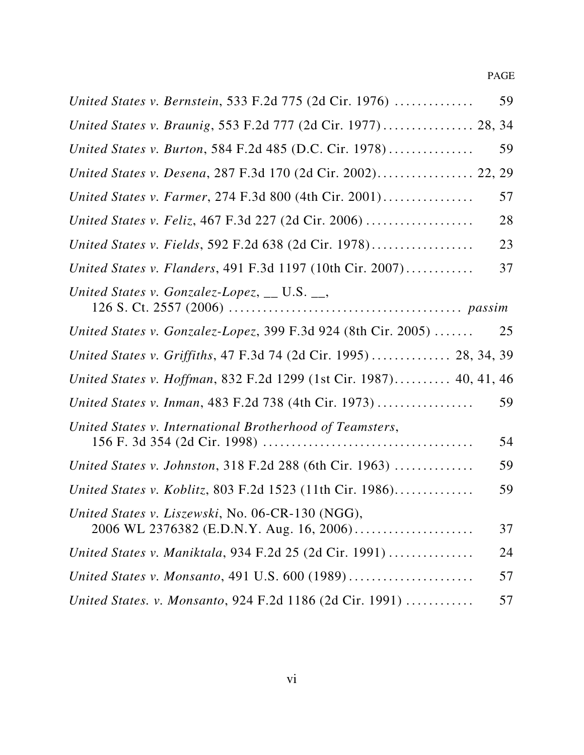PAGE

*United States v. Bernstein*, 533 F.2d 775 (2d Cir. 1976) .............. 59

*United States v. Braunig*, 553 F.2d 777 (2d Cir. 1977) ................ 28, 34

*United States v. Burton*, 584 F.2d 485 (D.C. Cir. 1978) ............... 59

*United States v. Desena*, 287 F.3d 170 (2d Cir. 2002)................. 22, 29

*United States v. Farmer*, 274 F.3d 800 (4th Cir. 2001)................ 57

*United States v. Feliz*, 467 F.3d 227 (2d Cir. 2006) ................... 28

*United States v. Fields*, 592 F.2d 638 (2d Cir. 1978).................. 23

*United States v. Flanders*, 491 F.3d 1197 (10th Cir. 2007)............ 37

*United States v. Gonzalez-Lopez*, __ U.S. __, 126 S. Ct. 2557 (2006) ......................................... *passim*

*United States v. Gonzalez-Lopez*, 399 F.3d 924 (8th Cir. 2005) ....... 25

*United States v. Griffiths*, 47 F.3d 74 (2d Cir. 1995) .............. 28, 34, 39

*United States v. Hoffman*, 832 F.2d 1299 (1st Cir. 1987).......... 40, 41, 46

*United States v. Inman*, 483 F.2d 738 (4th Cir. 1973) ................. 59

*United States v. International Brotherhood of Teamsters*, 156 F. 3d 354 (2d Cir. 1998) ..................................... 54

*United States v. Johnston*, 318 F.2d 288 (6th Cir. 1963) .............. 59

*United States v. Koblitz*, 803 F.2d 1523 (11th Cir. 1986).............. 59

*United States v. Liszewski*, No. 06-CR-130 (NGG), 2006 WL 2376382 (E.D.N.Y. Aug. 16, 2006)..................... 37

*United States v. Maniktala*, 934 F.2d 25 (2d Cir. 1991) ............... 24

*United States v. Monsanto*, 491 U.S. 600 (1989) ...................... 57

*United States. v. Monsanto*, 924 F.2d 1186 (2d Cir. 1991) ............ 57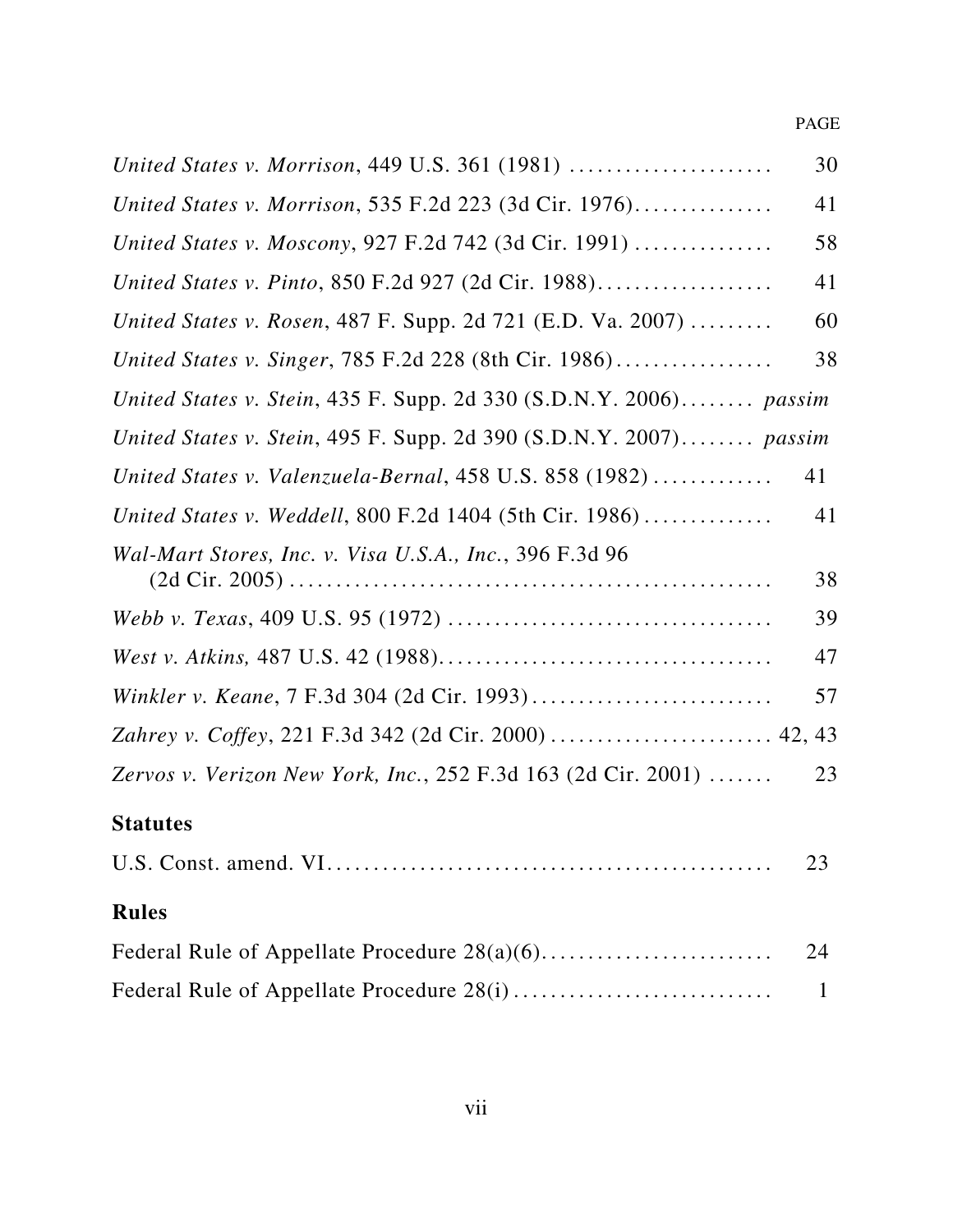PAGE

*United States v. Morrison*, 449 U.S. 361 (1981) ...................... 30

*United States v. Morrison*, 535 F.2d 223 (3d Cir. 1976)............... 41

*United States v. Moscony*, 927 F.2d 742 (3d Cir. 1991) ............... 58

*United States v. Pinto*, 850 F.2d 927 (2d Cir. 1988)................... 41

*United States v. Rosen*, 487 F. Supp. 2d 721 (E.D. Va. 2007) ......... 60

*United States v. Singer*, 785 F.2d 228 (8th Cir. 1986)................. 38

*United States v. Stein*, 435 F. Supp. 2d 330 (S.D.N.Y. 2006)........ *passim*

*United States v. Stein*, 495 F. Supp. 2d 390 (S.D.N.Y. 2007)........ *passim*

*United States v. Valenzuela-Bernal*, 458 U.S. 858 (1982) ............. 41

*United States v. Weddell*, 800 F.2d 1404 (5th Cir. 1986).............. 41

*Wal-Mart Stores, Inc. v. Visa U.S.A., Inc.*, 396 F.3d 96 (2d Cir. 2005) .................................................... 38

*Webb v. Texas*, 409 U.S. 95 (1972) .................................... 39

*West v. Atkins,* 487 U.S. 42 (1988)..................................... 47

*Winkler v. Keane*, 7 F.3d 304 (2d Cir. 1993)........................... 57

*Zahrey v. Coffey*, 221 F.3d 342 (2d Cir. 2000) ........................ 42, 43

*Zervos v. Verizon New York, Inc.*, 252 F.3d 163 (2d Cir. 2001) ....... 23

**Statutes**

U.S. Const. amend. VI................................................ 23

**Rules**

Federal Rule of Appellate Procedure 28(a)(6)......................... 24

Federal Rule of Appellate Procedure 28(i) ............................ 1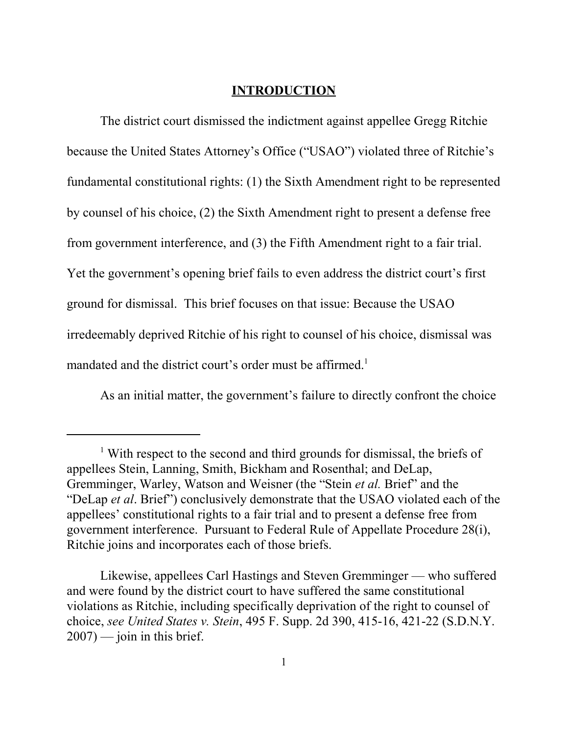## INTRODUCTION

The district court dismissed the indictment against appellee Gregg Ritchie because the United States Attorney's Office ("USAO") violated three of Ritchie's fundamental constitutional rights: (1) the Sixth Amendment right to be represented by counsel of his choice, (2) the Sixth Amendment right to present a defense free from government interference, and (3) the Fifth Amendment right to a fair trial. Yet the government's opening brief fails to even address the district court's first ground for dismissal. This brief focuses on that issue: Because the USAO irredeemably deprived Ritchie of his right to counsel of his choice, dismissal was mandated and the district court's order must be affirmed.[1]

As an initial matter, the government's failure to directly confront the choice

---

[1] With respect to the second and third grounds for dismissal, the briefs of appellees Stein, Lanning, Smith, Bickham and Rosenthal; and DeLap, Gremminger, Warley, Watson and Weisner (the "Stein *et al.* Brief" and the "DeLap *et al*. Brief") conclusively demonstrate that the USAO violated each of the appellees' constitutional rights to a fair trial and to present a defense free from government interference. Pursuant to Federal Rule of Appellate Procedure 28(i), Ritchie joins and incorporates each of those briefs.

Likewise, appellees Carl Hastings and Steven Gremminger — who suffered and were found by the district court to have suffered the same constitutional violations as Ritchie, including specifically deprivation of the right to counsel of choice, *see United States v. Stein*, 495 F. Supp. 2d 390, 415-16, 421-22 (S.D.N.Y. 2007) — join in this brief.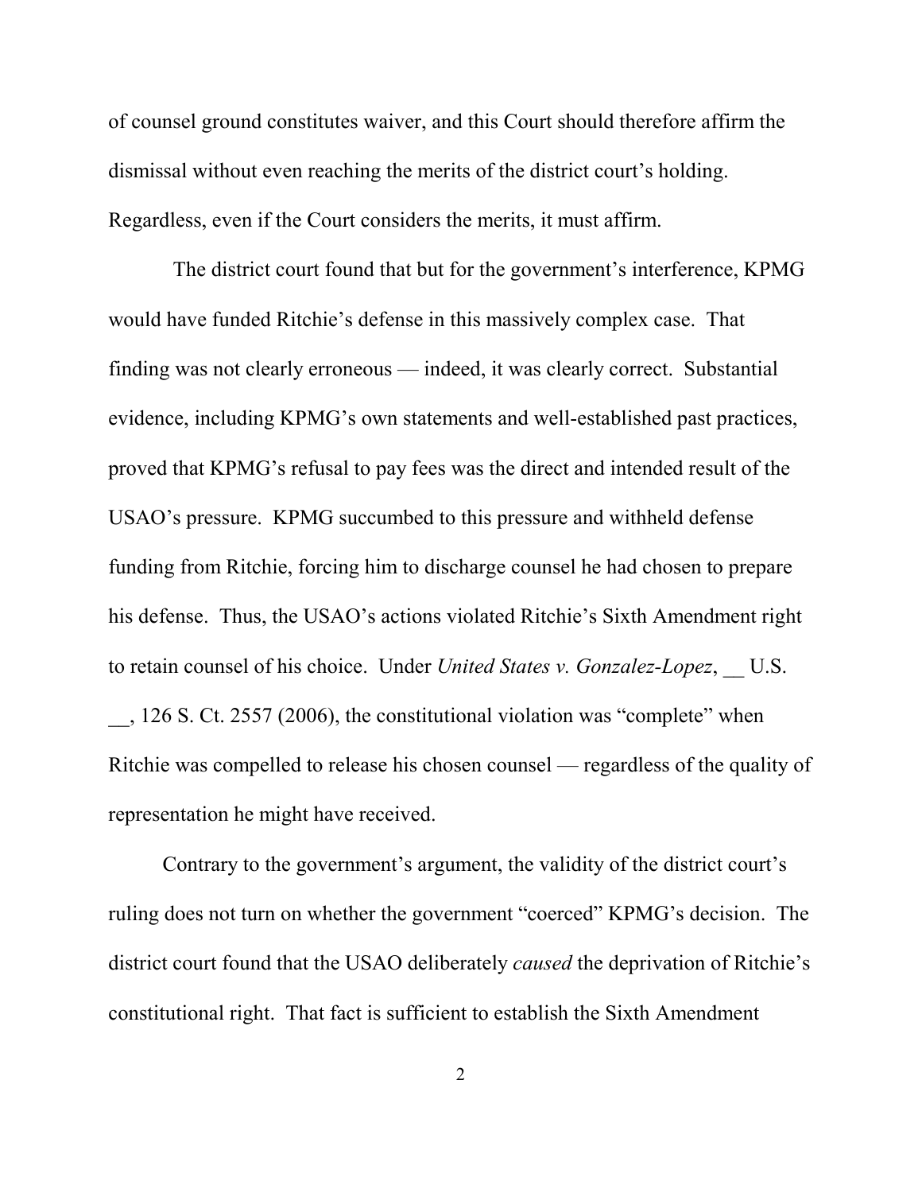of counsel ground constitutes waiver, and this Court should therefore affirm the dismissal without even reaching the merits of the district court's holding. Regardless, even if the Court considers the merits, it must affirm.

The district court found that but for the government's interference, KPMG would have funded Ritchie's defense in this massively complex case. That finding was not clearly erroneous — indeed, it was clearly correct. Substantial evidence, including KPMG's own statements and well-established past practices, proved that KPMG's refusal to pay fees was the direct and intended result of the USAO's pressure. KPMG succumbed to this pressure and withheld defense funding from Ritchie, forcing him to discharge counsel he had chosen to prepare his defense. Thus, the USAO's actions violated Ritchie's Sixth Amendment right to retain counsel of his choice. Under *United States v. Gonzalez-Lopez*, __ U.S. __, 126 S. Ct. 2557 (2006), the constitutional violation was "complete" when Ritchie was compelled to release his chosen counsel — regardless of the quality of representation he might have received.

Contrary to the government's argument, the validity of the district court's ruling does not turn on whether the government "coerced" KPMG's decision. The district court found that the USAO deliberately *caused* the deprivation of Ritchie's constitutional right. That fact is sufficient to establish the Sixth Amendment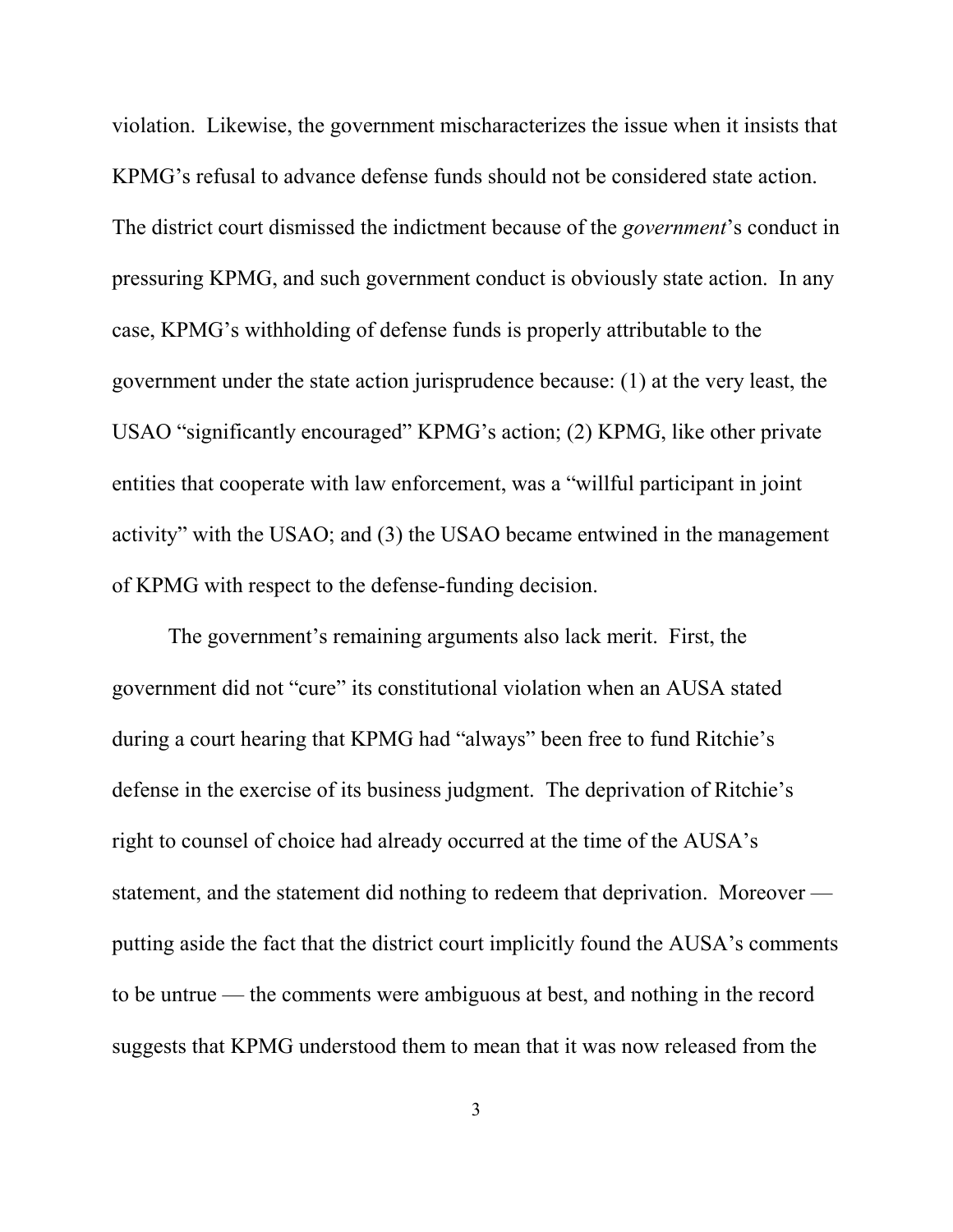violation. Likewise, the government mischaracterizes the issue when it insists that KPMG's refusal to advance defense funds should not be considered state action. The district court dismissed the indictment because of the *government*'s conduct in pressuring KPMG, and such government conduct is obviously state action. In any case, KPMG's withholding of defense funds is properly attributable to the government under the state action jurisprudence because: (1) at the very least, the USAO "significantly encouraged" KPMG's action; (2) KPMG, like other private entities that cooperate with law enforcement, was a "willful participant in joint activity" with the USAO; and (3) the USAO became entwined in the management of KPMG with respect to the defense-funding decision.

The government's remaining arguments also lack merit. First, the government did not "cure" its constitutional violation when an AUSA stated during a court hearing that KPMG had "always" been free to fund Ritchie's defense in the exercise of its business judgment. The deprivation of Ritchie's right to counsel of choice had already occurred at the time of the AUSA's statement, and the statement did nothing to redeem that deprivation. Moreover — putting aside the fact that the district court implicitly found the AUSA's comments to be untrue — the comments were ambiguous at best, and nothing in the record suggests that KPMG understood them to mean that it was now released from the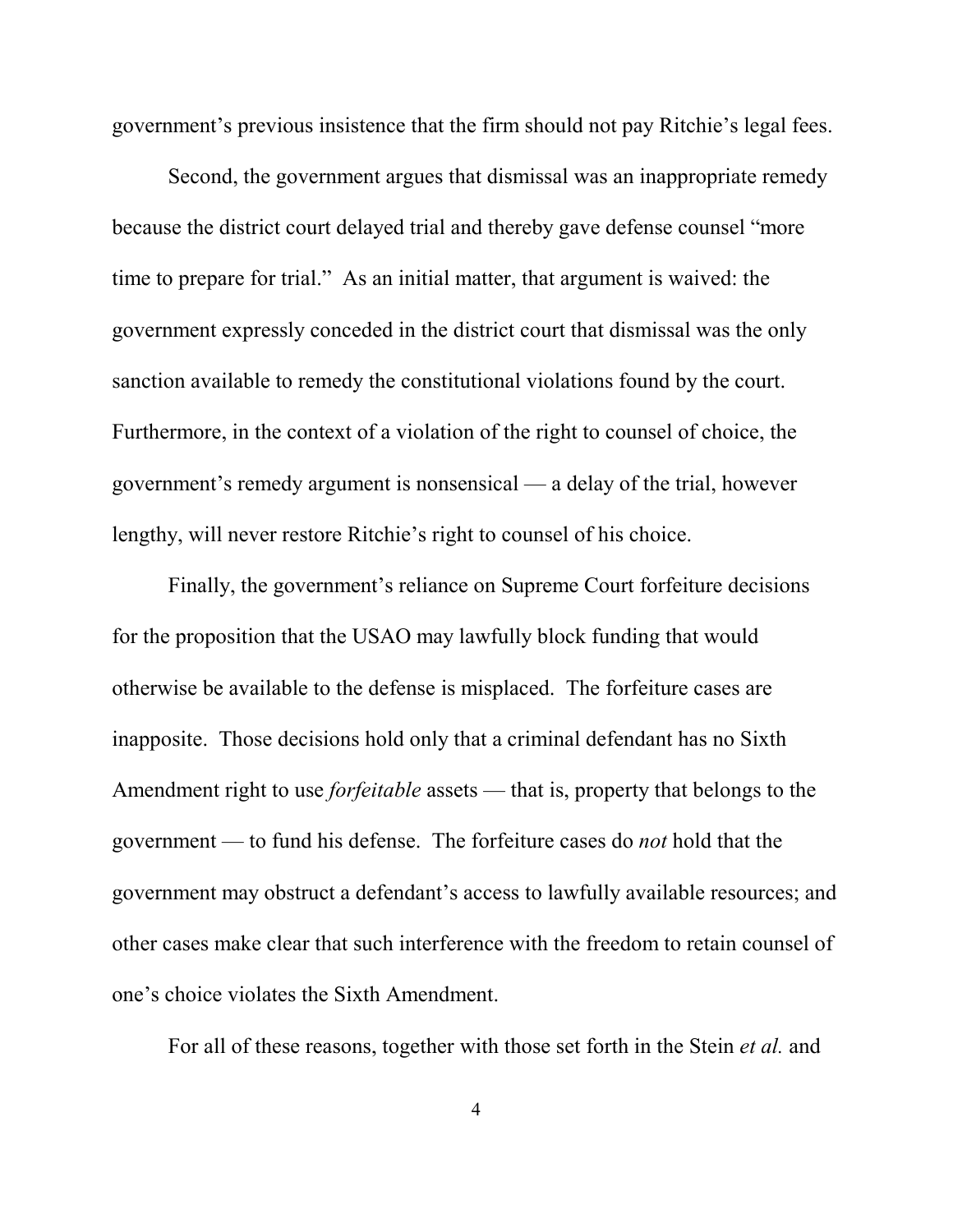government's previous insistence that the firm should not pay Ritchie's legal fees.

Second, the government argues that dismissal was an inappropriate remedy because the district court delayed trial and thereby gave defense counsel "more time to prepare for trial." As an initial matter, that argument is waived: the government expressly conceded in the district court that dismissal was the only sanction available to remedy the constitutional violations found by the court. Furthermore, in the context of a violation of the right to counsel of choice, the government's remedy argument is nonsensical — a delay of the trial, however lengthy, will never restore Ritchie's right to counsel of his choice.

Finally, the government's reliance on Supreme Court forfeiture decisions for the proposition that the USAO may lawfully block funding that would otherwise be available to the defense is misplaced. The forfeiture cases are inapposite. Those decisions hold only that a criminal defendant has no Sixth Amendment right to use *forfeitable* assets — that is, property that belongs to the government — to fund his defense. The forfeiture cases do *not* hold that the government may obstruct a defendant's access to lawfully available resources; and other cases make clear that such interference with the freedom to retain counsel of one's choice violates the Sixth Amendment.

For all of these reasons, together with those set forth in the Stein *et al.* and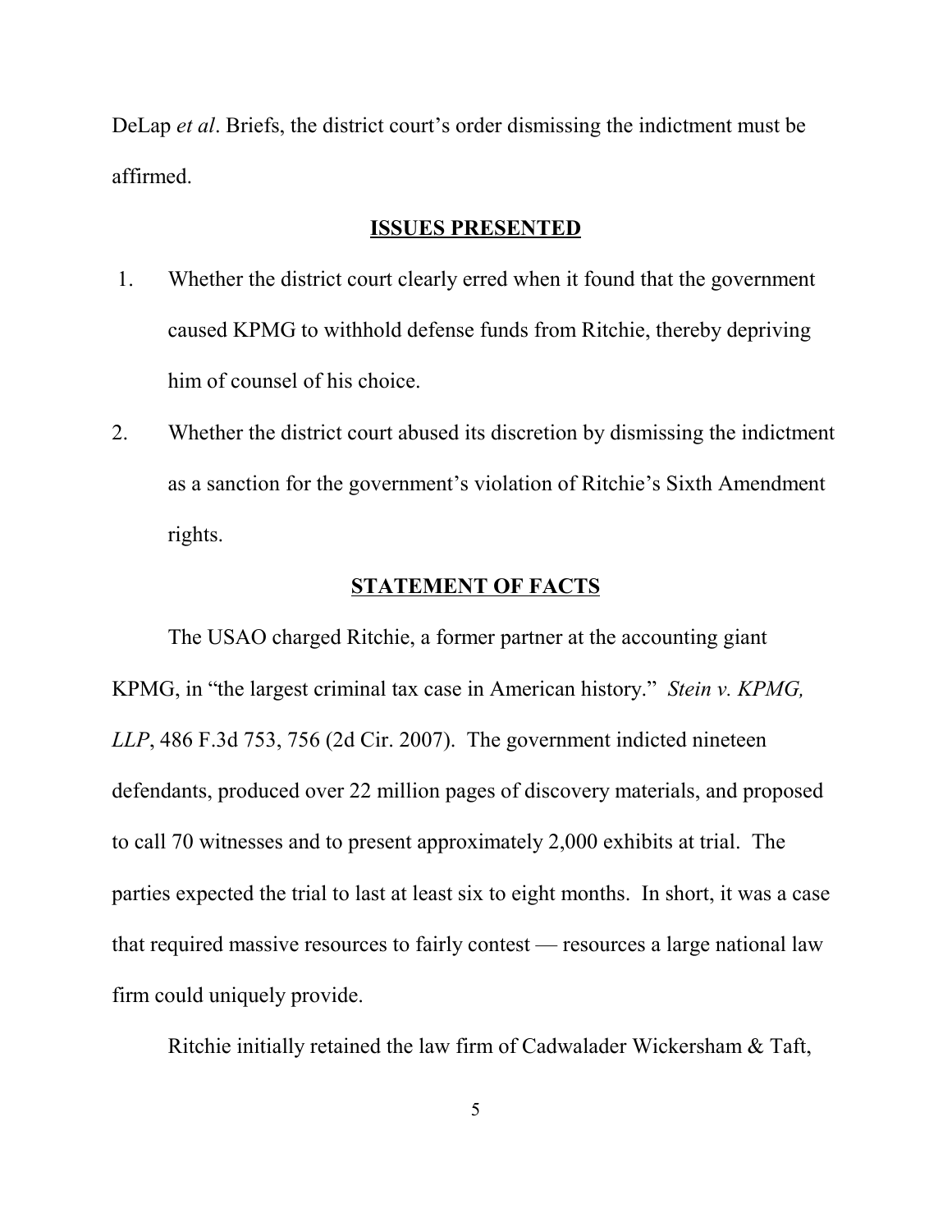DeLap *et al*. Briefs, the district court's order dismissing the indictment must be affirmed.

## ISSUES PRESENTED

1. Whether the district court clearly erred when it found that the government caused KPMG to withhold defense funds from Ritchie, thereby depriving him of counsel of his choice.
2. Whether the district court abused its discretion by dismissing the indictment as a sanction for the government's violation of Ritchie's Sixth Amendment rights.

## STATEMENT OF FACTS

The USAO charged Ritchie, a former partner at the accounting giant KPMG, in "the largest criminal tax case in American history." *Stein v. KPMG, LLP*, 486 F.3d 753, 756 (2d Cir. 2007). The government indicted nineteen defendants, produced over 22 million pages of discovery materials, and proposed to call 70 witnesses and to present approximately 2,000 exhibits at trial. The parties expected the trial to last at least six to eight months. In short, it was a case that required massive resources to fairly contest — resources a large national law firm could uniquely provide.

Ritchie initially retained the law firm of Cadwalader Wickersham & Taft,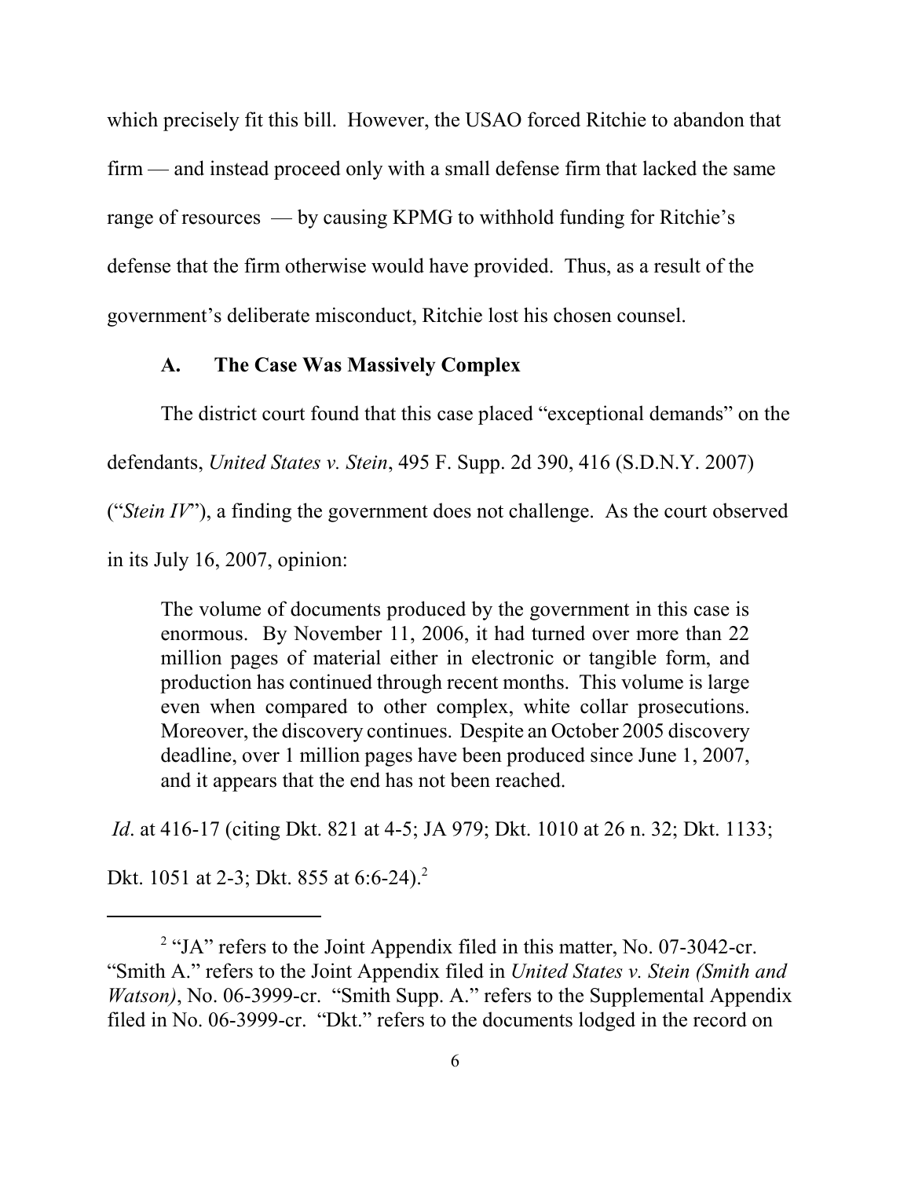which precisely fit this bill. However, the USAO forced Ritchie to abandon that firm — and instead proceed only with a small defense firm that lacked the same range of resources — by causing KPMG to withhold funding for Ritchie's defense that the firm otherwise would have provided. Thus, as a result of the government's deliberate misconduct, Ritchie lost his chosen counsel.

### A. The Case Was Massively Complex

The district court found that this case placed "exceptional demands" on the defendants, *United States v. Stein*, 495 F. Supp. 2d 390, 416 (S.D.N.Y. 2007) ("*Stein IV*"), a finding the government does not challenge. As the court observed in its July 16, 2007, opinion:

> The volume of documents produced by the government in this case is enormous. By November 11, 2006, it had turned over more than 22 million pages of material either in electronic or tangible form, and production has continued through recent months. This volume is large even when compared to other complex, white collar prosecutions. Moreover, the discovery continues. Despite an October 2005 discovery deadline, over 1 million pages have been produced since June 1, 2007, and it appears that the end has not been reached.

*Id*. at 416-17 (citing Dkt. 821 at 4-5; JA 979; Dkt. 1010 at 26 n. 32; Dkt. 1133; Dkt. 1051 at 2-3; Dkt. 855 at 6:6-24).[2]

---

[2] "JA" refers to the Joint Appendix filed in this matter, No. 07-3042-cr. "Smith A." refers to the Joint Appendix filed in *United States v. Stein (Smith and Watson)*, No. 06-3999-cr. "Smith Supp. A." refers to the Supplemental Appendix filed in No. 06-3999-cr. "Dkt." refers to the documents lodged in the record on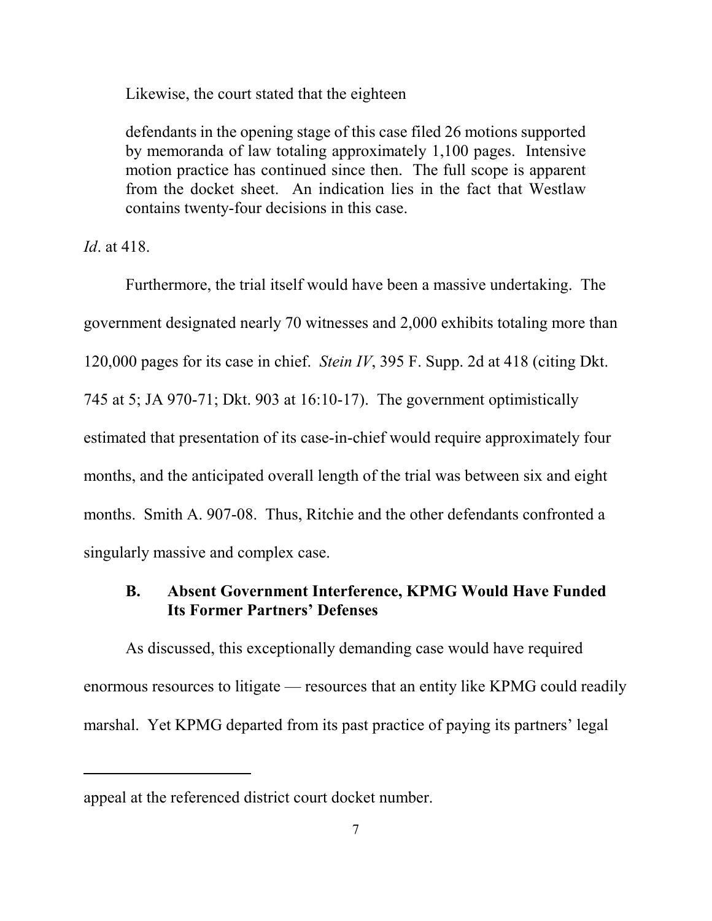Likewise, the court stated that the eighteen

> defendants in the opening stage of this case filed 26 motions supported by memoranda of law totaling approximately 1,100 pages. Intensive motion practice has continued since then. The full scope is apparent from the docket sheet. An indication lies in the fact that Westlaw contains twenty-four decisions in this case.

*Id*. at 418.

Furthermore, the trial itself would have been a massive undertaking. The government designated nearly 70 witnesses and 2,000 exhibits totaling more than 120,000 pages for its case in chief. *Stein IV*, 395 F. Supp. 2d at 418 (citing Dkt. 745 at 5; JA 970-71; Dkt. 903 at 16:10-17). The government optimistically estimated that presentation of its case-in-chief would require approximately four months, and the anticipated overall length of the trial was between six and eight months. Smith A. 907-08. Thus, Ritchie and the other defendants confronted a singularly massive and complex case.

### B. Absent Government Interference, KPMG Would Have Funded Its Former Partners' Defenses

As discussed, this exceptionally demanding case would have required enormous resources to litigate — resources that an entity like KPMG could readily marshal. Yet KPMG departed from its past practice of paying its partners' legal

---

appeal at the referenced district court docket number.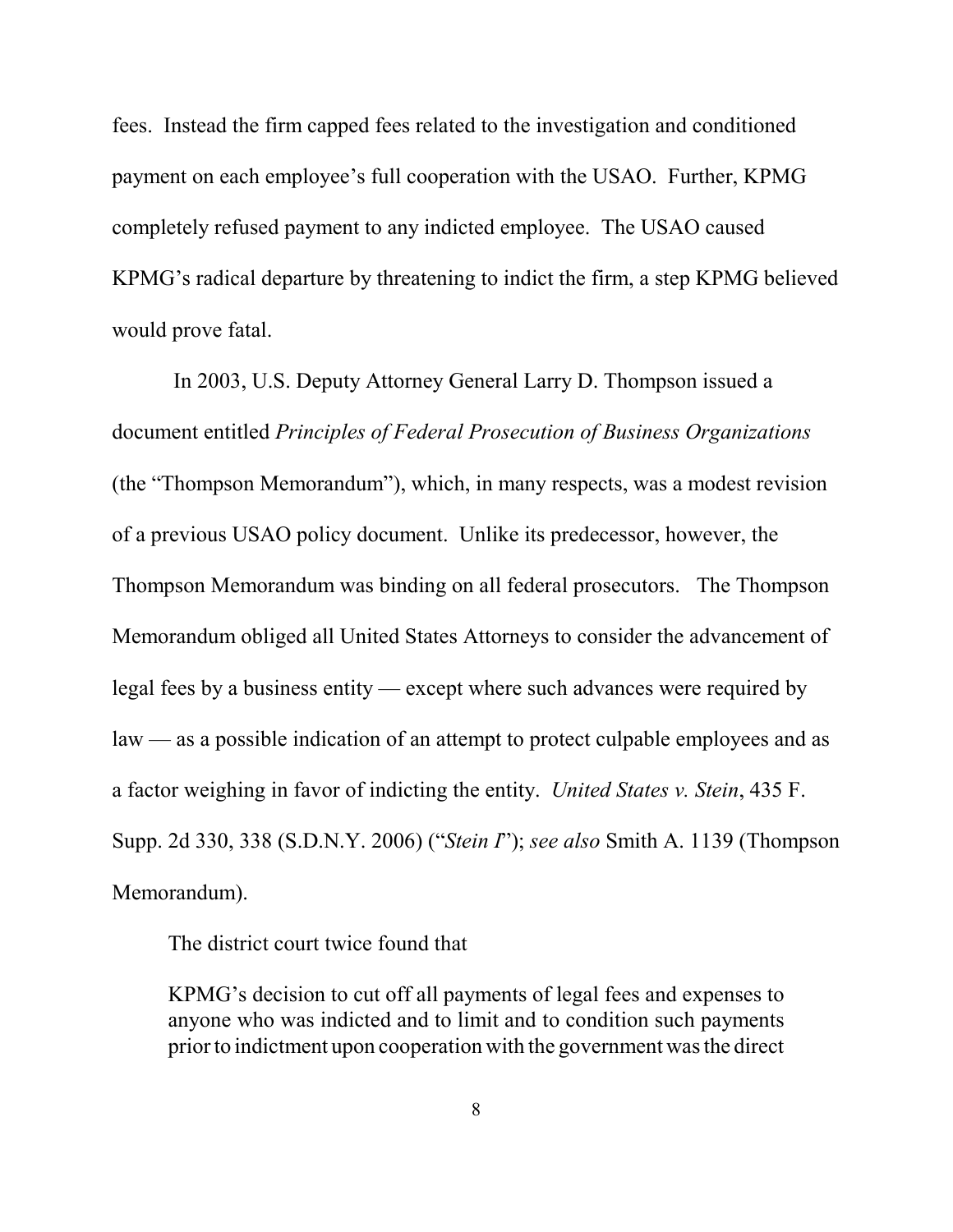fees. Instead the firm capped fees related to the investigation and conditioned payment on each employee's full cooperation with the USAO. Further, KPMG completely refused payment to any indicted employee. The USAO caused KPMG's radical departure by threatening to indict the firm, a step KPMG believed would prove fatal.

In 2003, U.S. Deputy Attorney General Larry D. Thompson issued a document entitled *Principles of Federal Prosecution of Business Organizations* (the "Thompson Memorandum"), which, in many respects, was a modest revision of a previous USAO policy document. Unlike its predecessor, however, the Thompson Memorandum was binding on all federal prosecutors. The Thompson Memorandum obliged all United States Attorneys to consider the advancement of legal fees by a business entity — except where such advances were required by law — as a possible indication of an attempt to protect culpable employees and as a factor weighing in favor of indicting the entity. *United States v. Stein*, 435 F. Supp. 2d 330, 338 (S.D.N.Y. 2006) ("*Stein I*"); *see also* Smith A. 1139 (Thompson Memorandum).

The district court twice found that

> KPMG's decision to cut off all payments of legal fees and expenses to anyone who was indicted and to limit and to condition such payments prior to indictment upon cooperation with the government was the direct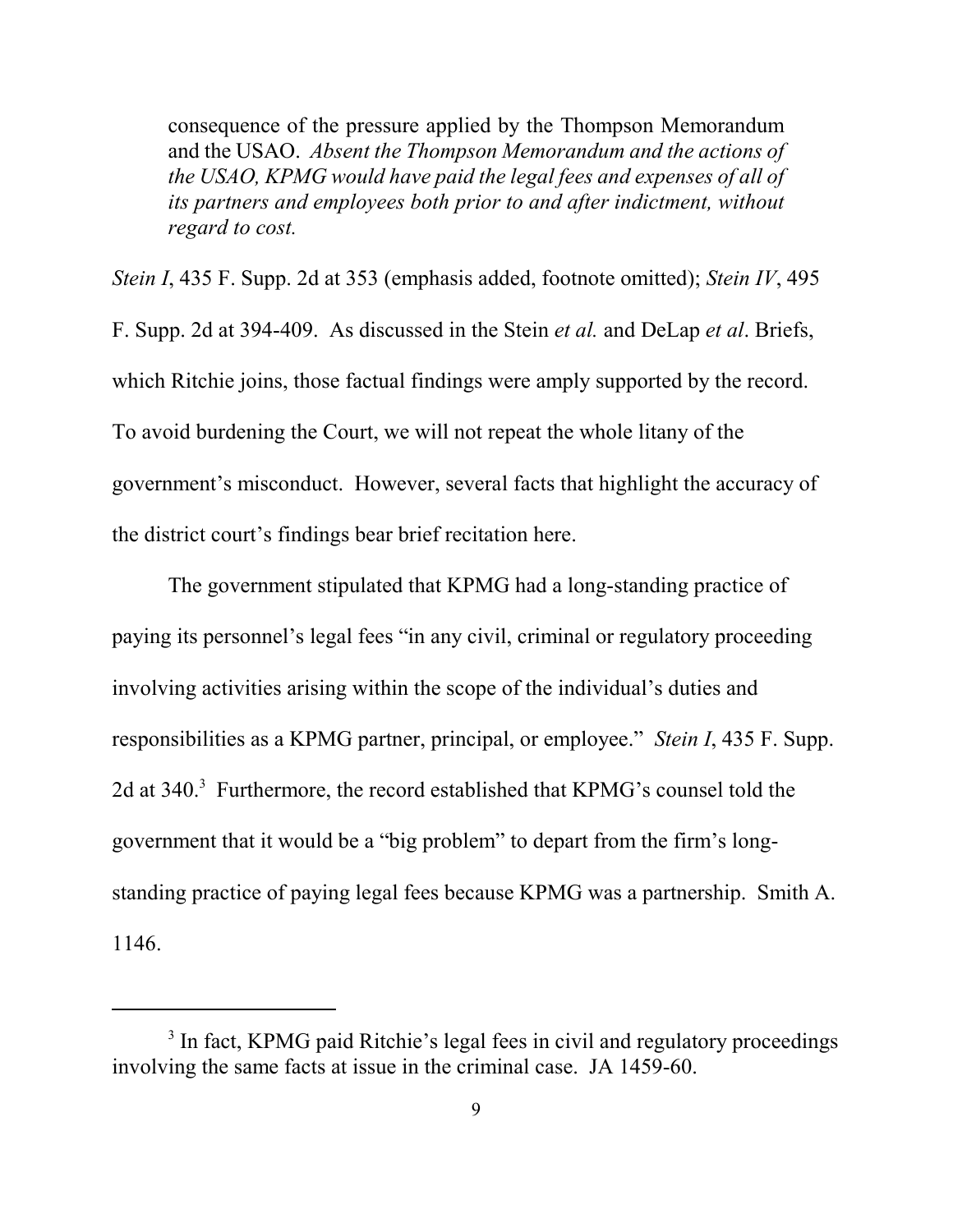> consequence of the pressure applied by the Thompson Memorandum and the USAO. *Absent the Thompson Memorandum and the actions of the USAO, KPMG would have paid the legal fees and expenses of all of its partners and employees both prior to and after indictment, without regard to cost.*

*Stein I*, 435 F. Supp. 2d at 353 (emphasis added, footnote omitted); *Stein IV*, 495 F. Supp. 2d at 394-409. As discussed in the Stein *et al.* and DeLap *et al*. Briefs, which Ritchie joins, those factual findings were amply supported by the record. To avoid burdening the Court, we will not repeat the whole litany of the government's misconduct. However, several facts that highlight the accuracy of the district court's findings bear brief recitation here.

The government stipulated that KPMG had a long-standing practice of paying its personnel's legal fees "in any civil, criminal or regulatory proceeding involving activities arising within the scope of the individual's duties and responsibilities as a KPMG partner, principal, or employee." *Stein I*, 435 F. Supp. 2d at 340.[3] Furthermore, the record established that KPMG's counsel told the government that it would be a "big problem" to depart from the firm's long-standing practice of paying legal fees because KPMG was a partnership. Smith A. 1146.

---

[3] In fact, KPMG paid Ritchie's legal fees in civil and regulatory proceedings involving the same facts at issue in the criminal case. JA 1459-60.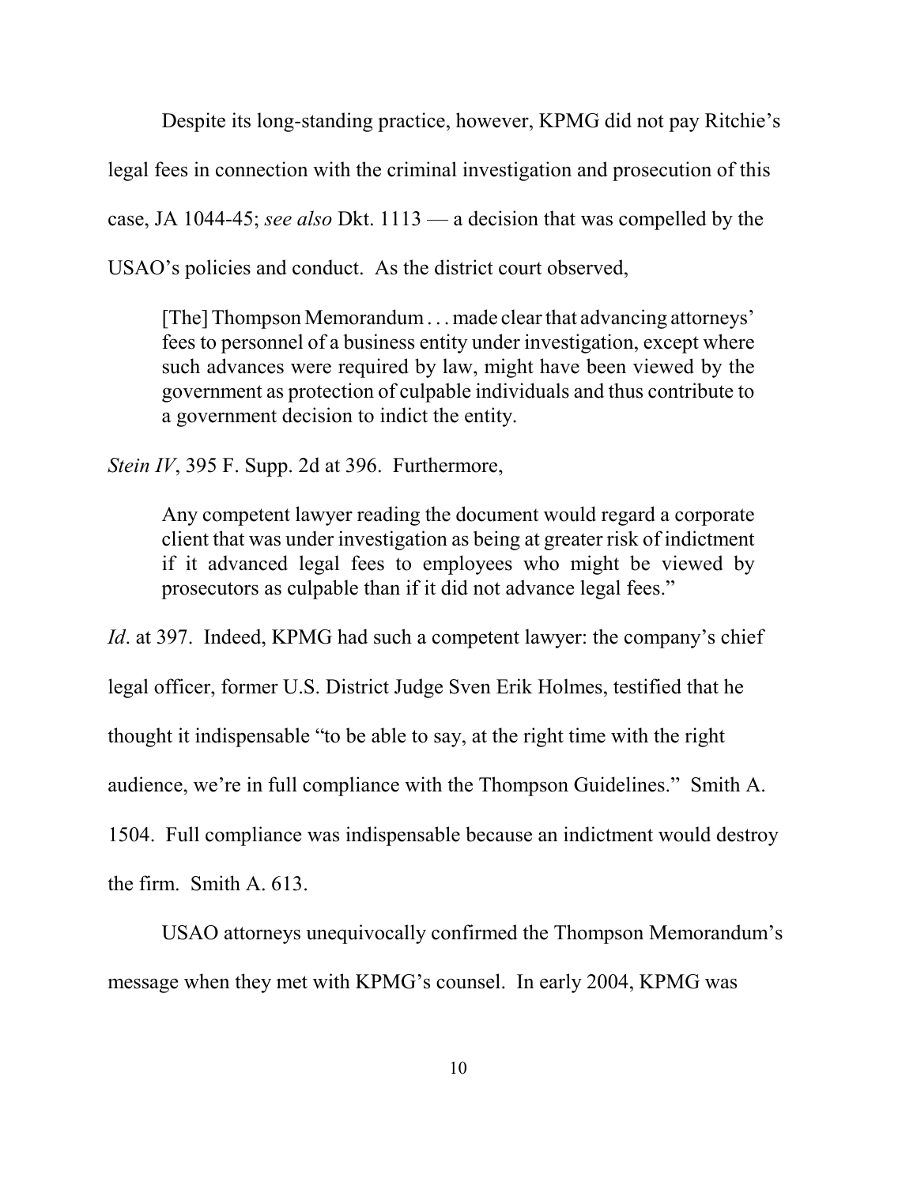Despite its long-standing practice, however, KPMG did not pay Ritchie's legal fees in connection with the criminal investigation and prosecution of this case, JA 1044-45; *see also* Dkt. 1113 — a decision that was compelled by the USAO's policies and conduct. As the district court observed,

> [The] Thompson Memorandum . . . made clear that advancing attorneys' fees to personnel of a business entity under investigation, except where such advances were required by law, might have been viewed by the government as protection of culpable individuals and thus contribute to a government decision to indict the entity.

*Stein IV*, 395 F. Supp. 2d at 396. Furthermore,

> Any competent lawyer reading the document would regard a corporate client that was under investigation as being at greater risk of indictment if it advanced legal fees to employees who might be viewed by prosecutors as culpable than if it did not advance legal fees."

*Id*. at 397. Indeed, KPMG had such a competent lawyer: the company's chief legal officer, former U.S. District Judge Sven Erik Holmes, testified that he thought it indispensable "to be able to say, at the right time with the right audience, we're in full compliance with the Thompson Guidelines." Smith A. 1504. Full compliance was indispensable because an indictment would destroy the firm. Smith A. 613.

USAO attorneys unequivocally confirmed the Thompson Memorandum's message when they met with KPMG's counsel. In early 2004, KPMG was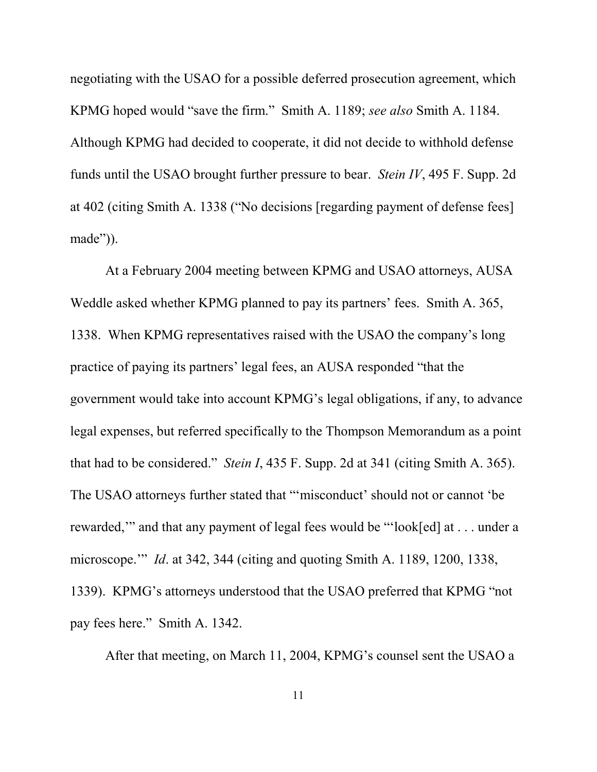negotiating with the USAO for a possible deferred prosecution agreement, which KPMG hoped would "save the firm." Smith A. 1189; *see also* Smith A. 1184. Although KPMG had decided to cooperate, it did not decide to withhold defense funds until the USAO brought further pressure to bear. *Stein IV*, 495 F. Supp. 2d at 402 (citing Smith A. 1338 ("No decisions [regarding payment of defense fees] made")).

At a February 2004 meeting between KPMG and USAO attorneys, AUSA Weddle asked whether KPMG planned to pay its partners' fees. Smith A. 365, 1338. When KPMG representatives raised with the USAO the company's long practice of paying its partners' legal fees, an AUSA responded "that the government would take into account KPMG's legal obligations, if any, to advance legal expenses, but referred specifically to the Thompson Memorandum as a point that had to be considered." *Stein I*, 435 F. Supp. 2d at 341 (citing Smith A. 365). The USAO attorneys further stated that "'misconduct' should not or cannot 'be rewarded,'" and that any payment of legal fees would be "'look[ed] at . . . under a microscope.'" *Id*. at 342, 344 (citing and quoting Smith A. 1189, 1200, 1338, 1339). KPMG's attorneys understood that the USAO preferred that KPMG "not pay fees here." Smith A. 1342.

After that meeting, on March 11, 2004, KPMG's counsel sent the USAO a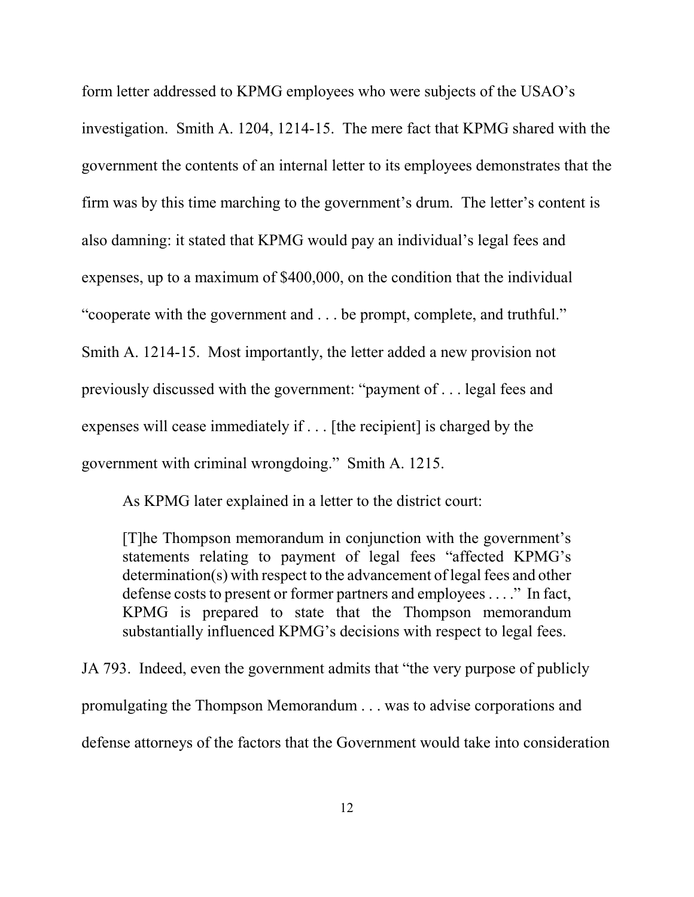form letter addressed to KPMG employees who were subjects of the USAO's investigation. Smith A. 1204, 1214-15. The mere fact that KPMG shared with the government the contents of an internal letter to its employees demonstrates that the firm was by this time marching to the government's drum. The letter's content is also damning: it stated that KPMG would pay an individual's legal fees and expenses, up to a maximum of $400,000, on the condition that the individual "cooperate with the government and . . . be prompt, complete, and truthful." Smith A. 1214-15. Most importantly, the letter added a new provision not previously discussed with the government: "payment of . . . legal fees and expenses will cease immediately if . . . [the recipient] is charged by the government with criminal wrongdoing." Smith A. 1215.

As KPMG later explained in a letter to the district court:

> [T]he Thompson memorandum in conjunction with the government's statements relating to payment of legal fees "affected KPMG's determination(s) with respect to the advancement of legal fees and other defense costs to present or former partners and employees . . . ." In fact, KPMG is prepared to state that the Thompson memorandum substantially influenced KPMG's decisions with respect to legal fees.

JA 793. Indeed, even the government admits that "the very purpose of publicly promulgating the Thompson Memorandum . . . was to advise corporations and defense attorneys of the factors that the Government would take into consideration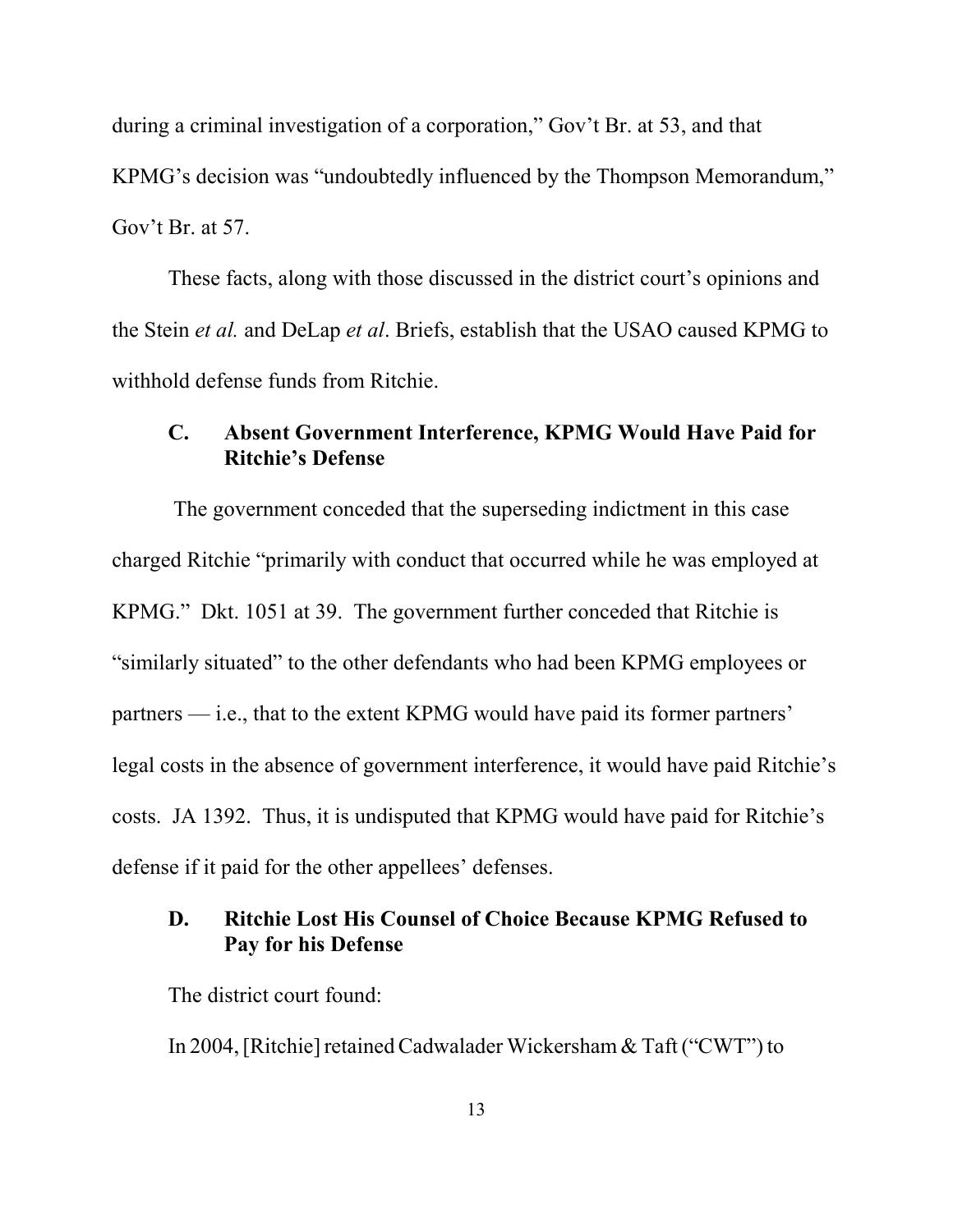during a criminal investigation of a corporation," Gov't Br. at 53, and that KPMG's decision was "undoubtedly influenced by the Thompson Memorandum," Gov't Br. at 57.

These facts, along with those discussed in the district court's opinions and the Stein *et al.* and DeLap *et al*. Briefs, establish that the USAO caused KPMG to withhold defense funds from Ritchie.

### C. Absent Government Interference, KPMG Would Have Paid for Ritchie's Defense

The government conceded that the superseding indictment in this case charged Ritchie "primarily with conduct that occurred while he was employed at KPMG." Dkt. 1051 at 39. The government further conceded that Ritchie is "similarly situated" to the other defendants who had been KPMG employees or partners — i.e., that to the extent KPMG would have paid its former partners' legal costs in the absence of government interference, it would have paid Ritchie's costs. JA 1392. Thus, it is undisputed that KPMG would have paid for Ritchie's defense if it paid for the other appellees' defenses.

### D. Ritchie Lost His Counsel of Choice Because KPMG Refused to Pay for his Defense

The district court found:

In 2004, [Ritchie] retained Cadwalader Wickersham & Taft ("CWT") to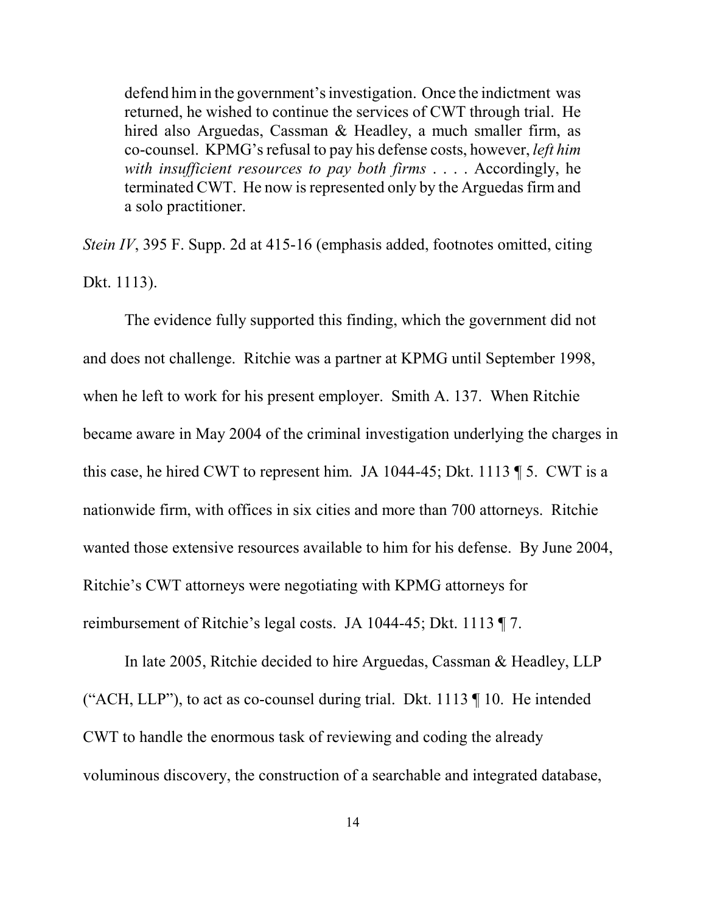> defend him in the government's investigation. Once the indictment was returned, he wished to continue the services of CWT through trial. He hired also Arguedas, Cassman & Headley, a much smaller firm, as co-counsel. KPMG's refusal to pay his defense costs, however, *left him with insufficient resources to pay both firms* . . . . Accordingly, he terminated CWT. He now is represented only by the Arguedas firm and a solo practitioner.

*Stein IV*, 395 F. Supp. 2d at 415-16 (emphasis added, footnotes omitted, citing Dkt. 1113).

The evidence fully supported this finding, which the government did not and does not challenge. Ritchie was a partner at KPMG until September 1998, when he left to work for his present employer. Smith A. 137. When Ritchie became aware in May 2004 of the criminal investigation underlying the charges in this case, he hired CWT to represent him. JA 1044-45; Dkt. 1113 ¶ 5. CWT is a nationwide firm, with offices in six cities and more than 700 attorneys. Ritchie wanted those extensive resources available to him for his defense. By June 2004, Ritchie's CWT attorneys were negotiating with KPMG attorneys for reimbursement of Ritchie's legal costs. JA 1044-45; Dkt. 1113 ¶ 7.

In late 2005, Ritchie decided to hire Arguedas, Cassman & Headley, LLP ("ACH, LLP"), to act as co-counsel during trial. Dkt. 1113 ¶ 10. He intended CWT to handle the enormous task of reviewing and coding the already voluminous discovery, the construction of a searchable and integrated database,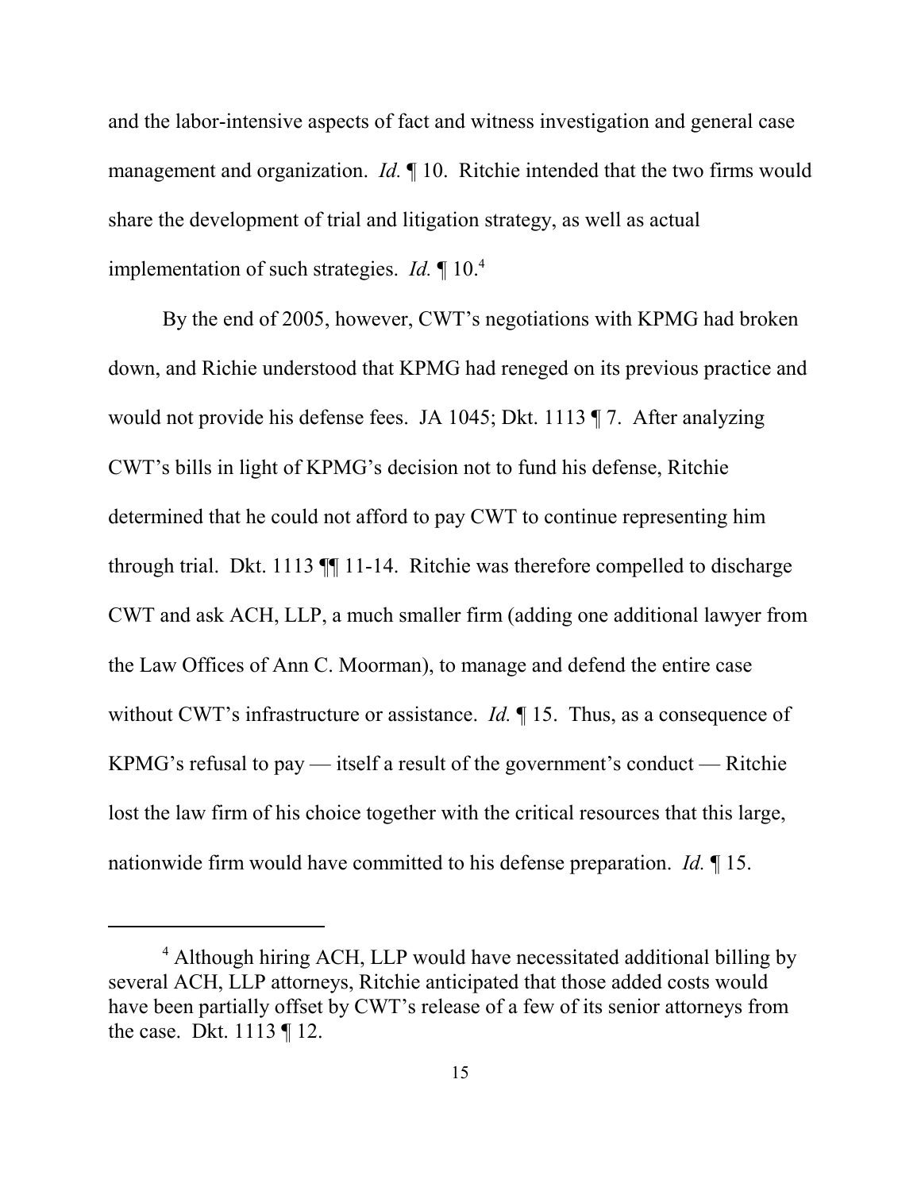and the labor-intensive aspects of fact and witness investigation and general case management and organization. *Id.* ¶ 10. Ritchie intended that the two firms would share the development of trial and litigation strategy, as well as actual implementation of such strategies. *Id.* ¶ 10.[4]

By the end of 2005, however, CWT's negotiations with KPMG had broken down, and Richie understood that KPMG had reneged on its previous practice and would not provide his defense fees. JA 1045; Dkt. 1113 ¶ 7. After analyzing CWT's bills in light of KPMG's decision not to fund his defense, Ritchie determined that he could not afford to pay CWT to continue representing him through trial. Dkt. 1113 ¶¶ 11-14. Ritchie was therefore compelled to discharge CWT and ask ACH, LLP, a much smaller firm (adding one additional lawyer from the Law Offices of Ann C. Moorman), to manage and defend the entire case without CWT's infrastructure or assistance. *Id.* ¶ 15. Thus, as a consequence of KPMG's refusal to pay — itself a result of the government's conduct — Ritchie lost the law firm of his choice together with the critical resources that this large, nationwide firm would have committed to his defense preparation. *Id.* ¶ 15.

---

[4] Although hiring ACH, LLP would have necessitated additional billing by several ACH, LLP attorneys, Ritchie anticipated that those added costs would have been partially offset by CWT's release of a few of its senior attorneys from the case. Dkt. 1113 ¶ 12.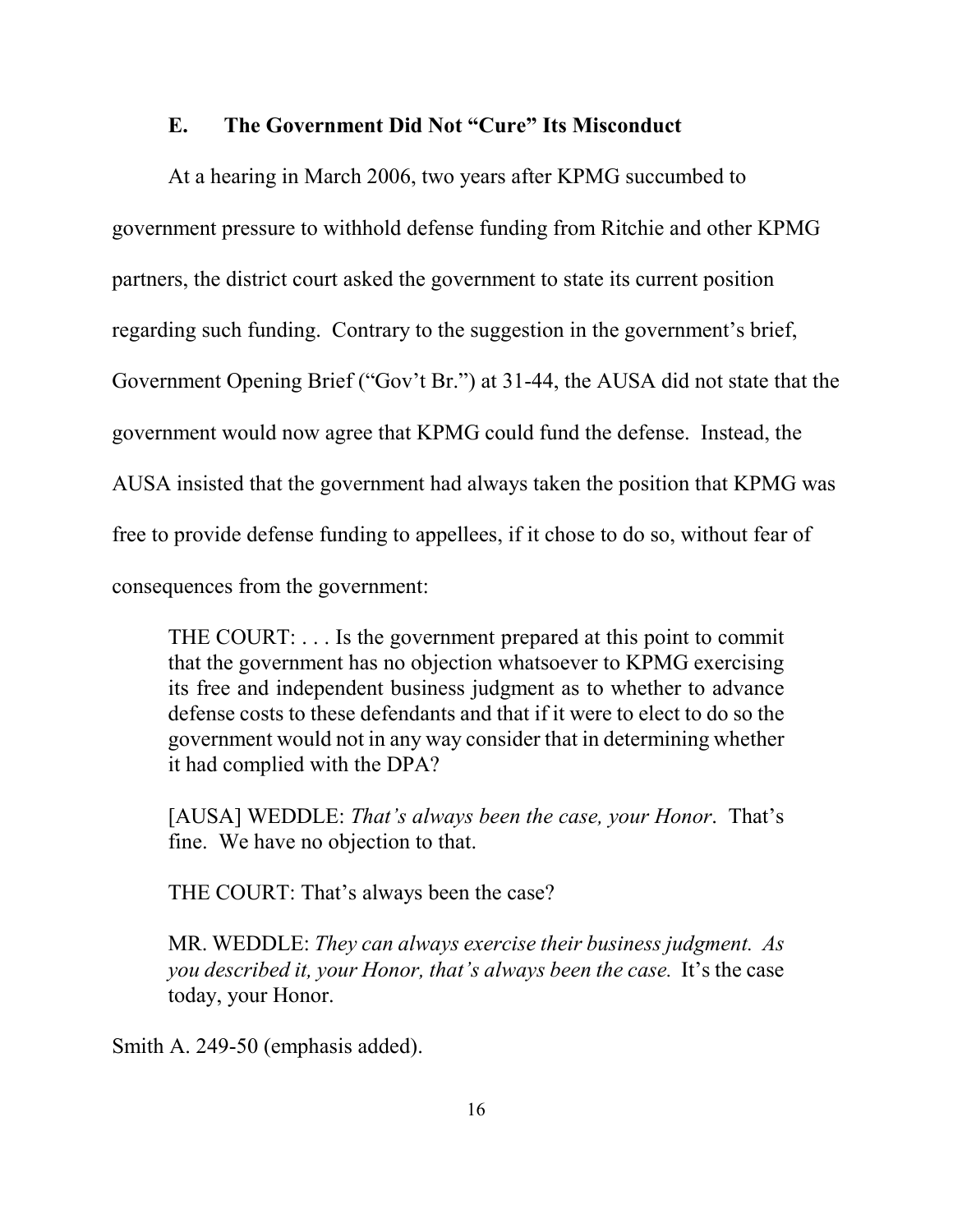### E. The Government Did Not "Cure" Its Misconduct

At a hearing in March 2006, two years after KPMG succumbed to government pressure to withhold defense funding from Ritchie and other KPMG partners, the district court asked the government to state its current position regarding such funding. Contrary to the suggestion in the government's brief, Government Opening Brief ("Gov't Br.") at 31-44, the AUSA did not state that the government would now agree that KPMG could fund the defense. Instead, the AUSA insisted that the government had always taken the position that KPMG was free to provide defense funding to appellees, if it chose to do so, without fear of consequences from the government:

> THE COURT: . . . Is the government prepared at this point to commit that the government has no objection whatsoever to KPMG exercising its free and independent business judgment as to whether to advance defense costs to these defendants and that if it were to elect to do so the government would not in any way consider that in determining whether it had complied with the DPA?
>
> [AUSA] WEDDLE: *That's always been the case, your Honor*. That's fine. We have no objection to that.
>
> THE COURT: That's always been the case?
>
> MR. WEDDLE: *They can always exercise their business judgment. As you described it, your Honor, that's always been the case.* It's the case today, your Honor.

Smith A. 249-50 (emphasis added).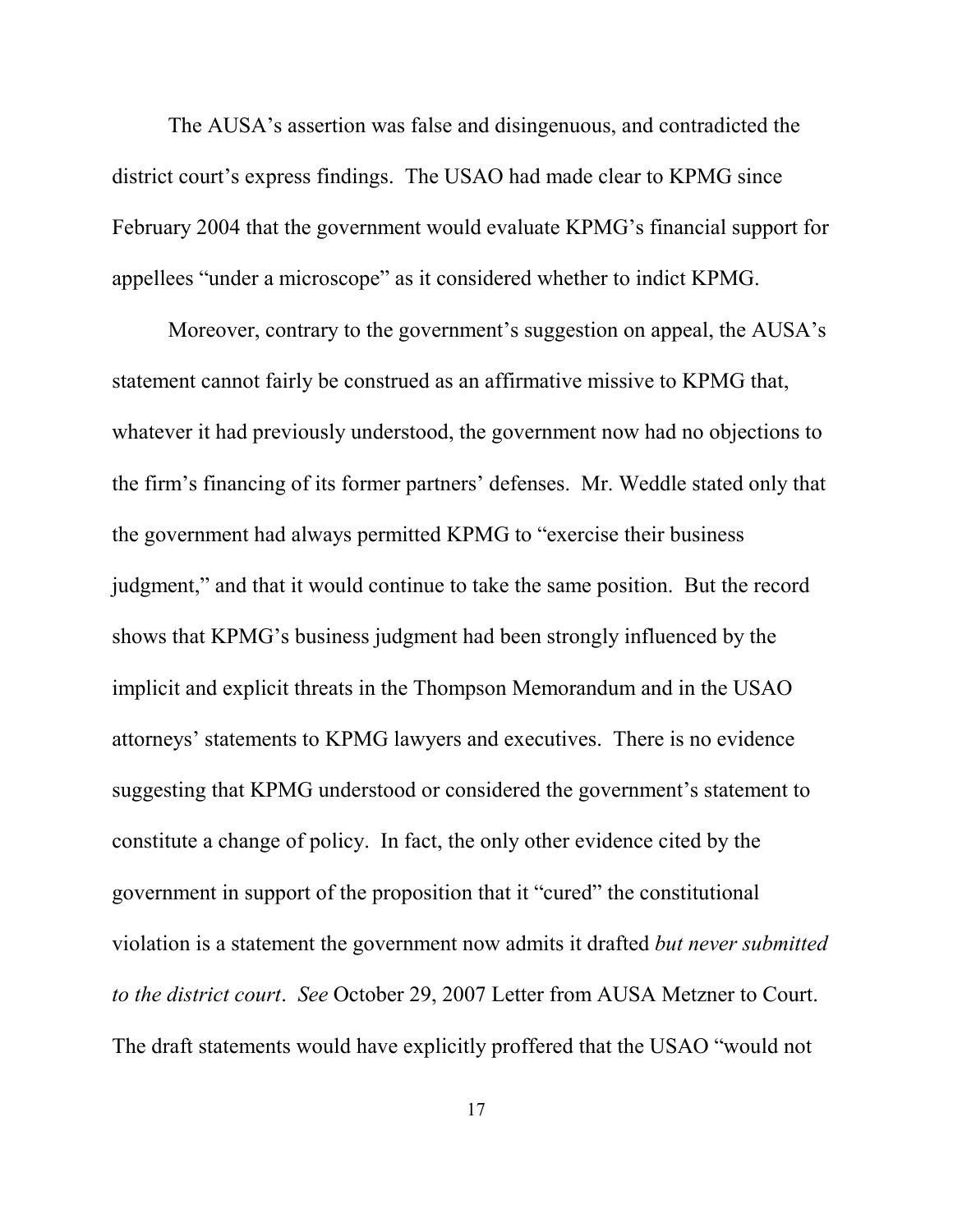The AUSA's assertion was false and disingenuous, and contradicted the district court's express findings. The USAO had made clear to KPMG since February 2004 that the government would evaluate KPMG's financial support for appellees "under a microscope" as it considered whether to indict KPMG.

Moreover, contrary to the government's suggestion on appeal, the AUSA's statement cannot fairly be construed as an affirmative missive to KPMG that, whatever it had previously understood, the government now had no objections to the firm's financing of its former partners' defenses. Mr. Weddle stated only that the government had always permitted KPMG to "exercise their business judgment," and that it would continue to take the same position. But the record shows that KPMG's business judgment had been strongly influenced by the implicit and explicit threats in the Thompson Memorandum and in the USAO attorneys' statements to KPMG lawyers and executives. There is no evidence suggesting that KPMG understood or considered the government's statement to constitute a change of policy. In fact, the only other evidence cited by the government in support of the proposition that it "cured" the constitutional violation is a statement the government now admits it drafted *but never submitted to the district court*. *See* October 29, 2007 Letter from AUSA Metzner to Court. The draft statements would have explicitly proffered that the USAO "would not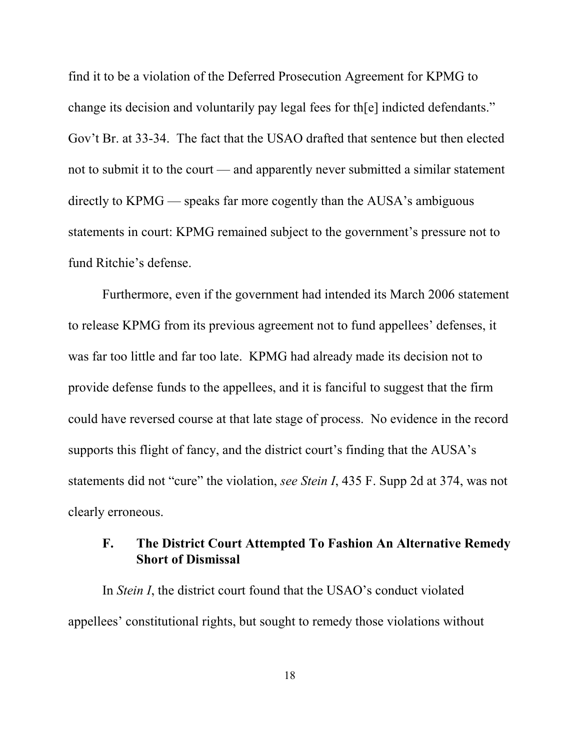find it to be a violation of the Deferred Prosecution Agreement for KPMG to change its decision and voluntarily pay legal fees for th[e] indicted defendants." Gov't Br. at 33-34. The fact that the USAO drafted that sentence but then elected not to submit it to the court — and apparently never submitted a similar statement directly to KPMG — speaks far more cogently than the AUSA's ambiguous statements in court: KPMG remained subject to the government's pressure not to fund Ritchie's defense.

Furthermore, even if the government had intended its March 2006 statement to release KPMG from its previous agreement not to fund appellees' defenses, it was far too little and far too late. KPMG had already made its decision not to provide defense funds to the appellees, and it is fanciful to suggest that the firm could have reversed course at that late stage of process. No evidence in the record supports this flight of fancy, and the district court's finding that the AUSA's statements did not "cure" the violation, *see Stein I*, 435 F. Supp 2d at 374, was not clearly erroneous.

### F. The District Court Attempted To Fashion An Alternative Remedy Short of Dismissal

In *Stein I*, the district court found that the USAO's conduct violated appellees' constitutional rights, but sought to remedy those violations without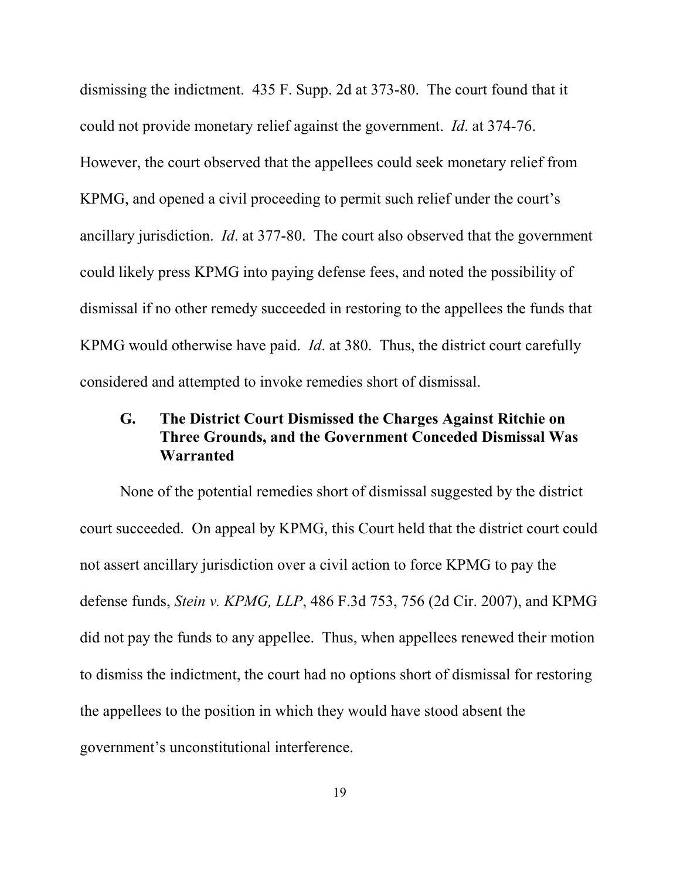dismissing the indictment. 435 F. Supp. 2d at 373-80. The court found that it could not provide monetary relief against the government. *Id*. at 374-76. However, the court observed that the appellees could seek monetary relief from KPMG, and opened a civil proceeding to permit such relief under the court's ancillary jurisdiction. *Id*. at 377-80. The court also observed that the government could likely press KPMG into paying defense fees, and noted the possibility of dismissal if no other remedy succeeded in restoring to the appellees the funds that KPMG would otherwise have paid. *Id*. at 380. Thus, the district court carefully considered and attempted to invoke remedies short of dismissal.

### G. The District Court Dismissed the Charges Against Ritchie on Three Grounds, and the Government Conceded Dismissal Was Warranted

None of the potential remedies short of dismissal suggested by the district court succeeded. On appeal by KPMG, this Court held that the district court could not assert ancillary jurisdiction over a civil action to force KPMG to pay the defense funds, *Stein v. KPMG, LLP*, 486 F.3d 753, 756 (2d Cir. 2007), and KPMG did not pay the funds to any appellee. Thus, when appellees renewed their motion to dismiss the indictment, the court had no options short of dismissal for restoring the appellees to the position in which they would have stood absent the government's unconstitutional interference.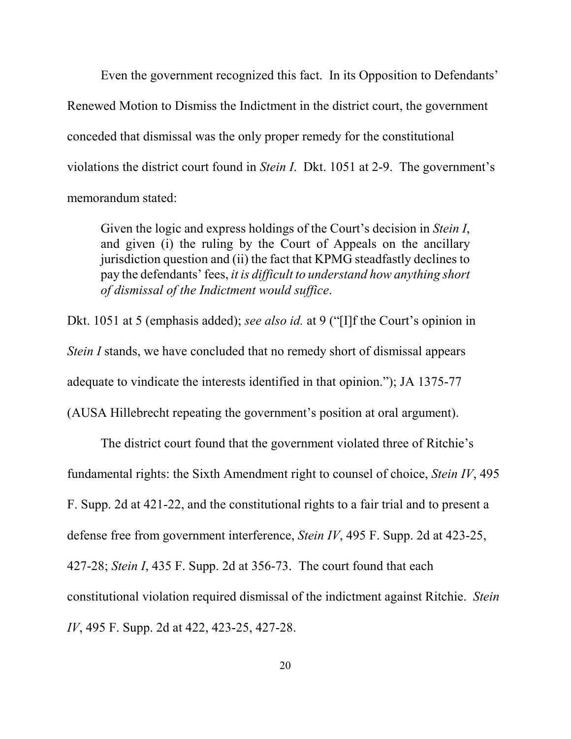Even the government recognized this fact. In its Opposition to Defendants' Renewed Motion to Dismiss the Indictment in the district court, the government conceded that dismissal was the only proper remedy for the constitutional violations the district court found in *Stein I*. Dkt. 1051 at 2-9. The government's memorandum stated:

> Given the logic and express holdings of the Court's decision in *Stein I*, and given (i) the ruling by the Court of Appeals on the ancillary jurisdiction question and (ii) the fact that KPMG steadfastly declines to pay the defendants' fees, *it is difficult to understand how anything short of dismissal of the Indictment would suffice*.

Dkt. 1051 at 5 (emphasis added); *see also id.* at 9 ("[I]f the Court's opinion in *Stein I* stands, we have concluded that no remedy short of dismissal appears adequate to vindicate the interests identified in that opinion."); JA 1375-77 (AUSA Hillebrecht repeating the government's position at oral argument).

The district court found that the government violated three of Ritchie's fundamental rights: the Sixth Amendment right to counsel of choice, *Stein IV*, 495 F. Supp. 2d at 421-22, and the constitutional rights to a fair trial and to present a defense free from government interference, *Stein IV*, 495 F. Supp. 2d at 423-25, 427-28; *Stein I*, 435 F. Supp. 2d at 356-73. The court found that each constitutional violation required dismissal of the indictment against Ritchie. *Stein IV*, 495 F. Supp. 2d at 422, 423-25, 427-28.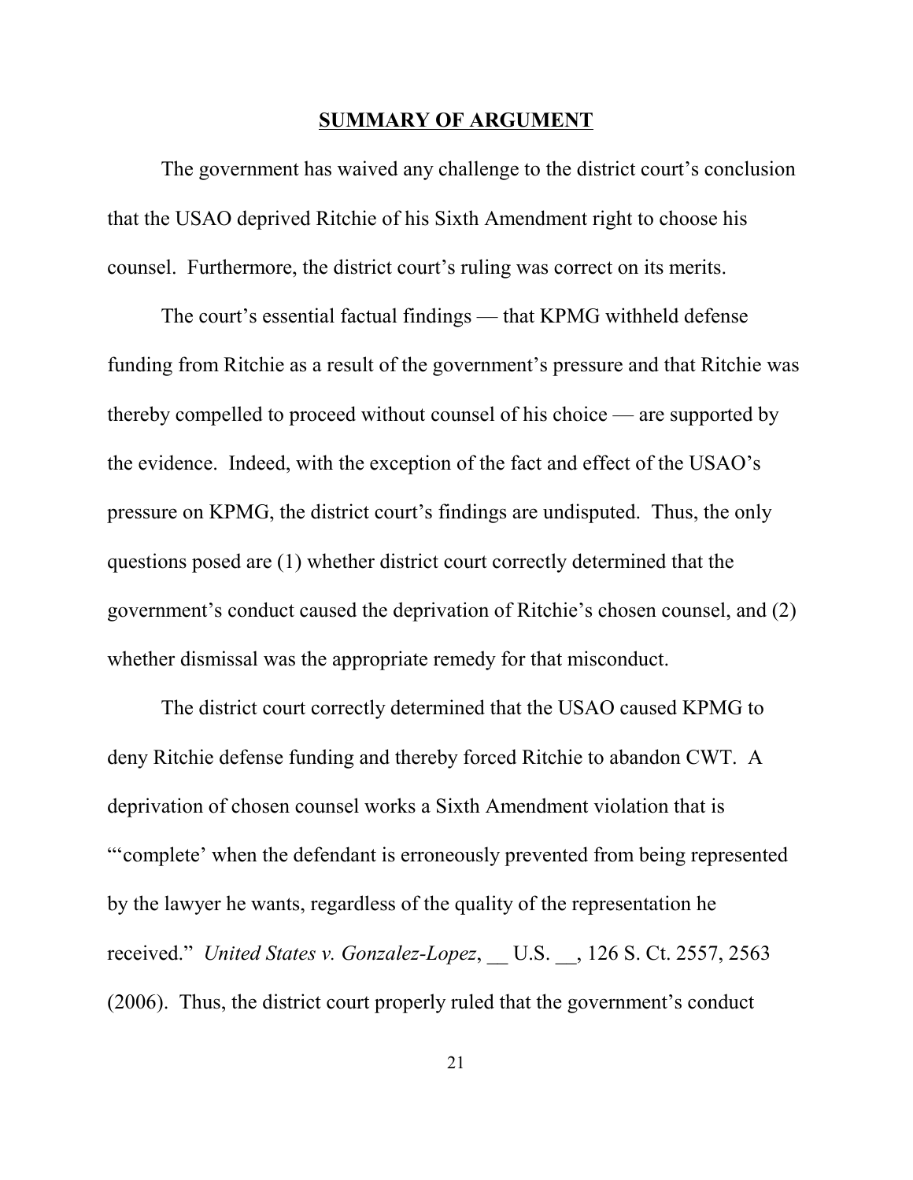## SUMMARY OF ARGUMENT

The government has waived any challenge to the district court's conclusion that the USAO deprived Ritchie of his Sixth Amendment right to choose his counsel. Furthermore, the district court's ruling was correct on its merits.

The court's essential factual findings — that KPMG withheld defense funding from Ritchie as a result of the government's pressure and that Ritchie was thereby compelled to proceed without counsel of his choice — are supported by the evidence. Indeed, with the exception of the fact and effect of the USAO's pressure on KPMG, the district court's findings are undisputed. Thus, the only questions posed are (1) whether district court correctly determined that the government's conduct caused the deprivation of Ritchie's chosen counsel, and (2) whether dismissal was the appropriate remedy for that misconduct.

The district court correctly determined that the USAO caused KPMG to deny Ritchie defense funding and thereby forced Ritchie to abandon CWT. A deprivation of chosen counsel works a Sixth Amendment violation that is "'complete' when the defendant is erroneously prevented from being represented by the lawyer he wants, regardless of the quality of the representation he received." *United States v. Gonzalez-Lopez*, __ U.S. __, 126 S. Ct. 2557, 2563 (2006). Thus, the district court properly ruled that the government's conduct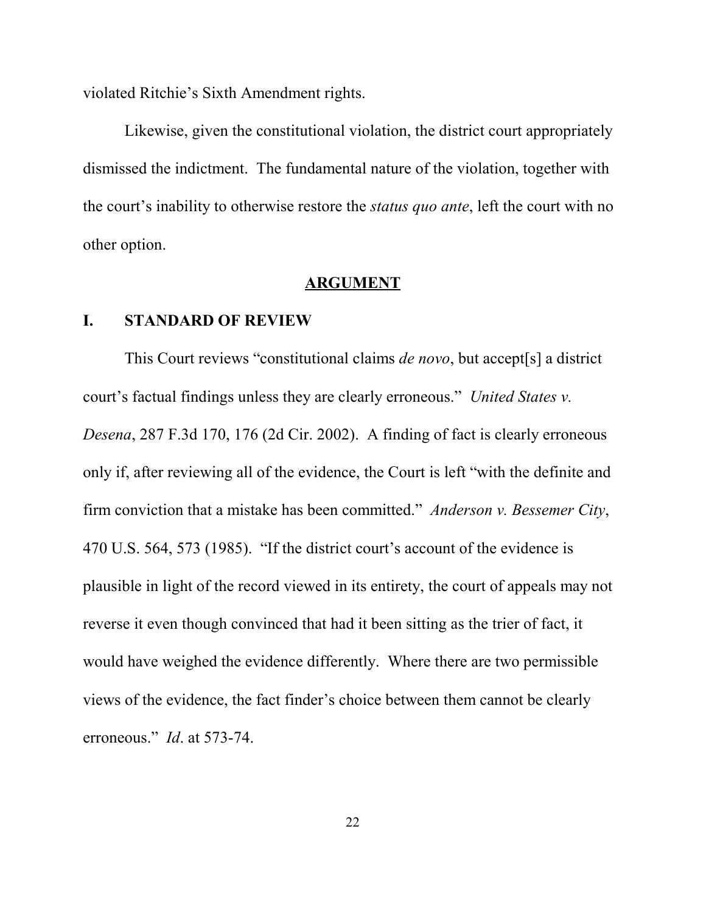violated Ritchie's Sixth Amendment rights.

Likewise, given the constitutional violation, the district court appropriately dismissed the indictment. The fundamental nature of the violation, together with the court's inability to otherwise restore the *status quo ante*, left the court with no other option.

## ARGUMENT

### I. STANDARD OF REVIEW

This Court reviews "constitutional claims *de novo*, but accept[s] a district court's factual findings unless they are clearly erroneous." *United States v. Desena*, 287 F.3d 170, 176 (2d Cir. 2002). A finding of fact is clearly erroneous only if, after reviewing all of the evidence, the Court is left "with the definite and firm conviction that a mistake has been committed." *Anderson v. Bessemer City*, 470 U.S. 564, 573 (1985). "If the district court's account of the evidence is plausible in light of the record viewed in its entirety, the court of appeals may not reverse it even though convinced that had it been sitting as the trier of fact, it would have weighed the evidence differently. Where there are two permissible views of the evidence, the fact finder's choice between them cannot be clearly erroneous." *Id*. at 573-74.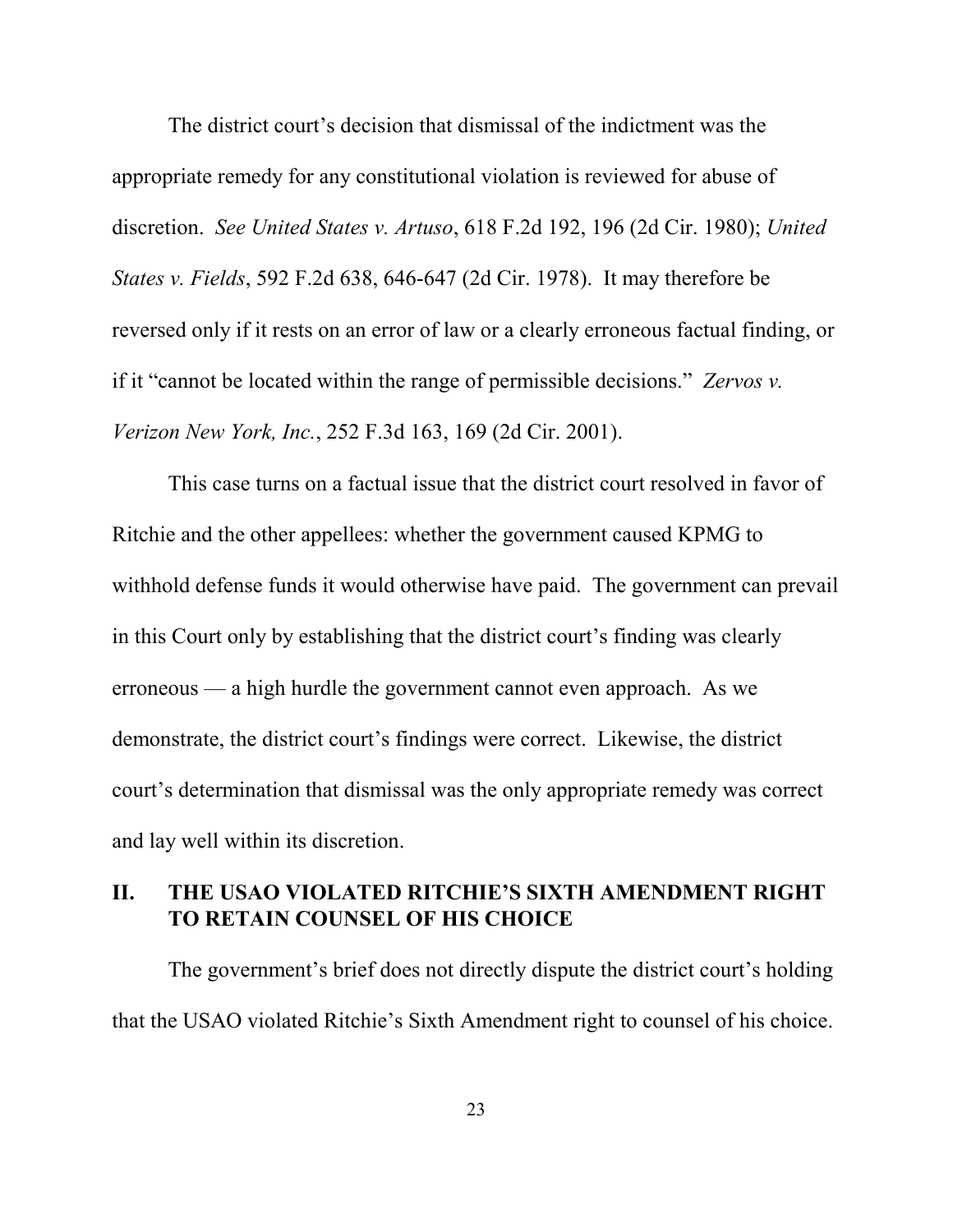The district court's decision that dismissal of the indictment was the appropriate remedy for any constitutional violation is reviewed for abuse of discretion. *See United States v. Artuso*, 618 F.2d 192, 196 (2d Cir. 1980); *United States v. Fields*, 592 F.2d 638, 646-647 (2d Cir. 1978). It may therefore be reversed only if it rests on an error of law or a clearly erroneous factual finding, or if it "cannot be located within the range of permissible decisions." *Zervos v. Verizon New York, Inc.*, 252 F.3d 163, 169 (2d Cir. 2001).

This case turns on a factual issue that the district court resolved in favor of Ritchie and the other appellees: whether the government caused KPMG to withhold defense funds it would otherwise have paid. The government can prevail in this Court only by establishing that the district court's finding was clearly erroneous — a high hurdle the government cannot even approach. As we demonstrate, the district court's findings were correct. Likewise, the district court's determination that dismissal was the only appropriate remedy was correct and lay well within its discretion.

## II. THE USAO VIOLATED RITCHIE'S SIXTH AMENDMENT RIGHT TO RETAIN COUNSEL OF HIS CHOICE

The government's brief does not directly dispute the district court's holding that the USAO violated Ritchie's Sixth Amendment right to counsel of his choice.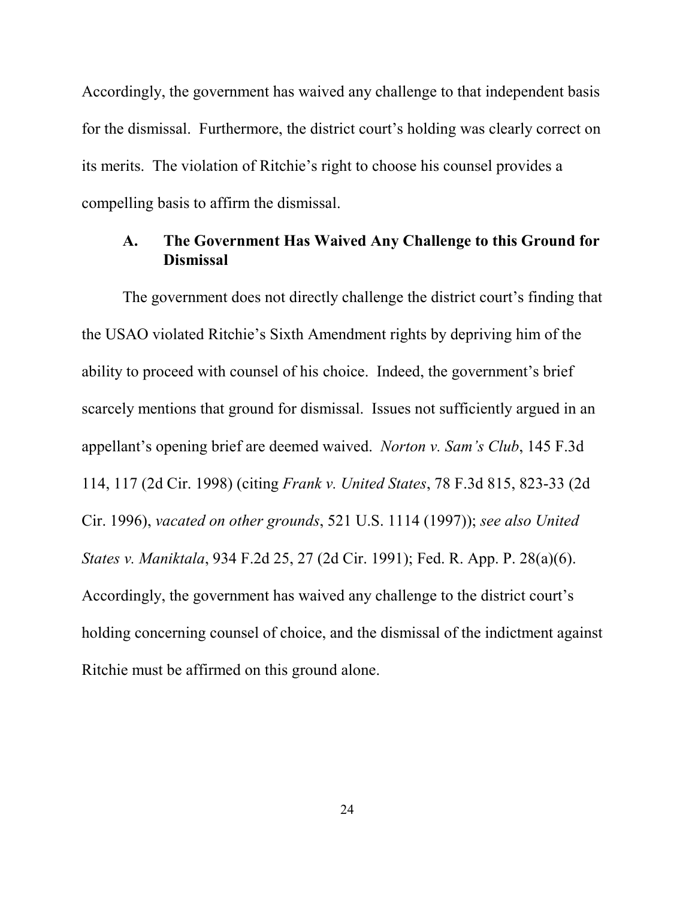Accordingly, the government has waived any challenge to that independent basis for the dismissal. Furthermore, the district court's holding was clearly correct on its merits. The violation of Ritchie's right to choose his counsel provides a compelling basis to affirm the dismissal.

### A. The Government Has Waived Any Challenge to this Ground for Dismissal

The government does not directly challenge the district court's finding that the USAO violated Ritchie's Sixth Amendment rights by depriving him of the ability to proceed with counsel of his choice. Indeed, the government's brief scarcely mentions that ground for dismissal. Issues not sufficiently argued in an appellant's opening brief are deemed waived. *Norton v. Sam's Club*, 145 F.3d 114, 117 (2d Cir. 1998) (citing *Frank v. United States*, 78 F.3d 815, 823-33 (2d Cir. 1996), *vacated on other grounds*, 521 U.S. 1114 (1997)); *see also United States v. Maniktala*, 934 F.2d 25, 27 (2d Cir. 1991); Fed. R. App. P. 28(a)(6). Accordingly, the government has waived any challenge to the district court's holding concerning counsel of choice, and the dismissal of the indictment against Ritchie must be affirmed on this ground alone.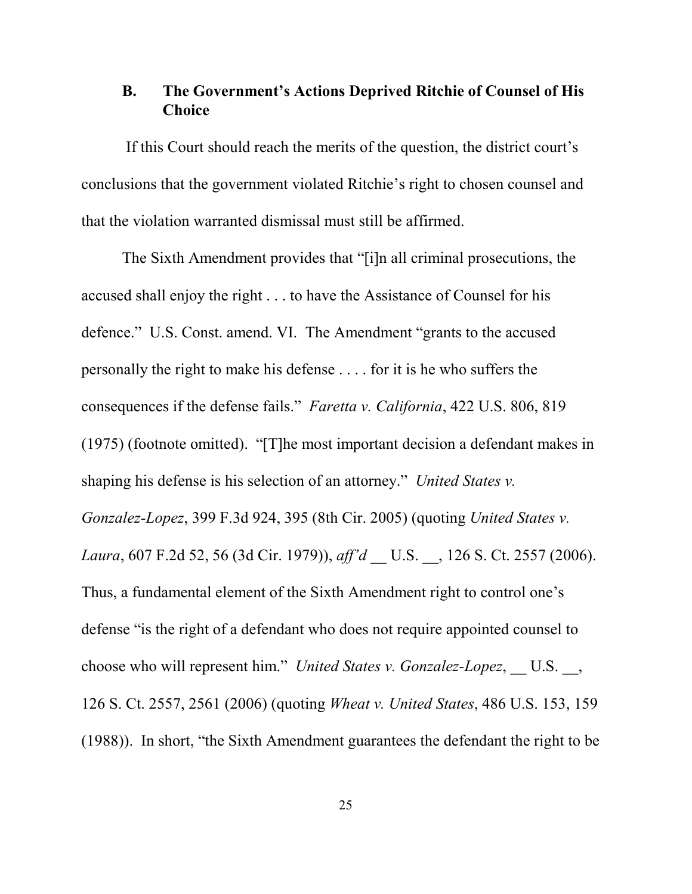### B. The Government's Actions Deprived Ritchie of Counsel of His Choice

If this Court should reach the merits of the question, the district court's conclusions that the government violated Ritchie's right to chosen counsel and that the violation warranted dismissal must still be affirmed.

The Sixth Amendment provides that "[i]n all criminal prosecutions, the accused shall enjoy the right . . . to have the Assistance of Counsel for his defence." U.S. Const. amend. VI. The Amendment "grants to the accused personally the right to make his defense . . . . for it is he who suffers the consequences if the defense fails." *Faretta v. California*, 422 U.S. 806, 819 (1975) (footnote omitted). "[T]he most important decision a defendant makes in shaping his defense is his selection of an attorney." *United States v. Gonzalez-Lopez*, 399 F.3d 924, 395 (8th Cir. 2005) (quoting *United States v. Laura*, 607 F.2d 52, 56 (3d Cir. 1979)), *aff'd* __ U.S. __, 126 S. Ct. 2557 (2006). Thus, a fundamental element of the Sixth Amendment right to control one's defense "is the right of a defendant who does not require appointed counsel to choose who will represent him." *United States v. Gonzalez-Lopez*, __ U.S. __, 126 S. Ct. 2557, 2561 (2006) (quoting *Wheat v. United States*, 486 U.S. 153, 159 (1988)). In short, "the Sixth Amendment guarantees the defendant the right to be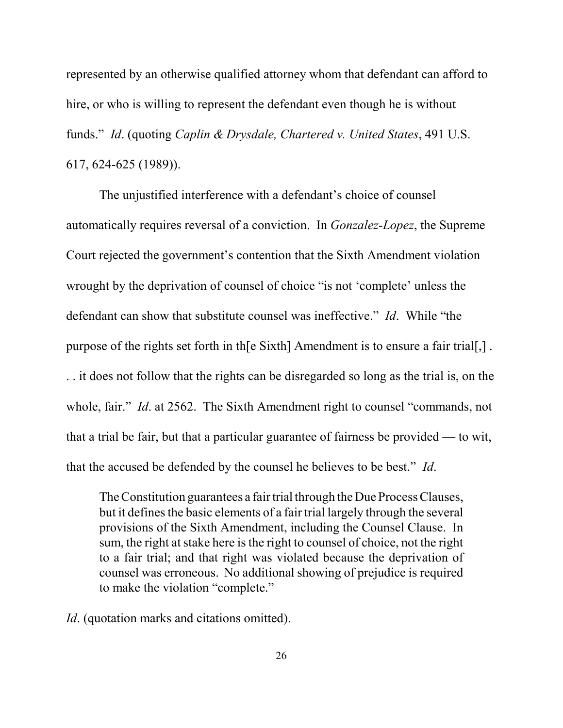represented by an otherwise qualified attorney whom that defendant can afford to hire, or who is willing to represent the defendant even though he is without funds." *Id*. (quoting *Caplin & Drysdale, Chartered v. United States*, 491 U.S. 617, 624-625 (1989)).

The unjustified interference with a defendant's choice of counsel automatically requires reversal of a conviction. In *Gonzalez-Lopez*, the Supreme Court rejected the government's contention that the Sixth Amendment violation wrought by the deprivation of counsel of choice "is not 'complete' unless the defendant can show that substitute counsel was ineffective." *Id*. While "the purpose of the rights set forth in th[e Sixth] Amendment is to ensure a fair trial[,] . . . it does not follow that the rights can be disregarded so long as the trial is, on the whole, fair." *Id*. at 2562. The Sixth Amendment right to counsel "commands, not that a trial be fair, but that a particular guarantee of fairness be provided — to wit, that the accused be defended by the counsel he believes to be best." *Id*.

> The Constitution guarantees a fair trial through the Due Process Clauses, but it defines the basic elements of a fair trial largely through the several provisions of the Sixth Amendment, including the Counsel Clause. In sum, the right at stake here is the right to counsel of choice, not the right to a fair trial; and that right was violated because the deprivation of counsel was erroneous. No additional showing of prejudice is required to make the violation "complete."

*Id*. (quotation marks and citations omitted).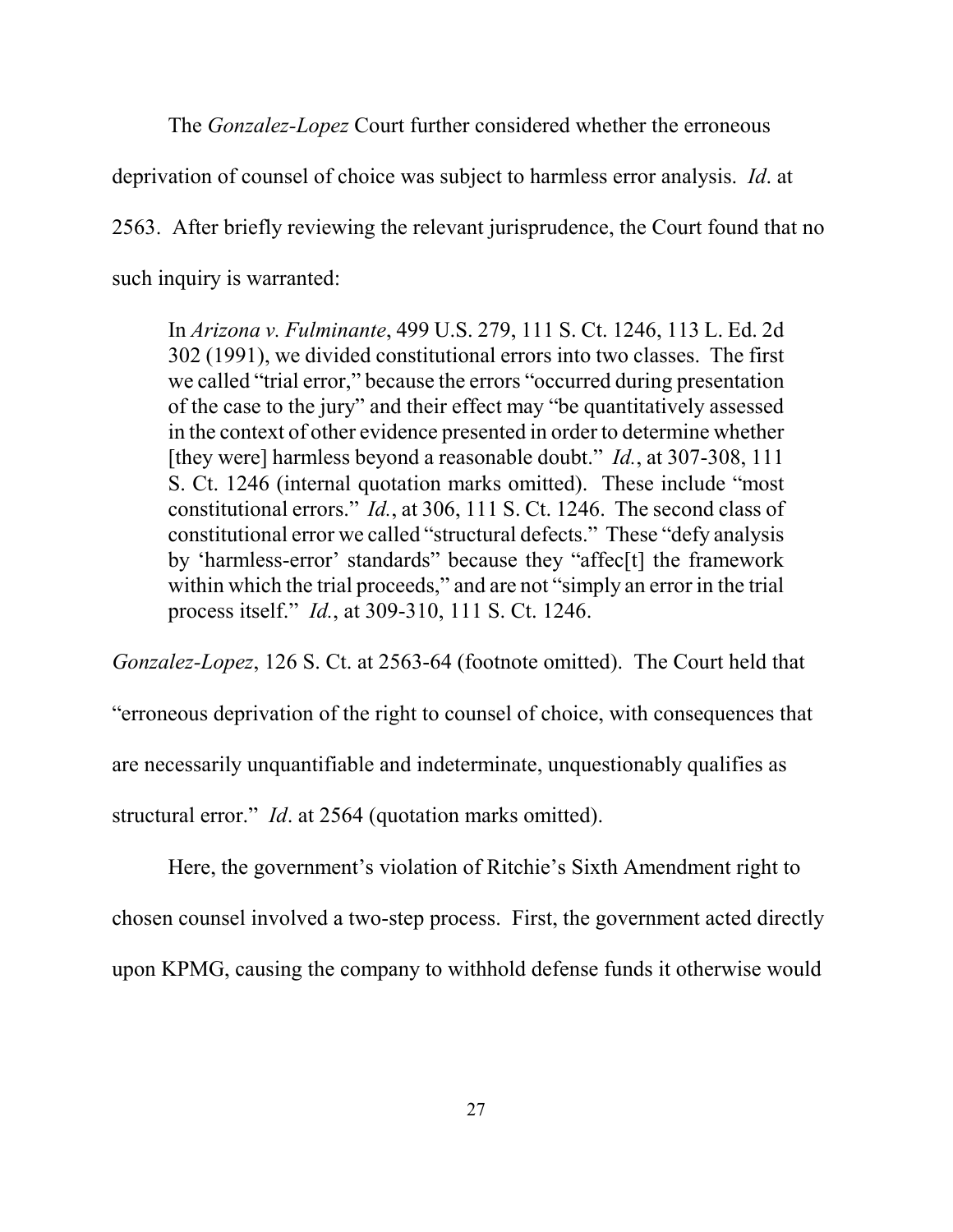The *Gonzalez-Lopez* Court further considered whether the erroneous deprivation of counsel of choice was subject to harmless error analysis. *Id*. at 2563. After briefly reviewing the relevant jurisprudence, the Court found that no such inquiry is warranted:

> In *Arizona v. Fulminante*, 499 U.S. 279, 111 S. Ct. 1246, 113 L. Ed. 2d 302 (1991), we divided constitutional errors into two classes. The first we called "trial error," because the errors "occurred during presentation of the case to the jury" and their effect may "be quantitatively assessed in the context of other evidence presented in order to determine whether [they were] harmless beyond a reasonable doubt." *Id.*, at 307-308, 111 S. Ct. 1246 (internal quotation marks omitted). These include "most constitutional errors." *Id.*, at 306, 111 S. Ct. 1246. The second class of constitutional error we called "structural defects." These "defy analysis by 'harmless-error' standards" because they "affec[t] the framework within which the trial proceeds," and are not "simply an error in the trial process itself." *Id.*, at 309-310, 111 S. Ct. 1246.

*Gonzalez-Lopez*, 126 S. Ct. at 2563-64 (footnote omitted). The Court held that "erroneous deprivation of the right to counsel of choice, with consequences that are necessarily unquantifiable and indeterminate, unquestionably qualifies as structural error." *Id*. at 2564 (quotation marks omitted).

Here, the government's violation of Ritchie's Sixth Amendment right to chosen counsel involved a two-step process. First, the government acted directly upon KPMG, causing the company to withhold defense funds it otherwise would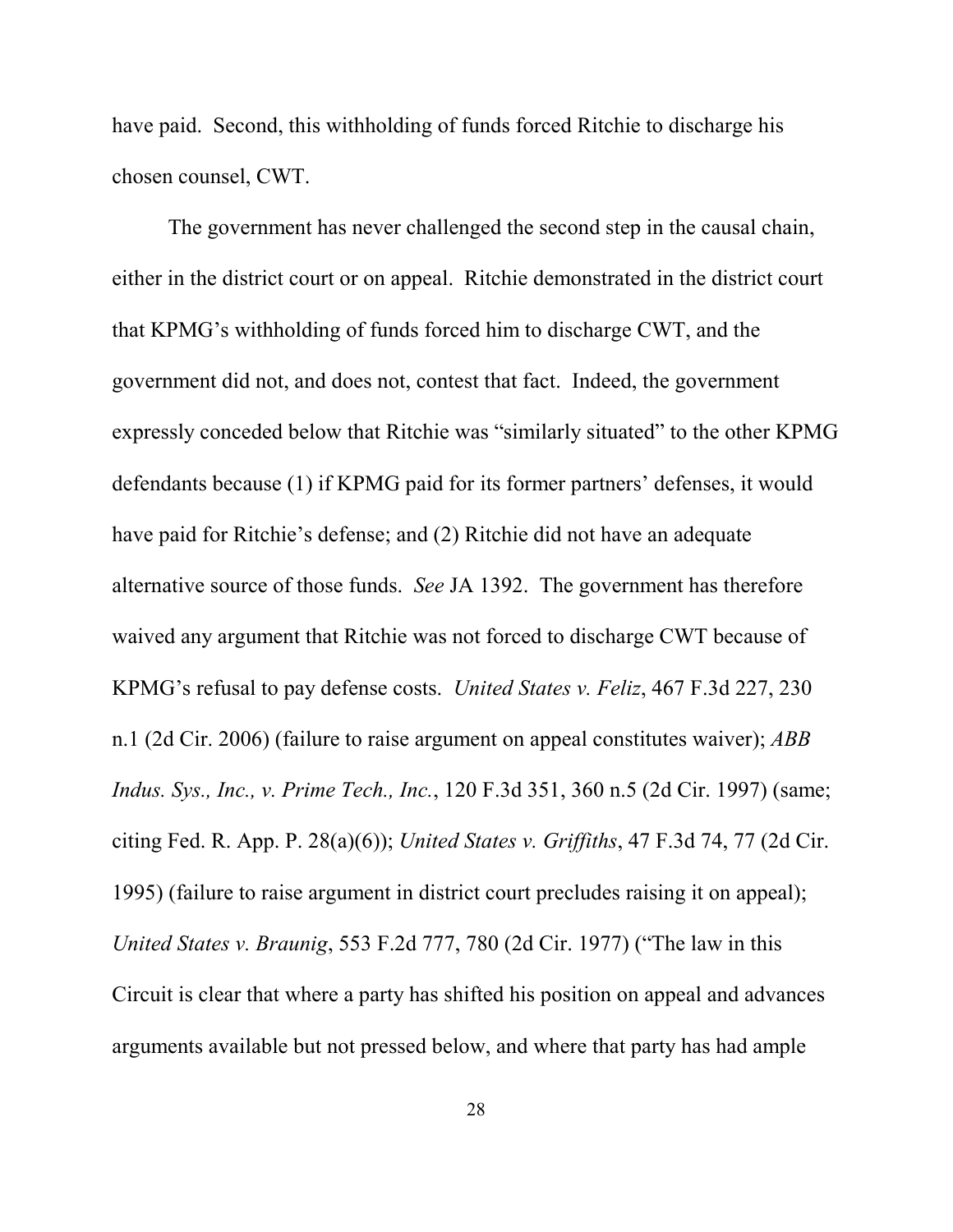have paid. Second, this withholding of funds forced Ritchie to discharge his chosen counsel, CWT.

The government has never challenged the second step in the causal chain, either in the district court or on appeal. Ritchie demonstrated in the district court that KPMG's withholding of funds forced him to discharge CWT, and the government did not, and does not, contest that fact. Indeed, the government expressly conceded below that Ritchie was "similarly situated" to the other KPMG defendants because (1) if KPMG paid for its former partners' defenses, it would have paid for Ritchie's defense; and (2) Ritchie did not have an adequate alternative source of those funds. *See* JA 1392. The government has therefore waived any argument that Ritchie was not forced to discharge CWT because of KPMG's refusal to pay defense costs. *United States v. Feliz*, 467 F.3d 227, 230 n.1 (2d Cir. 2006) (failure to raise argument on appeal constitutes waiver); *ABB Indus. Sys., Inc., v. Prime Tech., Inc.*, 120 F.3d 351, 360 n.5 (2d Cir. 1997) (same; citing Fed. R. App. P. 28(a)(6)); *United States v. Griffiths*, 47 F.3d 74, 77 (2d Cir. 1995) (failure to raise argument in district court precludes raising it on appeal); *United States v. Braunig*, 553 F.2d 777, 780 (2d Cir. 1977) ("The law in this Circuit is clear that where a party has shifted his position on appeal and advances arguments available but not pressed below, and where that party has had ample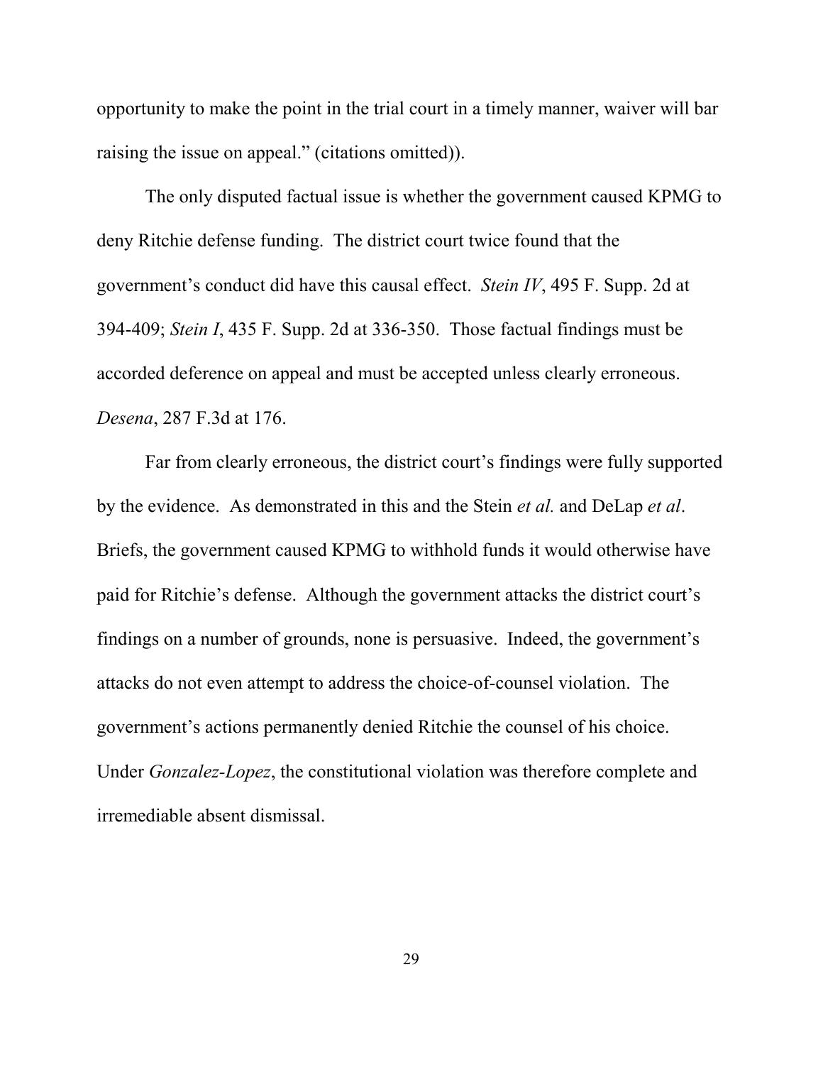opportunity to make the point in the trial court in a timely manner, waiver will bar raising the issue on appeal." (citations omitted)).

The only disputed factual issue is whether the government caused KPMG to deny Ritchie defense funding. The district court twice found that the government's conduct did have this causal effect. *Stein IV*, 495 F. Supp. 2d at 394-409; *Stein I*, 435 F. Supp. 2d at 336-350. Those factual findings must be accorded deference on appeal and must be accepted unless clearly erroneous. *Desena*, 287 F.3d at 176.

Far from clearly erroneous, the district court's findings were fully supported by the evidence. As demonstrated in this and the Stein *et al.* and DeLap *et al*. Briefs, the government caused KPMG to withhold funds it would otherwise have paid for Ritchie's defense. Although the government attacks the district court's findings on a number of grounds, none is persuasive. Indeed, the government's attacks do not even attempt to address the choice-of-counsel violation. The government's actions permanently denied Ritchie the counsel of his choice. Under *Gonzalez-Lopez*, the constitutional violation was therefore complete and irremediable absent dismissal.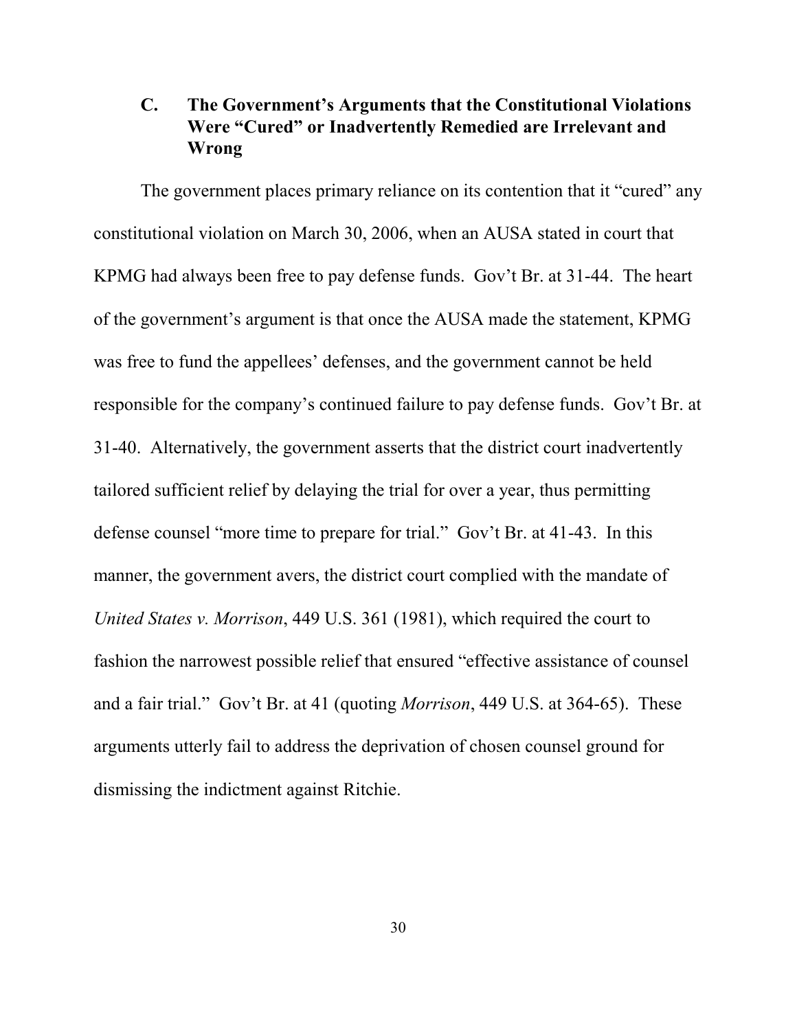### C. The Government's Arguments that the Constitutional Violations Were "Cured" or Inadvertently Remedied are Irrelevant and Wrong

The government places primary reliance on its contention that it "cured" any constitutional violation on March 30, 2006, when an AUSA stated in court that KPMG had always been free to pay defense funds. Gov't Br. at 31-44. The heart of the government's argument is that once the AUSA made the statement, KPMG was free to fund the appellees' defenses, and the government cannot be held responsible for the company's continued failure to pay defense funds. Gov't Br. at 31-40. Alternatively, the government asserts that the district court inadvertently tailored sufficient relief by delaying the trial for over a year, thus permitting defense counsel "more time to prepare for trial." Gov't Br. at 41-43. In this manner, the government avers, the district court complied with the mandate of *United States v. Morrison*, 449 U.S. 361 (1981), which required the court to fashion the narrowest possible relief that ensured "effective assistance of counsel and a fair trial." Gov't Br. at 41 (quoting *Morrison*, 449 U.S. at 364-65). These arguments utterly fail to address the deprivation of chosen counsel ground for dismissing the indictment against Ritchie.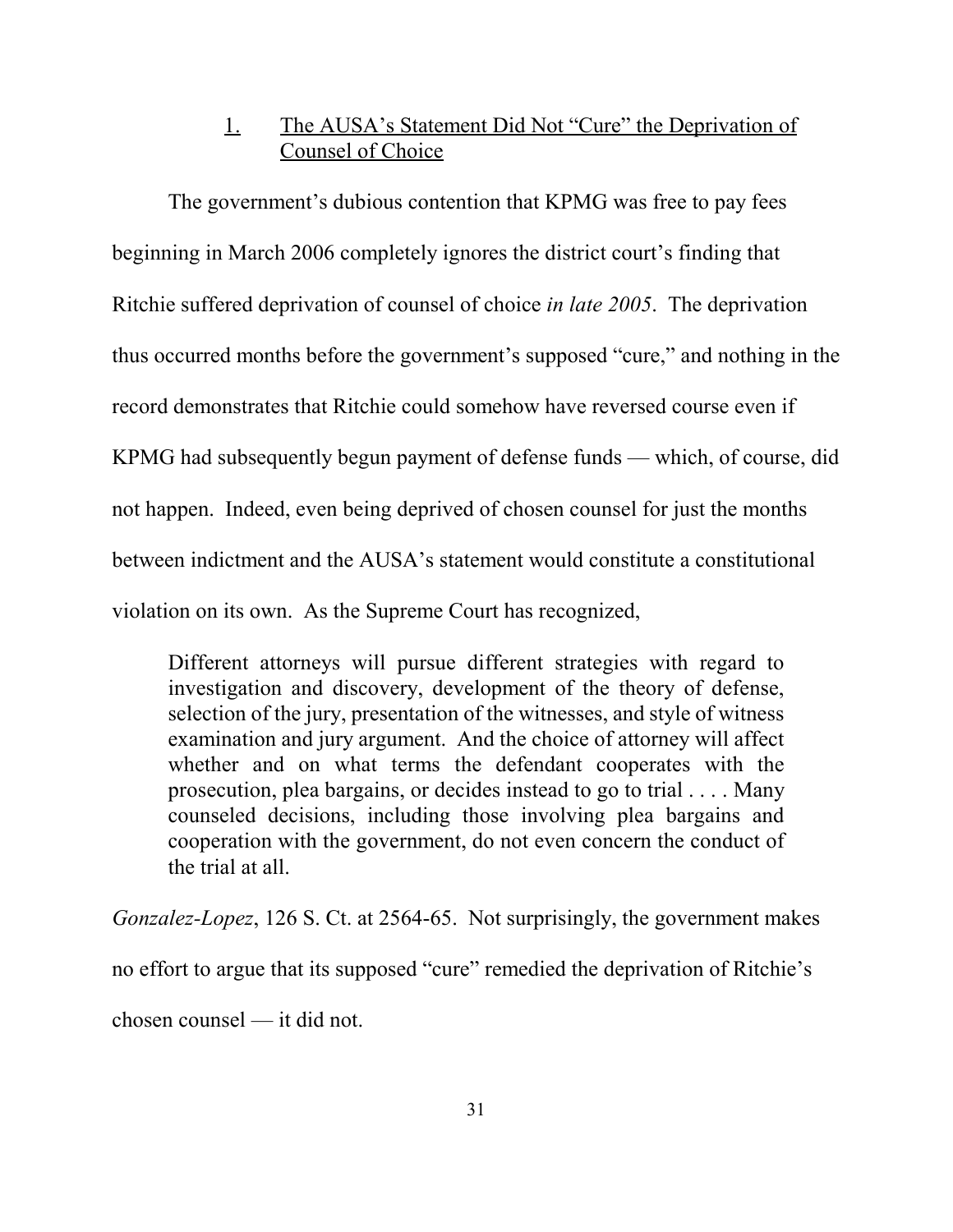### 1. The AUSA's Statement Did Not "Cure" the Deprivation of Counsel of Choice

The government's dubious contention that KPMG was free to pay fees beginning in March 2006 completely ignores the district court's finding that Ritchie suffered deprivation of counsel of choice *in late 2005*. The deprivation thus occurred months before the government's supposed "cure," and nothing in the record demonstrates that Ritchie could somehow have reversed course even if KPMG had subsequently begun payment of defense funds — which, of course, did not happen. Indeed, even being deprived of chosen counsel for just the months between indictment and the AUSA's statement would constitute a constitutional violation on its own. As the Supreme Court has recognized,

> Different attorneys will pursue different strategies with regard to investigation and discovery, development of the theory of defense, selection of the jury, presentation of the witnesses, and style of witness examination and jury argument. And the choice of attorney will affect whether and on what terms the defendant cooperates with the prosecution, plea bargains, or decides instead to go to trial . . . . Many counseled decisions, including those involving plea bargains and cooperation with the government, do not even concern the conduct of the trial at all.

*Gonzalez-Lopez*, 126 S. Ct. at 2564-65. Not surprisingly, the government makes no effort to argue that its supposed "cure" remedied the deprivation of Ritchie's chosen counsel — it did not.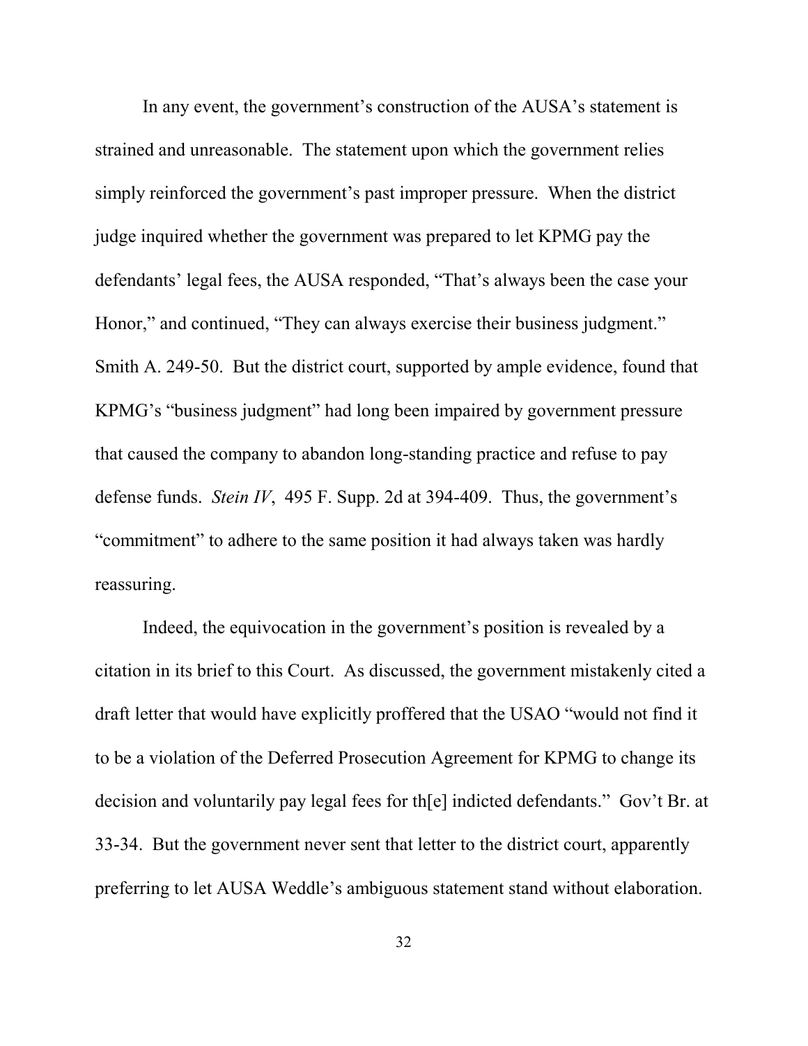In any event, the government's construction of the AUSA's statement is strained and unreasonable. The statement upon which the government relies simply reinforced the government's past improper pressure. When the district judge inquired whether the government was prepared to let KPMG pay the defendants' legal fees, the AUSA responded, "That's always been the case your Honor," and continued, "They can always exercise their business judgment." Smith A. 249-50. But the district court, supported by ample evidence, found that KPMG's "business judgment" had long been impaired by government pressure that caused the company to abandon long-standing practice and refuse to pay defense funds. *Stein IV*, 495 F. Supp. 2d at 394-409. Thus, the government's "commitment" to adhere to the same position it had always taken was hardly reassuring.

Indeed, the equivocation in the government's position is revealed by a citation in its brief to this Court. As discussed, the government mistakenly cited a draft letter that would have explicitly proffered that the USAO "would not find it to be a violation of the Deferred Prosecution Agreement for KPMG to change its decision and voluntarily pay legal fees for th[e] indicted defendants." Gov't Br. at 33-34. But the government never sent that letter to the district court, apparently preferring to let AUSA Weddle's ambiguous statement stand without elaboration.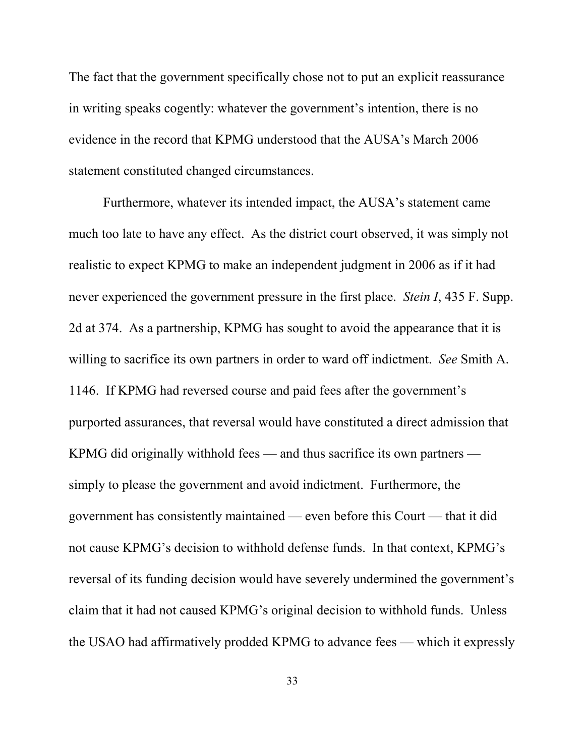The fact that the government specifically chose not to put an explicit reassurance in writing speaks cogently: whatever the government's intention, there is no evidence in the record that KPMG understood that the AUSA's March 2006 statement constituted changed circumstances.

Furthermore, whatever its intended impact, the AUSA's statement came much too late to have any effect. As the district court observed, it was simply not realistic to expect KPMG to make an independent judgment in 2006 as if it had never experienced the government pressure in the first place. *Stein I*, 435 F. Supp. 2d at 374. As a partnership, KPMG has sought to avoid the appearance that it is willing to sacrifice its own partners in order to ward off indictment. *See* Smith A. 1146. If KPMG had reversed course and paid fees after the government's purported assurances, that reversal would have constituted a direct admission that KPMG did originally withhold fees — and thus sacrifice its own partners — simply to please the government and avoid indictment. Furthermore, the government has consistently maintained — even before this Court — that it did not cause KPMG's decision to withhold defense funds. In that context, KPMG's reversal of its funding decision would have severely undermined the government's claim that it had not caused KPMG's original decision to withhold funds. Unless the USAO had affirmatively prodded KPMG to advance fees — which it expressly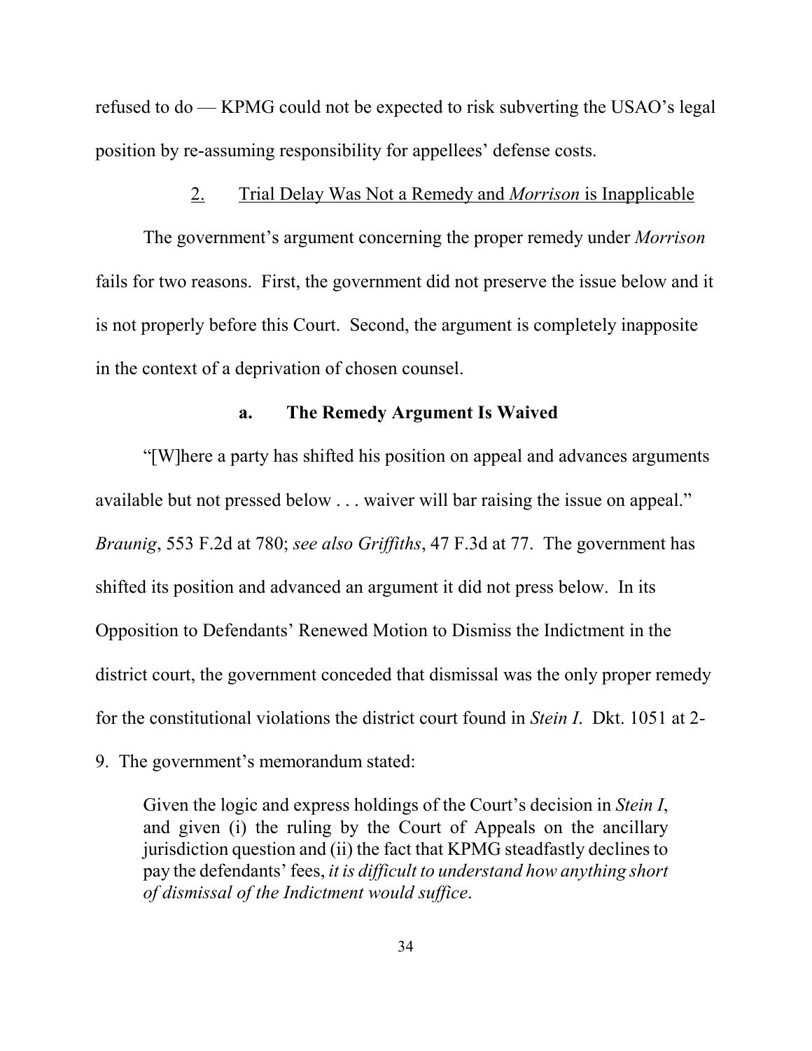refused to do — KPMG could not be expected to risk subverting the USAO's legal position by re-assuming responsibility for appellees' defense costs.

### 2. Trial Delay Was Not a Remedy and *Morrison* is Inapplicable

The government's argument concerning the proper remedy under *Morrison* fails for two reasons. First, the government did not preserve the issue below and it is not properly before this Court. Second, the argument is completely inapposite in the context of a deprivation of chosen counsel.

#### a. The Remedy Argument Is Waived

"[W]here a party has shifted his position on appeal and advances arguments available but not pressed below . . . waiver will bar raising the issue on appeal." *Braunig*, 553 F.2d at 780; *see also Griffiths*, 47 F.3d at 77. The government has shifted its position and advanced an argument it did not press below. In its Opposition to Defendants' Renewed Motion to Dismiss the Indictment in the district court, the government conceded that dismissal was the only proper remedy for the constitutional violations the district court found in *Stein I*. Dkt. 1051 at 2-9. The government's memorandum stated:

> Given the logic and express holdings of the Court's decision in *Stein I*, and given (i) the ruling by the Court of Appeals on the ancillary jurisdiction question and (ii) the fact that KPMG steadfastly declines to pay the defendants' fees, *it is difficult to understand how anything short of dismissal of the Indictment would suffice*.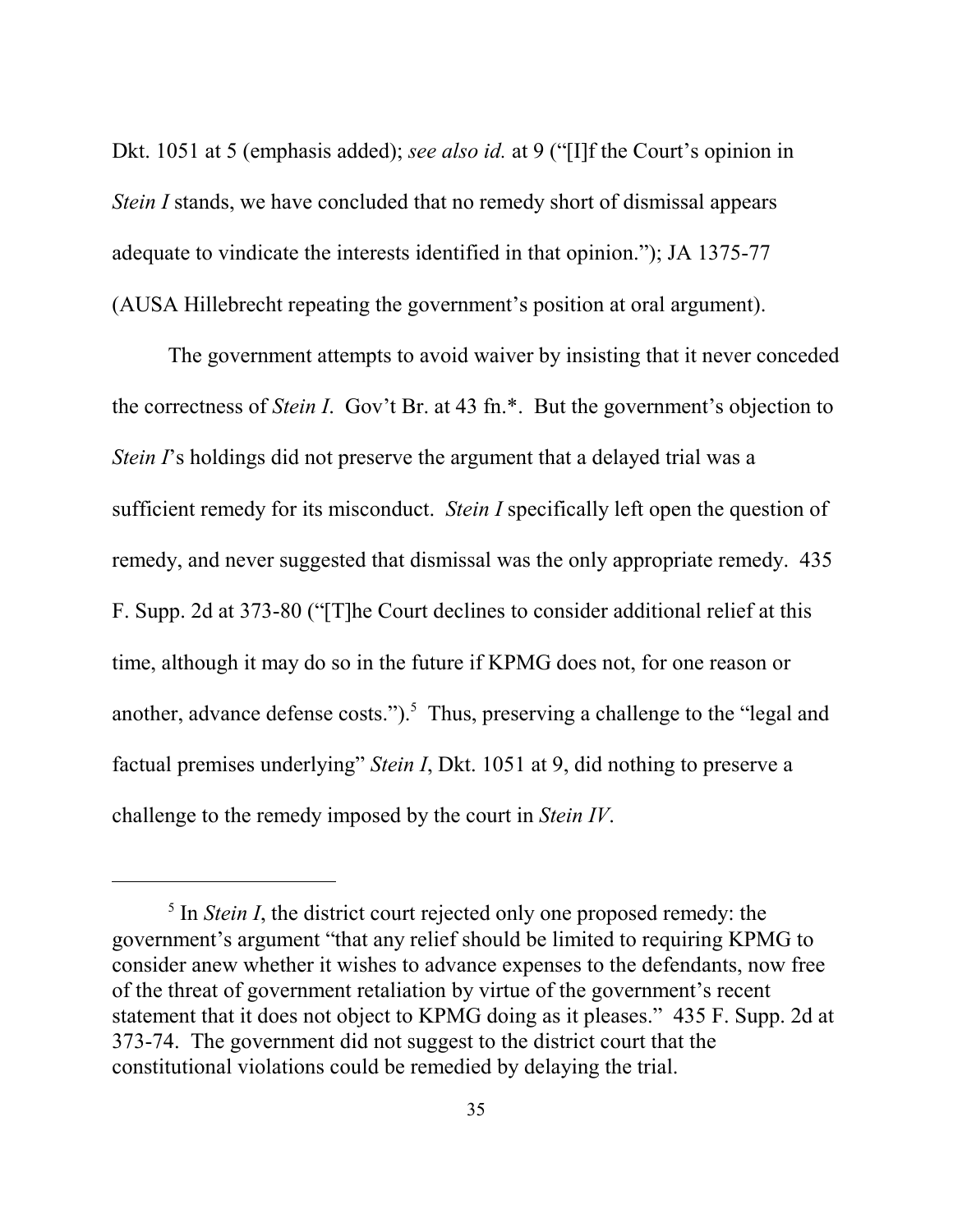Dkt. 1051 at 5 (emphasis added); *see also id.* at 9 ("[I]f the Court's opinion in *Stein I* stands, we have concluded that no remedy short of dismissal appears adequate to vindicate the interests identified in that opinion."); JA 1375-77 (AUSA Hillebrecht repeating the government's position at oral argument).

The government attempts to avoid waiver by insisting that it never conceded the correctness of *Stein I*. Gov't Br. at 43 fn.*. But the government's objection to *Stein I*'s holdings did not preserve the argument that a delayed trial was a sufficient remedy for its misconduct. *Stein I* specifically left open the question of remedy, and never suggested that dismissal was the only appropriate remedy. 435 F. Supp. 2d at 373-80 ("[T]he Court declines to consider additional relief at this time, although it may do so in the future if KPMG does not, for one reason or another, advance defense costs.").[5] Thus, preserving a challenge to the "legal and factual premises underlying" *Stein I*, Dkt. 1051 at 9, did nothing to preserve a challenge to the remedy imposed by the court in *Stein IV*.

---

[5] In *Stein I*, the district court rejected only one proposed remedy: the government's argument "that any relief should be limited to requiring KPMG to consider anew whether it wishes to advance expenses to the defendants, now free of the threat of government retaliation by virtue of the government's recent statement that it does not object to KPMG doing as it pleases." 435 F. Supp. 2d at 373-74. The government did not suggest to the district court that the constitutional violations could be remedied by delaying the trial.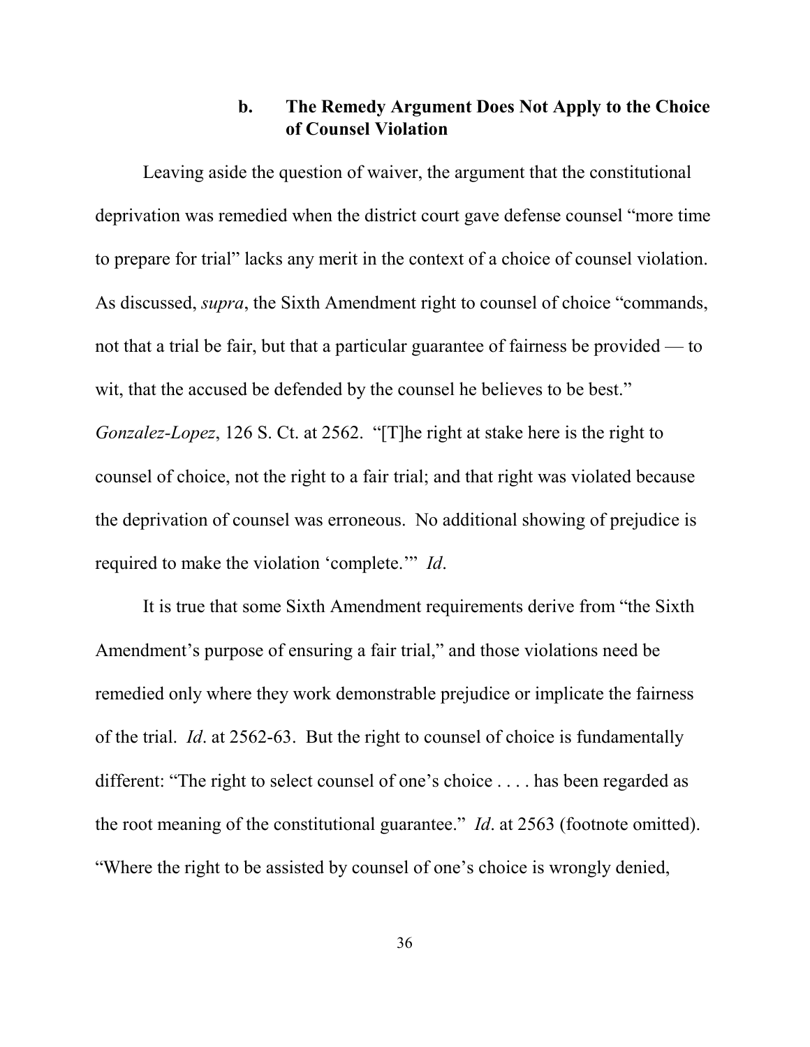### b. The Remedy Argument Does Not Apply to the Choice of Counsel Violation

Leaving aside the question of waiver, the argument that the constitutional deprivation was remedied when the district court gave defense counsel "more time to prepare for trial" lacks any merit in the context of a choice of counsel violation. As discussed, *supra*, the Sixth Amendment right to counsel of choice "commands, not that a trial be fair, but that a particular guarantee of fairness be provided — to wit, that the accused be defended by the counsel he believes to be best." *Gonzalez-Lopez*, 126 S. Ct. at 2562. "[T]he right at stake here is the right to counsel of choice, not the right to a fair trial; and that right was violated because the deprivation of counsel was erroneous. No additional showing of prejudice is required to make the violation 'complete.'" *Id*.

It is true that some Sixth Amendment requirements derive from "the Sixth Amendment's purpose of ensuring a fair trial," and those violations need be remedied only where they work demonstrable prejudice or implicate the fairness of the trial. *Id*. at 2562-63. But the right to counsel of choice is fundamentally different: "The right to select counsel of one's choice . . . . has been regarded as the root meaning of the constitutional guarantee." *Id*. at 2563 (footnote omitted). "Where the right to be assisted by counsel of one's choice is wrongly denied,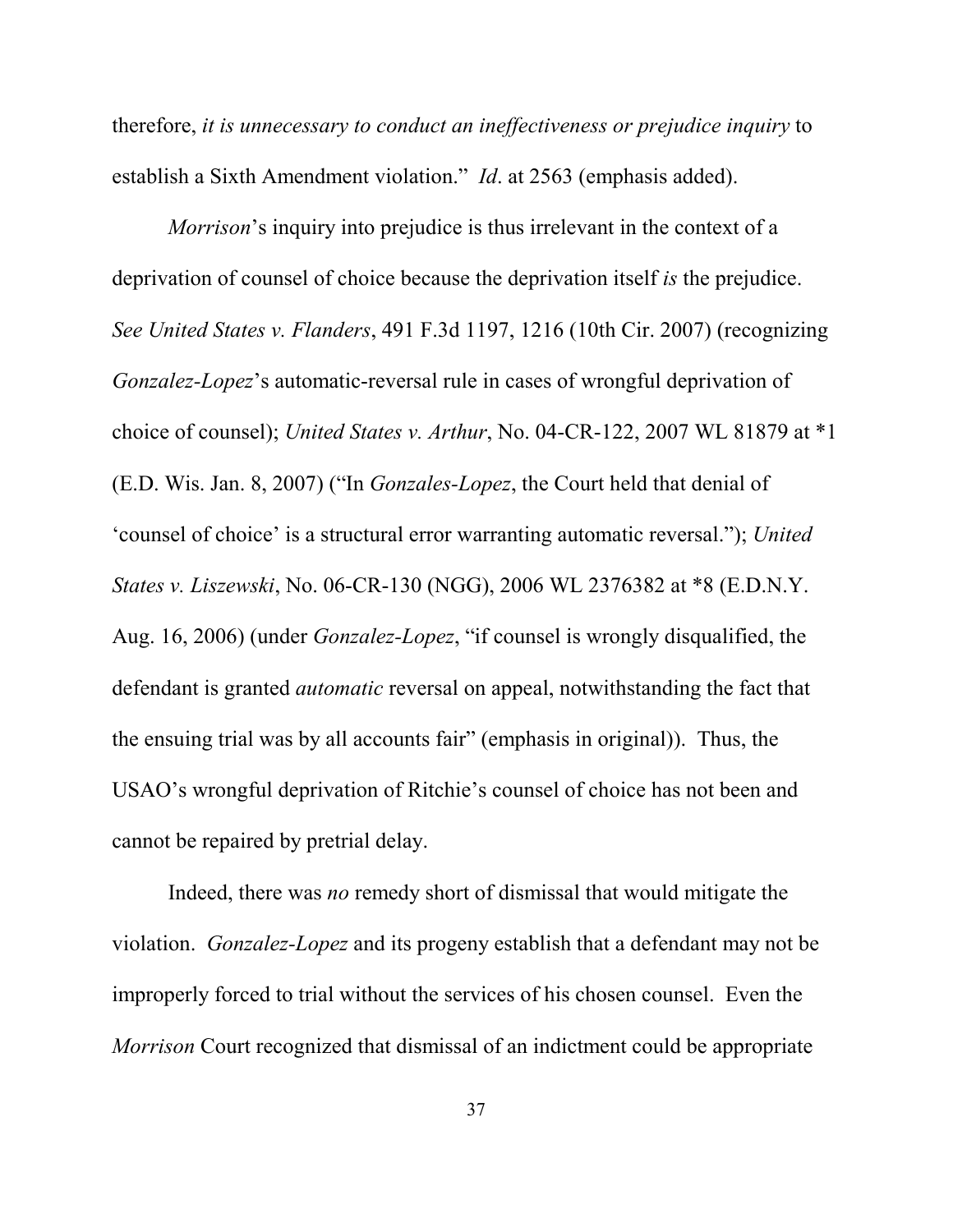therefore, *it is unnecessary to conduct an ineffectiveness or prejudice inquiry* to establish a Sixth Amendment violation." *Id*. at 2563 (emphasis added).

*Morrison*'s inquiry into prejudice is thus irrelevant in the context of a deprivation of counsel of choice because the deprivation itself *is* the prejudice. *See United States v. Flanders*, 491 F.3d 1197, 1216 (10th Cir. 2007) (recognizing *Gonzalez-Lopez*'s automatic-reversal rule in cases of wrongful deprivation of choice of counsel); *United States v. Arthur*, No. 04-CR-122, 2007 WL 81879 at *1 (E.D. Wis. Jan. 8, 2007) ("In *Gonzales-Lopez*, the Court held that denial of 'counsel of choice' is a structural error warranting automatic reversal."); *United States v. Liszewski*, No. 06-CR-130 (NGG), 2006 WL 2376382 at *8 (E.D.N.Y. Aug. 16, 2006) (under *Gonzalez-Lopez*, "if counsel is wrongly disqualified, the defendant is granted *automatic* reversal on appeal, notwithstanding the fact that the ensuing trial was by all accounts fair" (emphasis in original)). Thus, the USAO's wrongful deprivation of Ritchie's counsel of choice has not been and cannot be repaired by pretrial delay.

Indeed, there was *no* remedy short of dismissal that would mitigate the violation. *Gonzalez-Lopez* and its progeny establish that a defendant may not be improperly forced to trial without the services of his chosen counsel. Even the *Morrison* Court recognized that dismissal of an indictment could be appropriate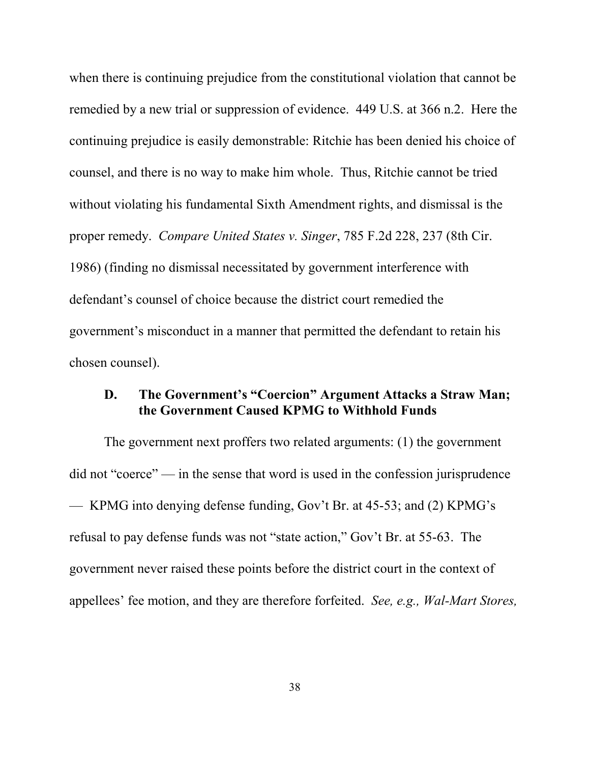when there is continuing prejudice from the constitutional violation that cannot be remedied by a new trial or suppression of evidence. 449 U.S. at 366 n.2. Here the continuing prejudice is easily demonstrable: Ritchie has been denied his choice of counsel, and there is no way to make him whole. Thus, Ritchie cannot be tried without violating his fundamental Sixth Amendment rights, and dismissal is the proper remedy. *Compare United States v. Singer*, 785 F.2d 228, 237 (8th Cir. 1986) (finding no dismissal necessitated by government interference with defendant's counsel of choice because the district court remedied the government's misconduct in a manner that permitted the defendant to retain his chosen counsel).

### D. The Government's "Coercion" Argument Attacks a Straw Man; the Government Caused KPMG to Withhold Funds

The government next proffers two related arguments: (1) the government did not "coerce" — in the sense that word is used in the confession jurisprudence — KPMG into denying defense funding, Gov't Br. at 45-53; and (2) KPMG's refusal to pay defense funds was not "state action," Gov't Br. at 55-63. The government never raised these points before the district court in the context of appellees' fee motion, and they are therefore forfeited. *See, e.g., Wal-Mart Stores,*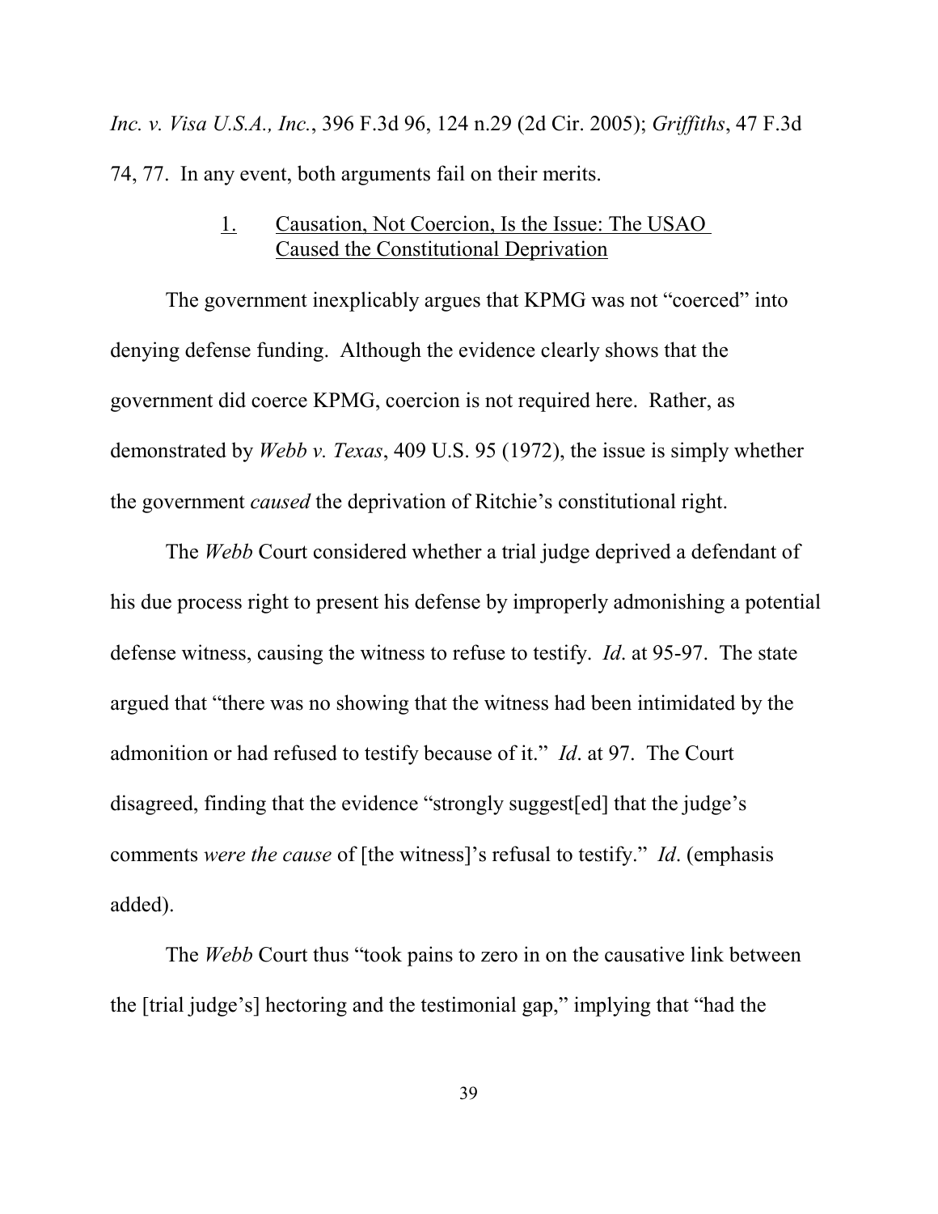*Inc. v. Visa U.S.A., Inc.*, 396 F.3d 96, 124 n.29 (2d Cir. 2005); *Griffiths*, 47 F.3d 74, 77. In any event, both arguments fail on their merits.

### 1. Causation, Not Coercion, Is the Issue: The USAO Caused the Constitutional Deprivation

The government inexplicably argues that KPMG was not "coerced" into denying defense funding. Although the evidence clearly shows that the government did coerce KPMG, coercion is not required here. Rather, as demonstrated by *Webb v. Texas*, 409 U.S. 95 (1972), the issue is simply whether the government *caused* the deprivation of Ritchie's constitutional right.

The *Webb* Court considered whether a trial judge deprived a defendant of his due process right to present his defense by improperly admonishing a potential defense witness, causing the witness to refuse to testify. *Id*. at 95-97. The state argued that "there was no showing that the witness had been intimidated by the admonition or had refused to testify because of it." *Id*. at 97. The Court disagreed, finding that the evidence "strongly suggest[ed] that the judge's comments *were the cause* of [the witness]'s refusal to testify." *Id*. (emphasis added).

The *Webb* Court thus "took pains to zero in on the causative link between the [trial judge's] hectoring and the testimonial gap," implying that "had the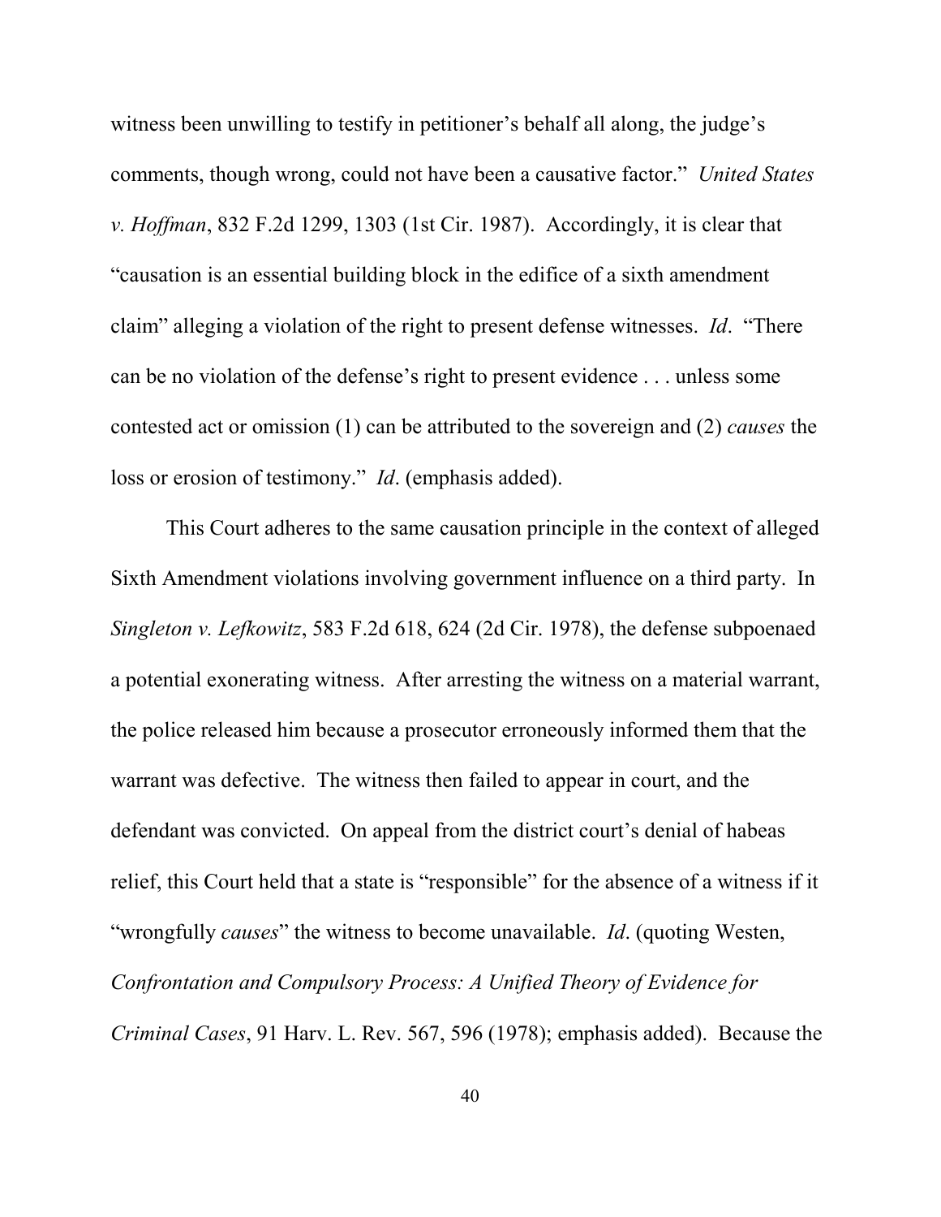witness been unwilling to testify in petitioner's behalf all along, the judge's comments, though wrong, could not have been a causative factor." *United States v. Hoffman*, 832 F.2d 1299, 1303 (1st Cir. 1987). Accordingly, it is clear that "causation is an essential building block in the edifice of a sixth amendment claim" alleging a violation of the right to present defense witnesses. *Id*. "There can be no violation of the defense's right to present evidence . . . unless some contested act or omission (1) can be attributed to the sovereign and (2) *causes* the loss or erosion of testimony." *Id*. (emphasis added).

This Court adheres to the same causation principle in the context of alleged Sixth Amendment violations involving government influence on a third party. In *Singleton v. Lefkowitz*, 583 F.2d 618, 624 (2d Cir. 1978), the defense subpoenaed a potential exonerating witness. After arresting the witness on a material warrant, the police released him because a prosecutor erroneously informed them that the warrant was defective. The witness then failed to appear in court, and the defendant was convicted. On appeal from the district court's denial of habeas relief, this Court held that a state is "responsible" for the absence of a witness if it "wrongfully *causes*" the witness to become unavailable. *Id*. (quoting Westen, *Confrontation and Compulsory Process: A Unified Theory of Evidence for Criminal Cases*, 91 Harv. L. Rev. 567, 596 (1978); emphasis added). Because the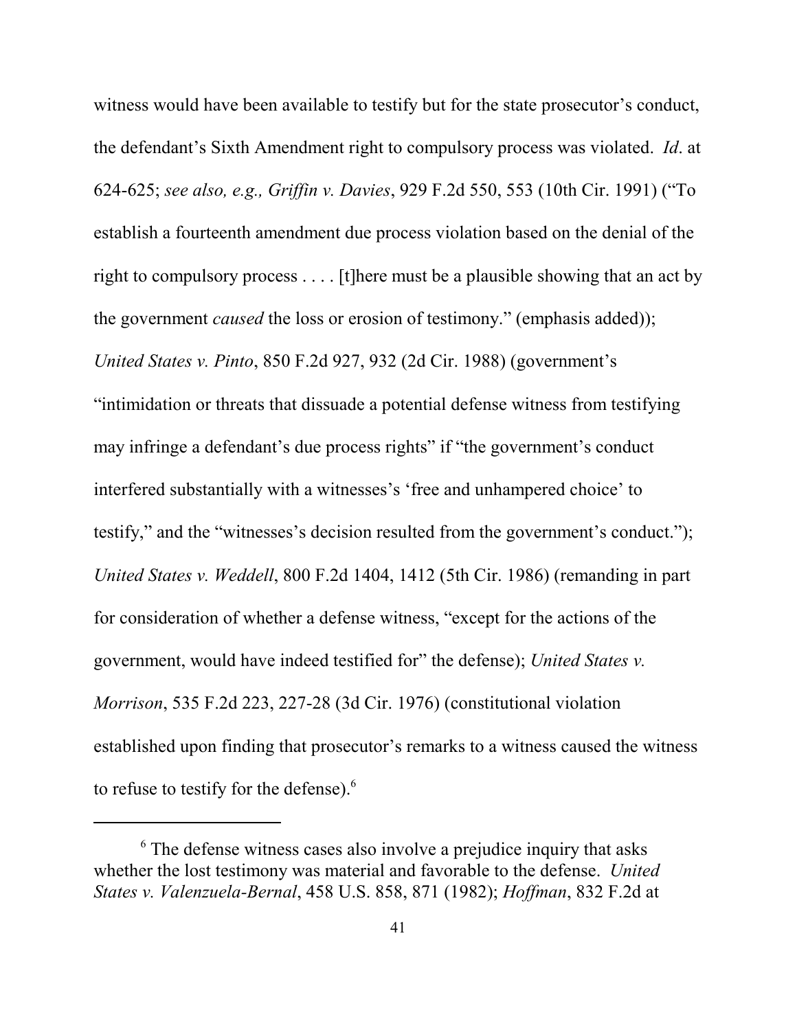witness would have been available to testify but for the state prosecutor's conduct, the defendant's Sixth Amendment right to compulsory process was violated. *Id*. at 624-625; *see also, e.g., Griffin v. Davies*, 929 F.2d 550, 553 (10th Cir. 1991) ("To establish a fourteenth amendment due process violation based on the denial of the right to compulsory process . . . . [t]here must be a plausible showing that an act by the government *caused* the loss or erosion of testimony." (emphasis added)); *United States v. Pinto*, 850 F.2d 927, 932 (2d Cir. 1988) (government's "intimidation or threats that dissuade a potential defense witness from testifying may infringe a defendant's due process rights" if "the government's conduct interfered substantially with a witnesses's 'free and unhampered choice' to testify," and the "witnesses's decision resulted from the government's conduct."); *United States v. Weddell*, 800 F.2d 1404, 1412 (5th Cir. 1986) (remanding in part for consideration of whether a defense witness, "except for the actions of the government, would have indeed testified for" the defense); *United States v. Morrison*, 535 F.2d 223, 227-28 (3d Cir. 1976) (constitutional violation established upon finding that prosecutor's remarks to a witness caused the witness to refuse to testify for the defense).[6]

---

[6] The defense witness cases also involve a prejudice inquiry that asks whether the lost testimony was material and favorable to the defense. *United States v. Valenzuela-Bernal*, 458 U.S. 858, 871 (1982); *Hoffman*, 832 F.2d at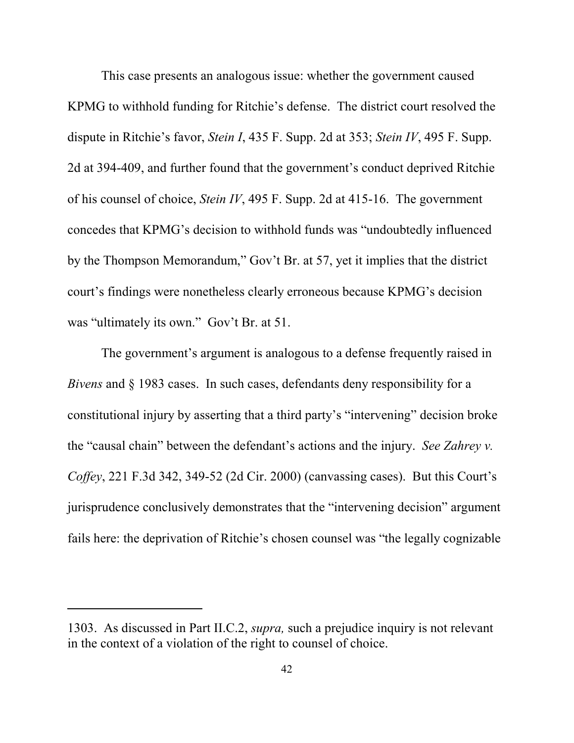This case presents an analogous issue: whether the government caused KPMG to withhold funding for Ritchie's defense. The district court resolved the dispute in Ritchie's favor, *Stein I*, 435 F. Supp. 2d at 353; *Stein IV*, 495 F. Supp. 2d at 394-409, and further found that the government's conduct deprived Ritchie of his counsel of choice, *Stein IV*, 495 F. Supp. 2d at 415-16. The government concedes that KPMG's decision to withhold funds was "undoubtedly influenced by the Thompson Memorandum," Gov't Br. at 57, yet it implies that the district court's findings were nonetheless clearly erroneous because KPMG's decision was "ultimately its own." Gov't Br. at 51.

The government's argument is analogous to a defense frequently raised in *Bivens* and § 1983 cases. In such cases, defendants deny responsibility for a constitutional injury by asserting that a third party's "intervening" decision broke the "causal chain" between the defendant's actions and the injury. *See Zahrey v. Coffey*, 221 F.3d 342, 349-52 (2d Cir. 2000) (canvassing cases). But this Court's jurisprudence conclusively demonstrates that the "intervening decision" argument fails here: the deprivation of Ritchie's chosen counsel was "the legally cognizable

---

1303. As discussed in Part II.C.2, *supra,* such a prejudice inquiry is not relevant in the context of a violation of the right to counsel of choice.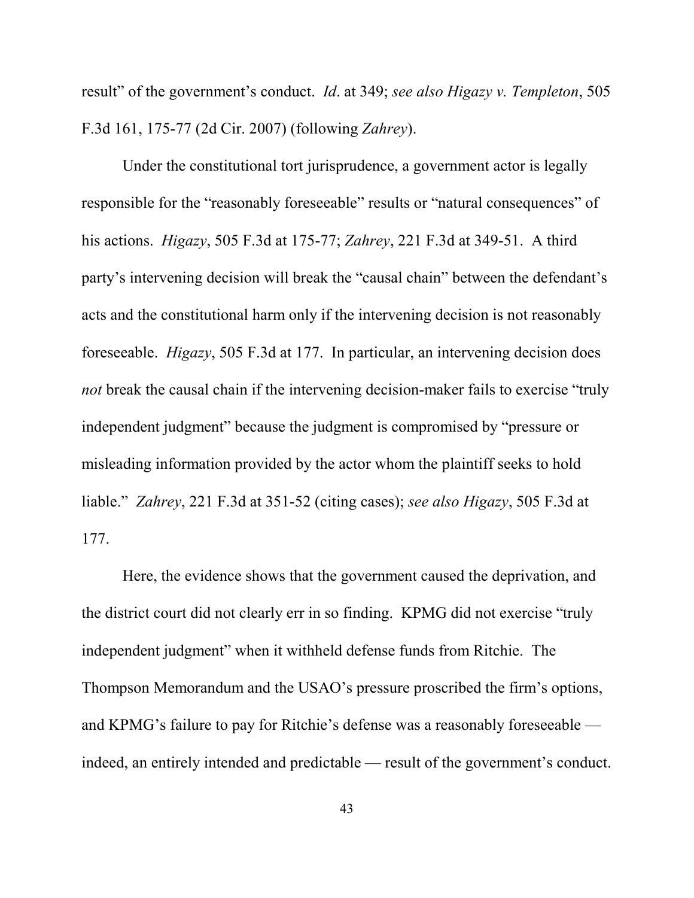result" of the government's conduct. *Id*. at 349; *see also Higazy v. Templeton*, 505 F.3d 161, 175-77 (2d Cir. 2007) (following *Zahrey*).

Under the constitutional tort jurisprudence, a government actor is legally responsible for the "reasonably foreseeable" results or "natural consequences" of his actions. *Higazy*, 505 F.3d at 175-77; *Zahrey*, 221 F.3d at 349-51. A third party's intervening decision will break the "causal chain" between the defendant's acts and the constitutional harm only if the intervening decision is not reasonably foreseeable. *Higazy*, 505 F.3d at 177. In particular, an intervening decision does *not* break the causal chain if the intervening decision-maker fails to exercise "truly independent judgment" because the judgment is compromised by "pressure or misleading information provided by the actor whom the plaintiff seeks to hold liable." *Zahrey*, 221 F.3d at 351-52 (citing cases); *see also Higazy*, 505 F.3d at 177.

Here, the evidence shows that the government caused the deprivation, and the district court did not clearly err in so finding. KPMG did not exercise "truly independent judgment" when it withheld defense funds from Ritchie. The Thompson Memorandum and the USAO's pressure proscribed the firm's options, and KPMG's failure to pay for Ritchie's defense was a reasonably foreseeable — indeed, an entirely intended and predictable — result of the government's conduct.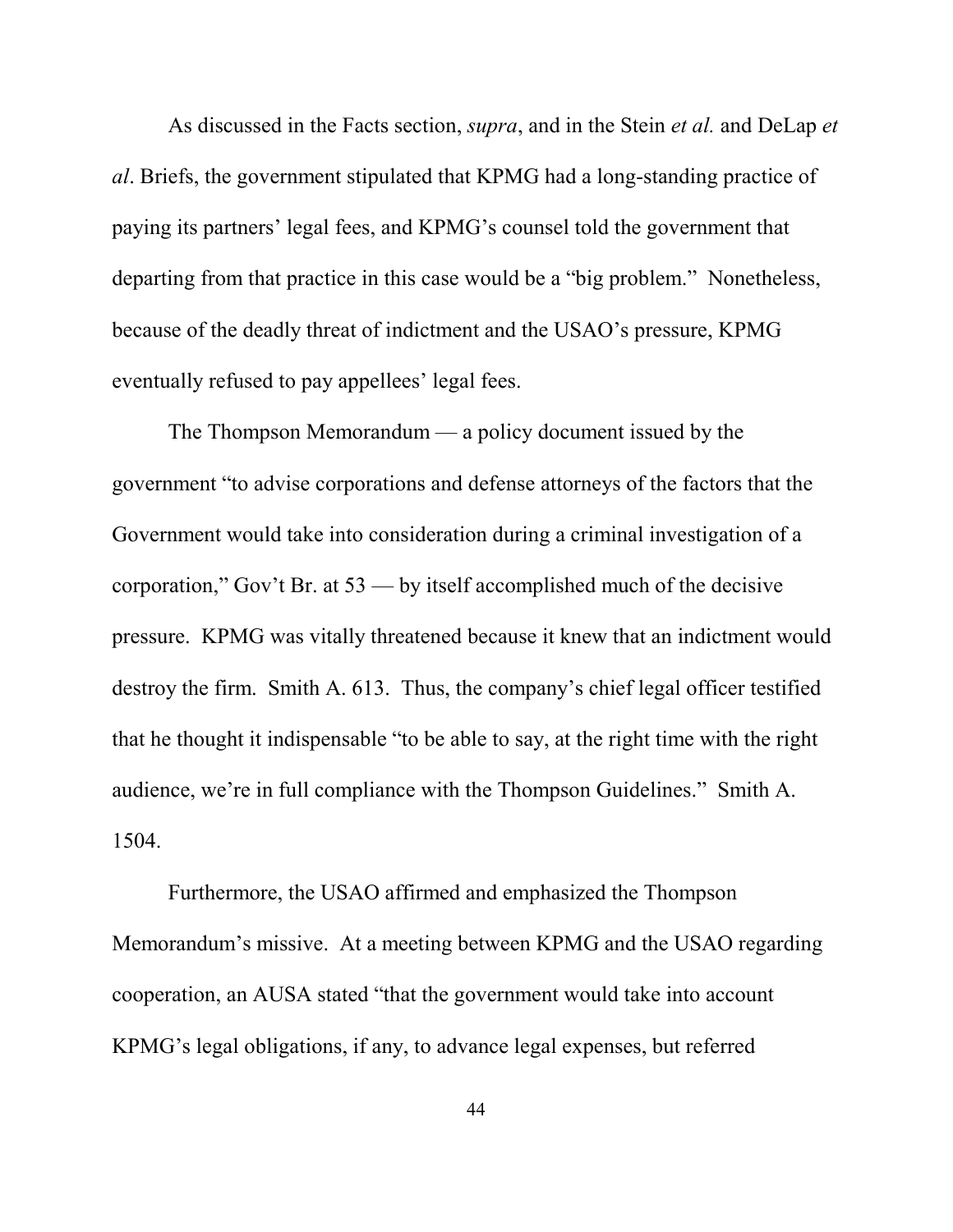As discussed in the Facts section, *supra*, and in the Stein *et al.* and DeLap *et al*. Briefs, the government stipulated that KPMG had a long-standing practice of paying its partners' legal fees, and KPMG's counsel told the government that departing from that practice in this case would be a "big problem." Nonetheless, because of the deadly threat of indictment and the USAO's pressure, KPMG eventually refused to pay appellees' legal fees.

The Thompson Memorandum — a policy document issued by the government "to advise corporations and defense attorneys of the factors that the Government would take into consideration during a criminal investigation of a corporation," Gov't Br. at 53 — by itself accomplished much of the decisive pressure. KPMG was vitally threatened because it knew that an indictment would destroy the firm. Smith A. 613. Thus, the company's chief legal officer testified that he thought it indispensable "to be able to say, at the right time with the right audience, we're in full compliance with the Thompson Guidelines." Smith A. 1504.

Furthermore, the USAO affirmed and emphasized the Thompson Memorandum's missive. At a meeting between KPMG and the USAO regarding cooperation, an AUSA stated "that the government would take into account KPMG's legal obligations, if any, to advance legal expenses, but referred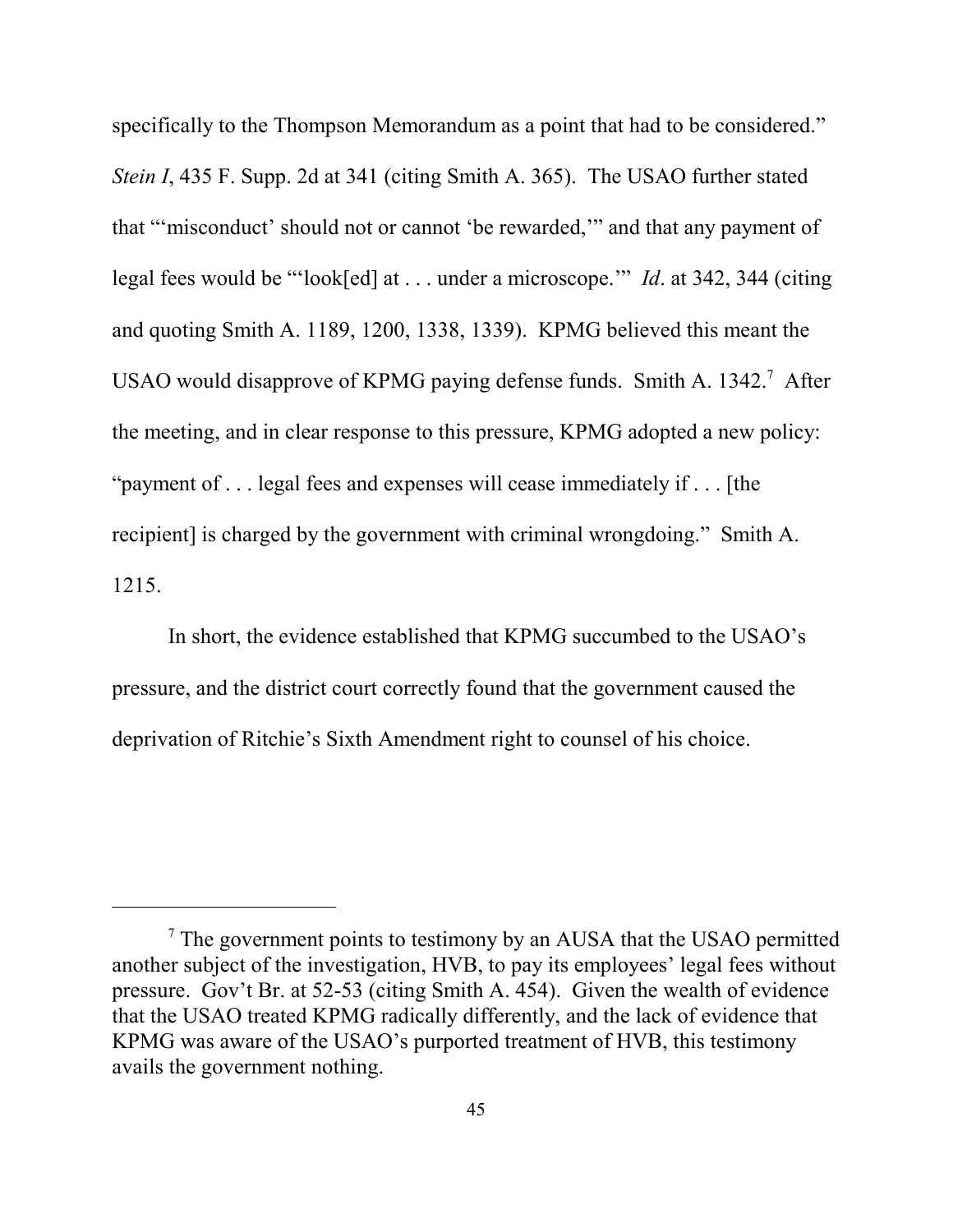specifically to the Thompson Memorandum as a point that had to be considered." *Stein I*, 435 F. Supp. 2d at 341 (citing Smith A. 365). The USAO further stated that "'misconduct' should not or cannot 'be rewarded,'" and that any payment of legal fees would be "'look[ed] at . . . under a microscope.'" *Id*. at 342, 344 (citing and quoting Smith A. 1189, 1200, 1338, 1339). KPMG believed this meant the USAO would disapprove of KPMG paying defense funds. Smith A. 1342.[7] After the meeting, and in clear response to this pressure, KPMG adopted a new policy: "payment of . . . legal fees and expenses will cease immediately if . . . [the recipient] is charged by the government with criminal wrongdoing." Smith A. 1215.

In short, the evidence established that KPMG succumbed to the USAO's pressure, and the district court correctly found that the government caused the deprivation of Ritchie's Sixth Amendment right to counsel of his choice.

---

[7] The government points to testimony by an AUSA that the USAO permitted another subject of the investigation, HVB, to pay its employees' legal fees without pressure. Gov't Br. at 52-53 (citing Smith A. 454). Given the wealth of evidence that the USAO treated KPMG radically differently, and the lack of evidence that KPMG was aware of the USAO's purported treatment of HVB, this testimony avails the government nothing.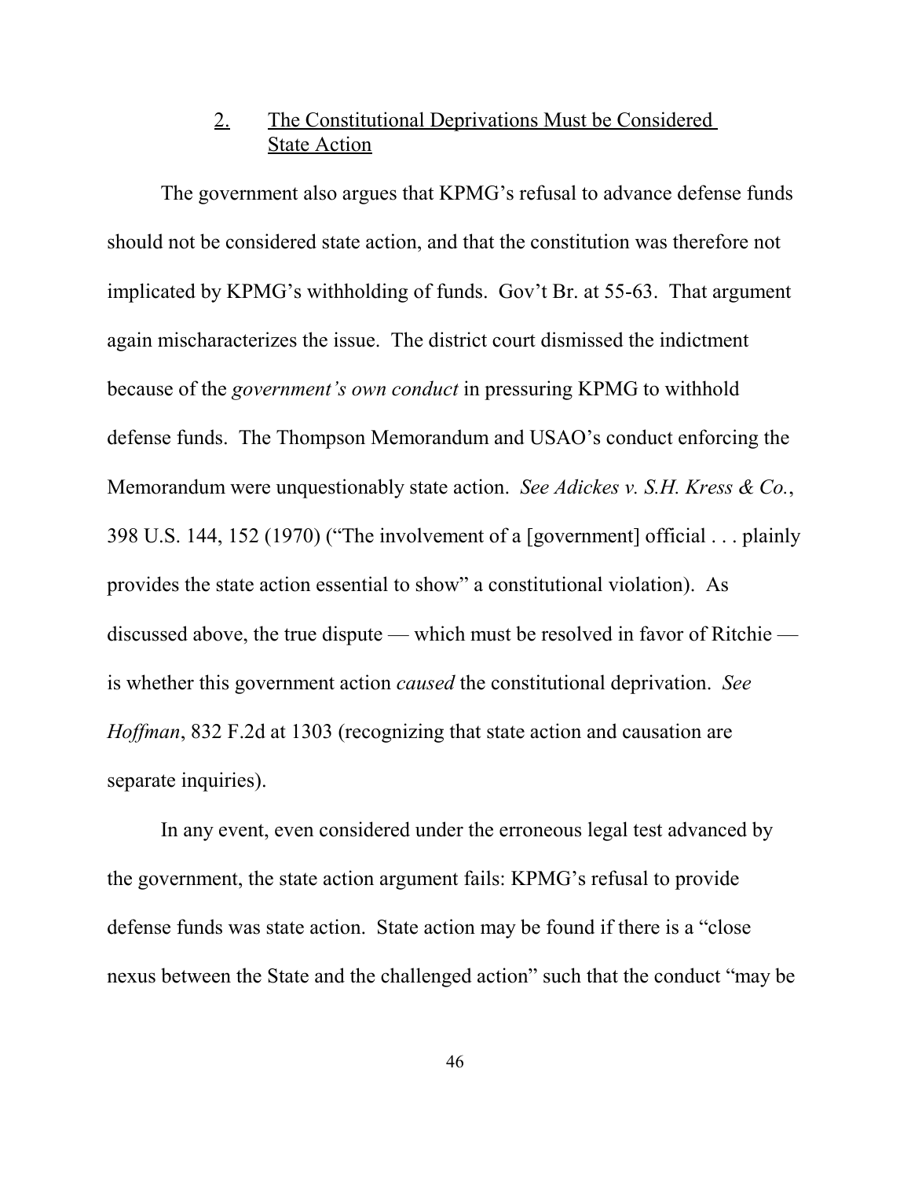### 2. The Constitutional Deprivations Must be Considered State Action

The government also argues that KPMG's refusal to advance defense funds should not be considered state action, and that the constitution was therefore not implicated by KPMG's withholding of funds. Gov't Br. at 55-63. That argument again mischaracterizes the issue. The district court dismissed the indictment because of the *government's own conduct* in pressuring KPMG to withhold defense funds. The Thompson Memorandum and USAO's conduct enforcing the Memorandum were unquestionably state action. *See Adickes v. S.H. Kress & Co.*, 398 U.S. 144, 152 (1970) ("The involvement of a [government] official . . . plainly provides the state action essential to show" a constitutional violation). As discussed above, the true dispute — which must be resolved in favor of Ritchie — is whether this government action *caused* the constitutional deprivation. *See Hoffman*, 832 F.2d at 1303 (recognizing that state action and causation are separate inquiries).

In any event, even considered under the erroneous legal test advanced by the government, the state action argument fails: KPMG's refusal to provide defense funds was state action. State action may be found if there is a "close nexus between the State and the challenged action" such that the conduct "may be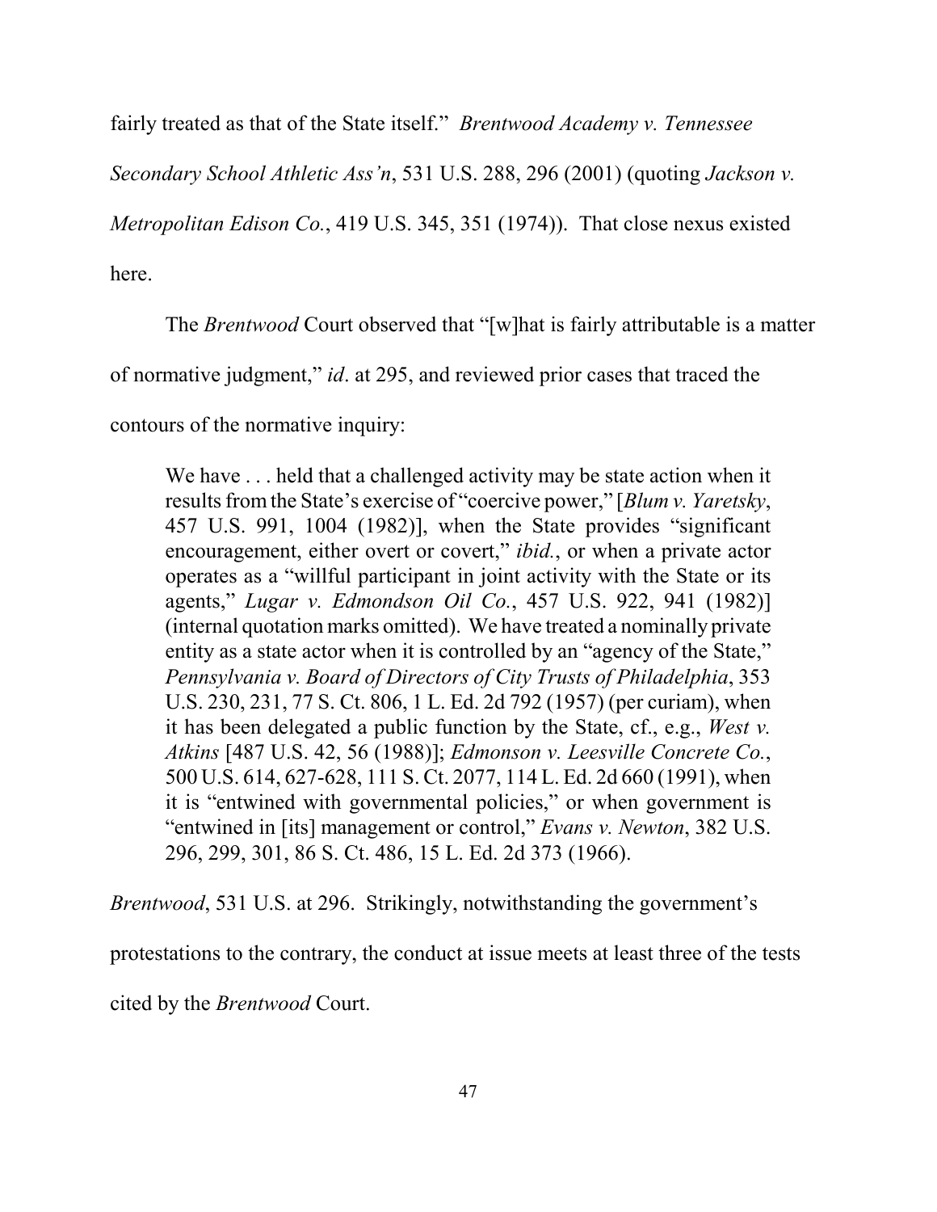fairly treated as that of the State itself." *Brentwood Academy v. Tennessee Secondary School Athletic Ass'n*, 531 U.S. 288, 296 (2001) (quoting *Jackson v. Metropolitan Edison Co.*, 419 U.S. 345, 351 (1974)). That close nexus existed here.

The *Brentwood* Court observed that "[w]hat is fairly attributable is a matter of normative judgment," *id*. at 295, and reviewed prior cases that traced the contours of the normative inquiry:

> We have . . . held that a challenged activity may be state action when it results from the State's exercise of "coercive power," [*Blum v. Yaretsky*, 457 U.S. 991, 1004 (1982)], when the State provides "significant encouragement, either overt or covert," *ibid.*, or when a private actor operates as a "willful participant in joint activity with the State or its agents," *Lugar v. Edmondson Oil Co.*, 457 U.S. 922, 941 (1982)] (internal quotation marks omitted). We have treated a nominally private entity as a state actor when it is controlled by an "agency of the State," *Pennsylvania v. Board of Directors of City Trusts of Philadelphia*, 353 U.S. 230, 231, 77 S. Ct. 806, 1 L. Ed. 2d 792 (1957) (per curiam), when it has been delegated a public function by the State, cf., e.g., *West v. Atkins* [487 U.S. 42, 56 (1988)]; *Edmonson v. Leesville Concrete Co.*, 500 U.S. 614, 627-628, 111 S. Ct. 2077, 114 L. Ed. 2d 660 (1991), when it is "entwined with governmental policies," or when government is "entwined in [its] management or control," *Evans v. Newton*, 382 U.S. 296, 299, 301, 86 S. Ct. 486, 15 L. Ed. 2d 373 (1966).

*Brentwood*, 531 U.S. at 296. Strikingly, notwithstanding the government's protestations to the contrary, the conduct at issue meets at least three of the tests cited by the *Brentwood* Court.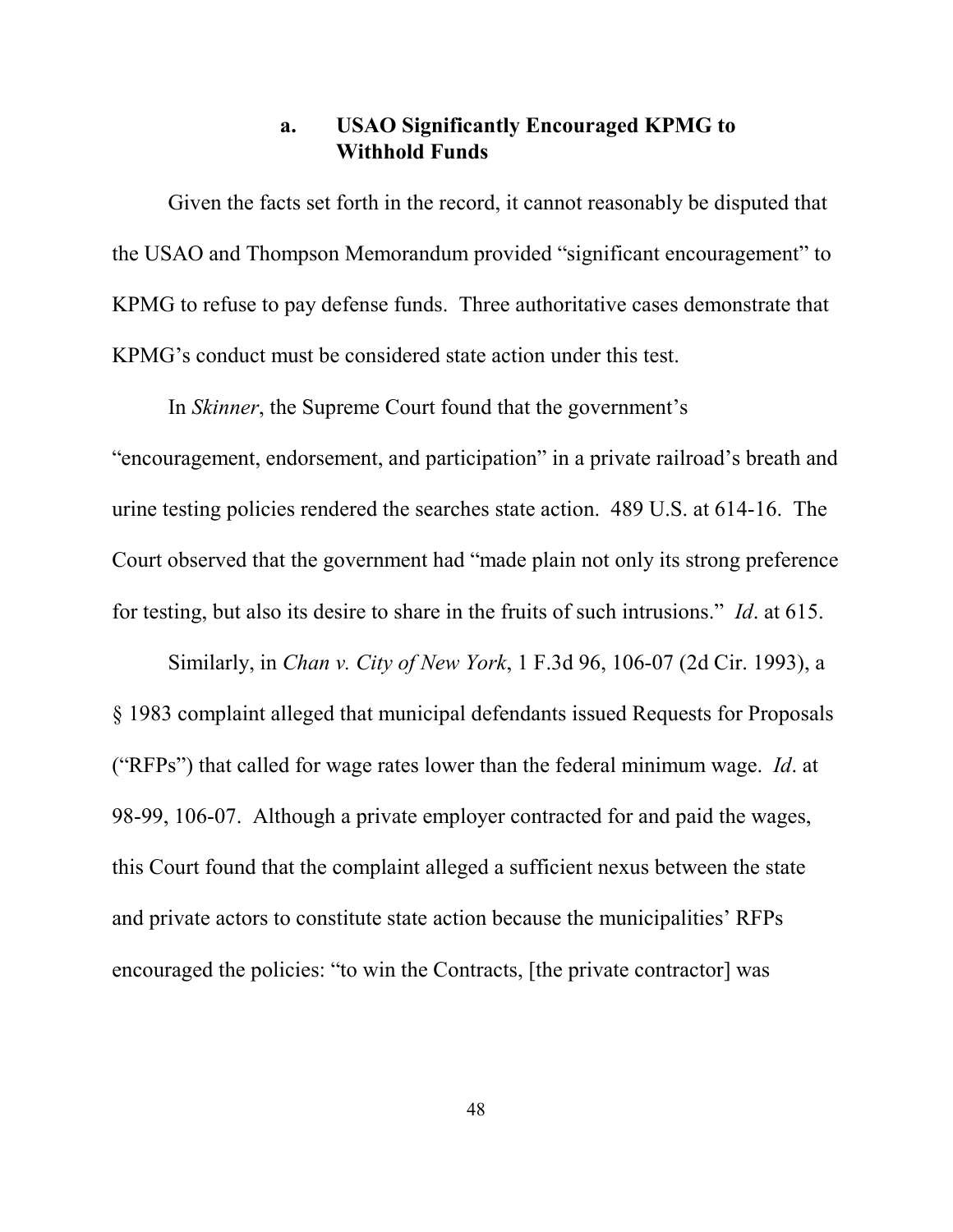#### a. USAO Significantly Encouraged KPMG to Withhold Funds

Given the facts set forth in the record, it cannot reasonably be disputed that the USAO and Thompson Memorandum provided "significant encouragement" to KPMG to refuse to pay defense funds. Three authoritative cases demonstrate that KPMG's conduct must be considered state action under this test.

In *Skinner*, the Supreme Court found that the government's "encouragement, endorsement, and participation" in a private railroad's breath and urine testing policies rendered the searches state action. 489 U.S. at 614-16. The Court observed that the government had "made plain not only its strong preference for testing, but also its desire to share in the fruits of such intrusions." *Id*. at 615.

Similarly, in *Chan v. City of New York*, 1 F.3d 96, 106-07 (2d Cir. 1993), a § 1983 complaint alleged that municipal defendants issued Requests for Proposals ("RFPs") that called for wage rates lower than the federal minimum wage. *Id*. at 98-99, 106-07. Although a private employer contracted for and paid the wages, this Court found that the complaint alleged a sufficient nexus between the state and private actors to constitute state action because the municipalities' RFPs encouraged the policies: "to win the Contracts, [the private contractor] was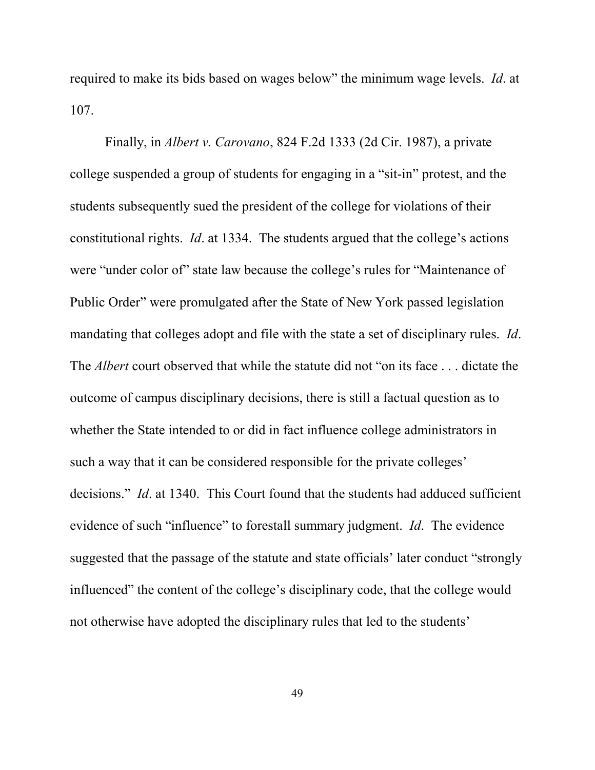required to make its bids based on wages below" the minimum wage levels. *Id*. at 107.

Finally, in *Albert v. Carovano*, 824 F.2d 1333 (2d Cir. 1987), a private college suspended a group of students for engaging in a "sit-in" protest, and the students subsequently sued the president of the college for violations of their constitutional rights. *Id*. at 1334. The students argued that the college's actions were "under color of" state law because the college's rules for "Maintenance of Public Order" were promulgated after the State of New York passed legislation mandating that colleges adopt and file with the state a set of disciplinary rules. *Id*. The *Albert* court observed that while the statute did not "on its face . . . dictate the outcome of campus disciplinary decisions, there is still a factual question as to whether the State intended to or did in fact influence college administrators in such a way that it can be considered responsible for the private colleges' decisions." *Id*. at 1340. This Court found that the students had adduced sufficient evidence of such "influence" to forestall summary judgment. *Id*. The evidence suggested that the passage of the statute and state officials' later conduct "strongly influenced" the content of the college's disciplinary code, that the college would not otherwise have adopted the disciplinary rules that led to the students'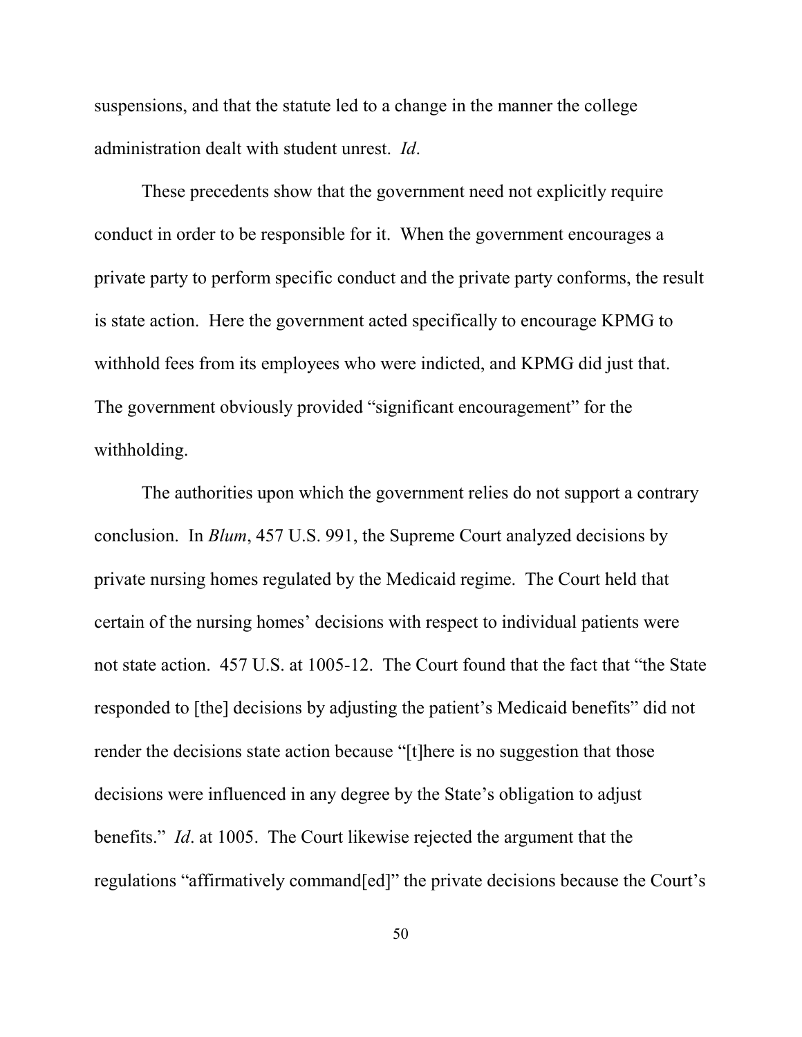suspensions, and that the statute led to a change in the manner the college administration dealt with student unrest. *Id*.

These precedents show that the government need not explicitly require conduct in order to be responsible for it. When the government encourages a private party to perform specific conduct and the private party conforms, the result is state action. Here the government acted specifically to encourage KPMG to withhold fees from its employees who were indicted, and KPMG did just that. The government obviously provided "significant encouragement" for the withholding.

The authorities upon which the government relies do not support a contrary conclusion. In *Blum*, 457 U.S. 991, the Supreme Court analyzed decisions by private nursing homes regulated by the Medicaid regime. The Court held that certain of the nursing homes' decisions with respect to individual patients were not state action. 457 U.S. at 1005-12. The Court found that the fact that "the State responded to [the] decisions by adjusting the patient's Medicaid benefits" did not render the decisions state action because "[t]here is no suggestion that those decisions were influenced in any degree by the State's obligation to adjust benefits." *Id*. at 1005. The Court likewise rejected the argument that the regulations "affirmatively command[ed]" the private decisions because the Court's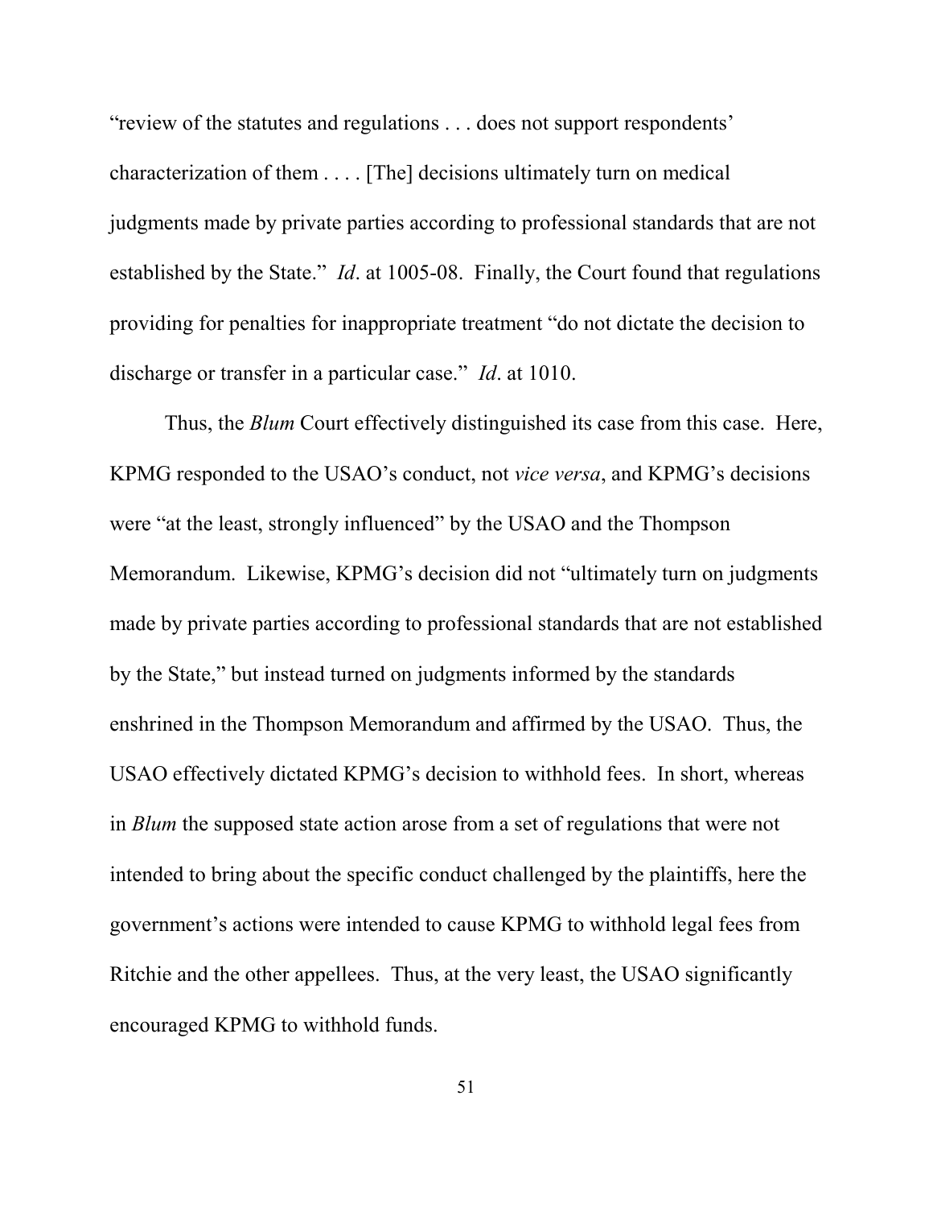"review of the statutes and regulations . . . does not support respondents' characterization of them . . . . [The] decisions ultimately turn on medical judgments made by private parties according to professional standards that are not established by the State." *Id*. at 1005-08. Finally, the Court found that regulations providing for penalties for inappropriate treatment "do not dictate the decision to discharge or transfer in a particular case." *Id*. at 1010.

Thus, the *Blum* Court effectively distinguished its case from this case. Here, KPMG responded to the USAO's conduct, not *vice versa*, and KPMG's decisions were "at the least, strongly influenced" by the USAO and the Thompson Memorandum. Likewise, KPMG's decision did not "ultimately turn on judgments made by private parties according to professional standards that are not established by the State," but instead turned on judgments informed by the standards enshrined in the Thompson Memorandum and affirmed by the USAO. Thus, the USAO effectively dictated KPMG's decision to withhold fees. In short, whereas in *Blum* the supposed state action arose from a set of regulations that were not intended to bring about the specific conduct challenged by the plaintiffs, here the government's actions were intended to cause KPMG to withhold legal fees from Ritchie and the other appellees. Thus, at the very least, the USAO significantly encouraged KPMG to withhold funds.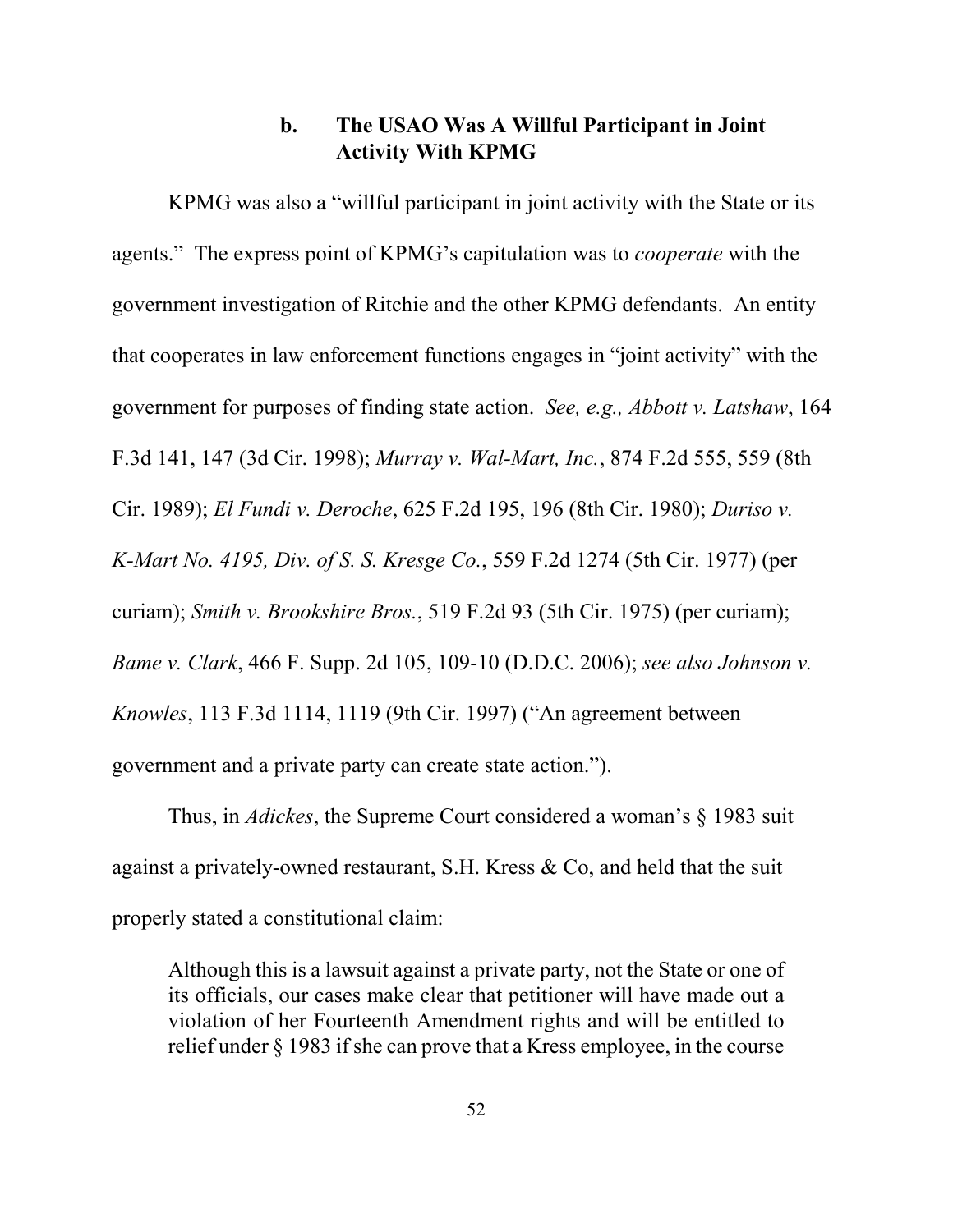### b. The USAO Was A Willful Participant in Joint Activity With KPMG

KPMG was also a "willful participant in joint activity with the State or its agents." The express point of KPMG's capitulation was to *cooperate* with the government investigation of Ritchie and the other KPMG defendants. An entity that cooperates in law enforcement functions engages in "joint activity" with the government for purposes of finding state action. *See, e.g., Abbott v. Latshaw*, 164 F.3d 141, 147 (3d Cir. 1998); *Murray v. Wal-Mart, Inc.*, 874 F.2d 555, 559 (8th Cir. 1989); *El Fundi v. Deroche*, 625 F.2d 195, 196 (8th Cir. 1980); *Duriso v. K-Mart No. 4195, Div. of S. S. Kresge Co.*, 559 F.2d 1274 (5th Cir. 1977) (per curiam); *Smith v. Brookshire Bros.*, 519 F.2d 93 (5th Cir. 1975) (per curiam); *Bame v. Clark*, 466 F. Supp. 2d 105, 109-10 (D.D.C. 2006); *see also Johnson v. Knowles*, 113 F.3d 1114, 1119 (9th Cir. 1997) ("An agreement between government and a private party can create state action.").

Thus, in *Adickes*, the Supreme Court considered a woman's § 1983 suit against a privately-owned restaurant, S.H. Kress & Co, and held that the suit properly stated a constitutional claim:

> Although this is a lawsuit against a private party, not the State or one of its officials, our cases make clear that petitioner will have made out a violation of her Fourteenth Amendment rights and will be entitled to relief under § 1983 if she can prove that a Kress employee, in the course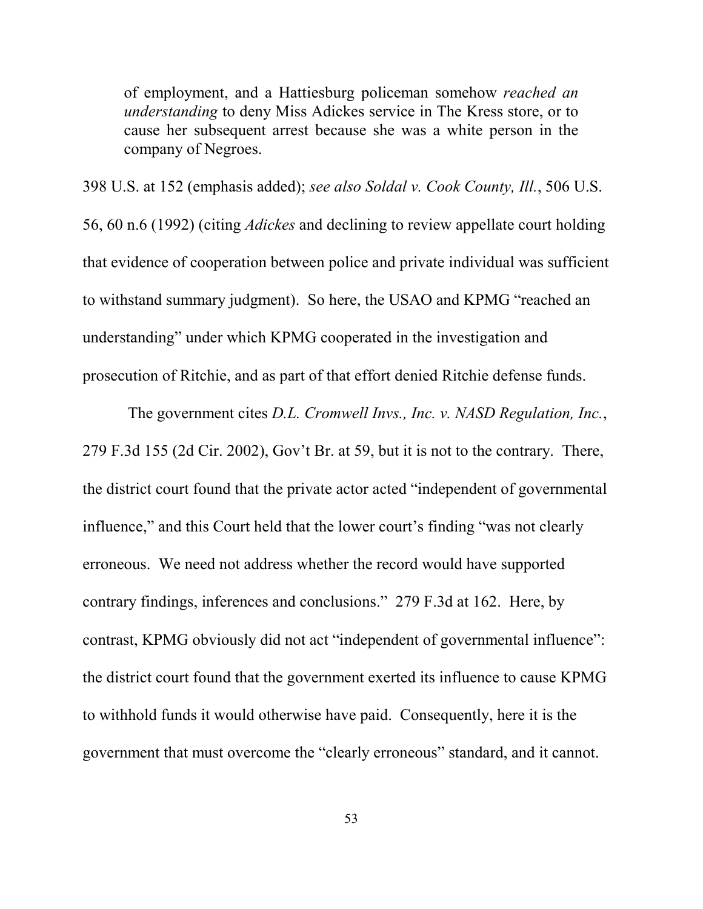> of employment, and a Hattiesburg policeman somehow *reached an understanding* to deny Miss Adickes service in The Kress store, or to cause her subsequent arrest because she was a white person in the company of Negroes.

398 U.S. at 152 (emphasis added); *see also Soldal v. Cook County, Ill.*, 506 U.S. 56, 60 n.6 (1992) (citing *Adickes* and declining to review appellate court holding that evidence of cooperation between police and private individual was sufficient to withstand summary judgment). So here, the USAO and KPMG "reached an understanding" under which KPMG cooperated in the investigation and prosecution of Ritchie, and as part of that effort denied Ritchie defense funds.

The government cites *D.L. Cromwell Invs., Inc. v. NASD Regulation, Inc.*, 279 F.3d 155 (2d Cir. 2002), Gov't Br. at 59, but it is not to the contrary. There, the district court found that the private actor acted "independent of governmental influence," and this Court held that the lower court's finding "was not clearly erroneous. We need not address whether the record would have supported contrary findings, inferences and conclusions." 279 F.3d at 162. Here, by contrast, KPMG obviously did not act "independent of governmental influence": the district court found that the government exerted its influence to cause KPMG to withhold funds it would otherwise have paid. Consequently, here it is the government that must overcome the "clearly erroneous" standard, and it cannot.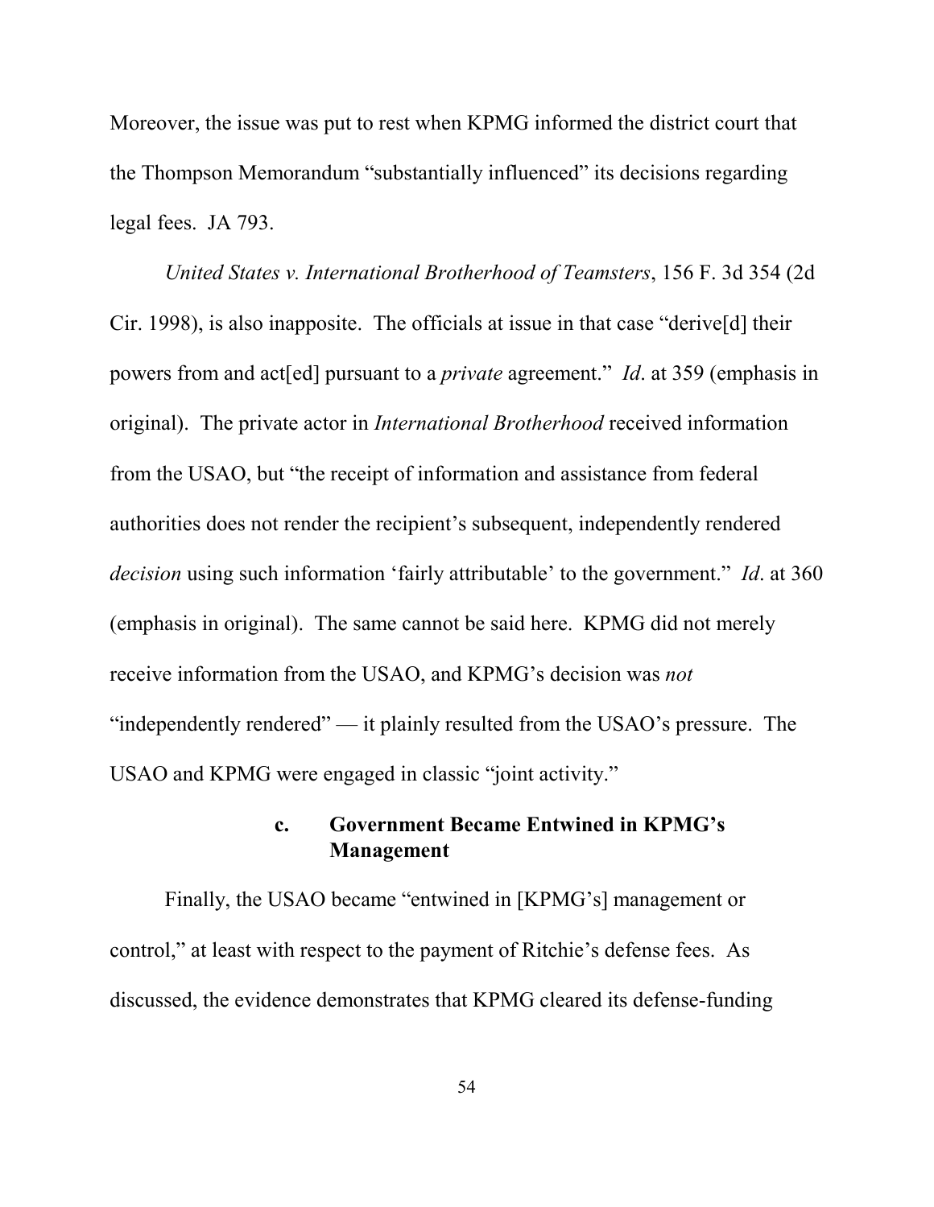Moreover, the issue was put to rest when KPMG informed the district court that the Thompson Memorandum "substantially influenced" its decisions regarding legal fees. JA 793.

*United States v. International Brotherhood of Teamsters*, 156 F. 3d 354 (2d Cir. 1998), is also inapposite. The officials at issue in that case "derive[d] their powers from and act[ed] pursuant to a *private* agreement." *Id*. at 359 (emphasis in original). The private actor in *International Brotherhood* received information from the USAO, but "the receipt of information and assistance from federal authorities does not render the recipient's subsequent, independently rendered *decision* using such information 'fairly attributable' to the government." *Id*. at 360 (emphasis in original). The same cannot be said here. KPMG did not merely receive information from the USAO, and KPMG's decision was *not* "independently rendered" — it plainly resulted from the USAO's pressure. The USAO and KPMG were engaged in classic "joint activity."

#### c. Government Became Entwined in KPMG's Management

Finally, the USAO became "entwined in [KPMG's] management or control," at least with respect to the payment of Ritchie's defense fees. As discussed, the evidence demonstrates that KPMG cleared its defense-funding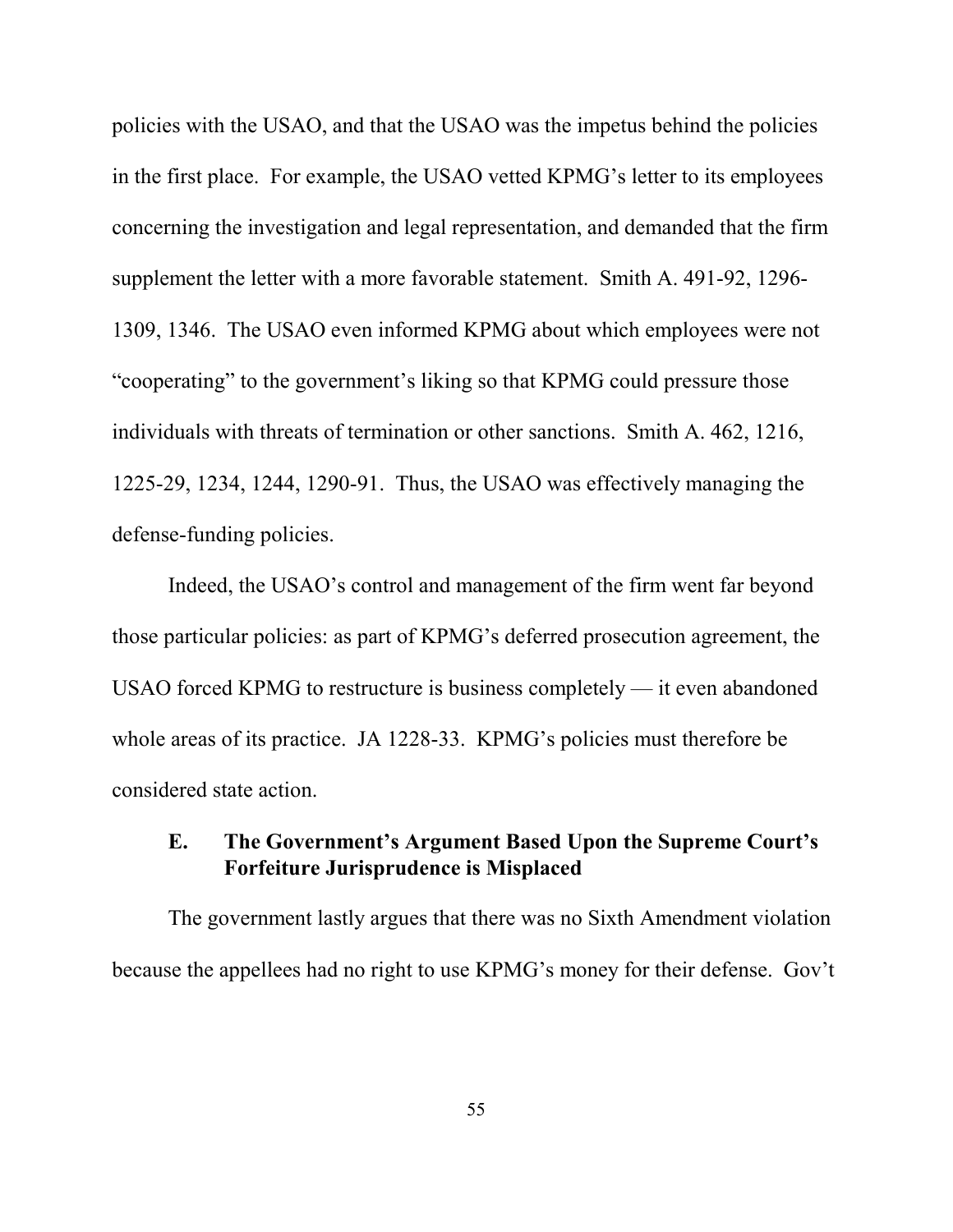policies with the USAO, and that the USAO was the impetus behind the policies in the first place. For example, the USAO vetted KPMG's letter to its employees concerning the investigation and legal representation, and demanded that the firm supplement the letter with a more favorable statement. Smith A. 491-92, 1296-1309, 1346. The USAO even informed KPMG about which employees were not "cooperating" to the government's liking so that KPMG could pressure those individuals with threats of termination or other sanctions. Smith A. 462, 1216, 1225-29, 1234, 1244, 1290-91. Thus, the USAO was effectively managing the defense-funding policies.

Indeed, the USAO's control and management of the firm went far beyond those particular policies: as part of KPMG's deferred prosecution agreement, the USAO forced KPMG to restructure is business completely — it even abandoned whole areas of its practice. JA 1228-33. KPMG's policies must therefore be considered state action.

### E. The Government's Argument Based Upon the Supreme Court's Forfeiture Jurisprudence is Misplaced

The government lastly argues that there was no Sixth Amendment violation because the appellees had no right to use KPMG's money for their defense. Gov't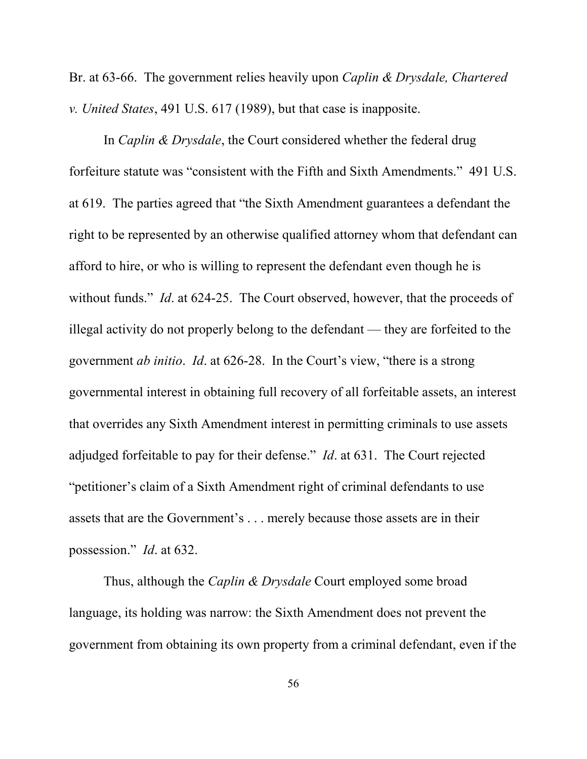Br. at 63-66. The government relies heavily upon *Caplin & Drysdale, Chartered v. United States*, 491 U.S. 617 (1989), but that case is inapposite.

In *Caplin & Drysdale*, the Court considered whether the federal drug forfeiture statute was "consistent with the Fifth and Sixth Amendments." 491 U.S. at 619. The parties agreed that "the Sixth Amendment guarantees a defendant the right to be represented by an otherwise qualified attorney whom that defendant can afford to hire, or who is willing to represent the defendant even though he is without funds." *Id*. at 624-25. The Court observed, however, that the proceeds of illegal activity do not properly belong to the defendant — they are forfeited to the government *ab initio*. *Id*. at 626-28. In the Court's view, "there is a strong governmental interest in obtaining full recovery of all forfeitable assets, an interest that overrides any Sixth Amendment interest in permitting criminals to use assets adjudged forfeitable to pay for their defense." *Id*. at 631. The Court rejected "petitioner's claim of a Sixth Amendment right of criminal defendants to use assets that are the Government's . . . merely because those assets are in their possession." *Id*. at 632.

Thus, although the *Caplin & Drysdale* Court employed some broad language, its holding was narrow: the Sixth Amendment does not prevent the government from obtaining its own property from a criminal defendant, even if the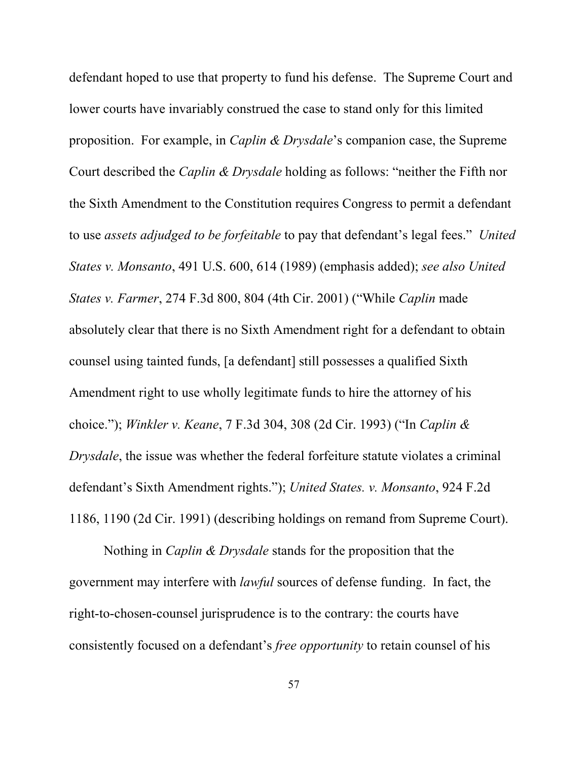defendant hoped to use that property to fund his defense. The Supreme Court and lower courts have invariably construed the case to stand only for this limited proposition. For example, in *Caplin & Drysdale*'s companion case, the Supreme Court described the *Caplin & Drysdale* holding as follows: "neither the Fifth nor the Sixth Amendment to the Constitution requires Congress to permit a defendant to use *assets adjudged to be forfeitable* to pay that defendant's legal fees." *United States v. Monsanto*, 491 U.S. 600, 614 (1989) (emphasis added); *see also United States v. Farmer*, 274 F.3d 800, 804 (4th Cir. 2001) ("While *Caplin* made absolutely clear that there is no Sixth Amendment right for a defendant to obtain counsel using tainted funds, [a defendant] still possesses a qualified Sixth Amendment right to use wholly legitimate funds to hire the attorney of his choice."); *Winkler v. Keane*, 7 F.3d 304, 308 (2d Cir. 1993) ("In *Caplin & Drysdale*, the issue was whether the federal forfeiture statute violates a criminal defendant's Sixth Amendment rights."); *United States. v. Monsanto*, 924 F.2d 1186, 1190 (2d Cir. 1991) (describing holdings on remand from Supreme Court).

Nothing in *Caplin & Drysdale* stands for the proposition that the government may interfere with *lawful* sources of defense funding. In fact, the right-to-chosen-counsel jurisprudence is to the contrary: the courts have consistently focused on a defendant's *free opportunity* to retain counsel of his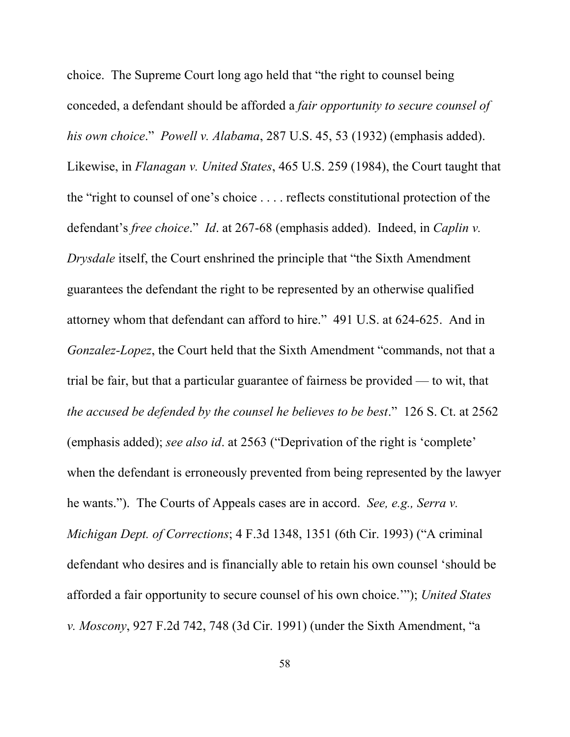choice. The Supreme Court long ago held that "the right to counsel being conceded, a defendant should be afforded a *fair opportunity to secure counsel of his own choice*." *Powell v. Alabama*, 287 U.S. 45, 53 (1932) (emphasis added). Likewise, in *Flanagan v. United States*, 465 U.S. 259 (1984), the Court taught that the "right to counsel of one's choice . . . . reflects constitutional protection of the defendant's *free choice*." *Id*. at 267-68 (emphasis added). Indeed, in *Caplin v. Drysdale* itself, the Court enshrined the principle that "the Sixth Amendment guarantees the defendant the right to be represented by an otherwise qualified attorney whom that defendant can afford to hire." 491 U.S. at 624-625. And in *Gonzalez-Lopez*, the Court held that the Sixth Amendment "commands, not that a trial be fair, but that a particular guarantee of fairness be provided — to wit, that *the accused be defended by the counsel he believes to be best*." 126 S. Ct. at 2562 (emphasis added); *see also id*. at 2563 ("Deprivation of the right is 'complete' when the defendant is erroneously prevented from being represented by the lawyer he wants."). The Courts of Appeals cases are in accord. *See, e.g., Serra v. Michigan Dept. of Corrections*; 4 F.3d 1348, 1351 (6th Cir. 1993) ("A criminal defendant who desires and is financially able to retain his own counsel 'should be afforded a fair opportunity to secure counsel of his own choice.'"); *United States v. Moscony*, 927 F.2d 742, 748 (3d Cir. 1991) (under the Sixth Amendment, "a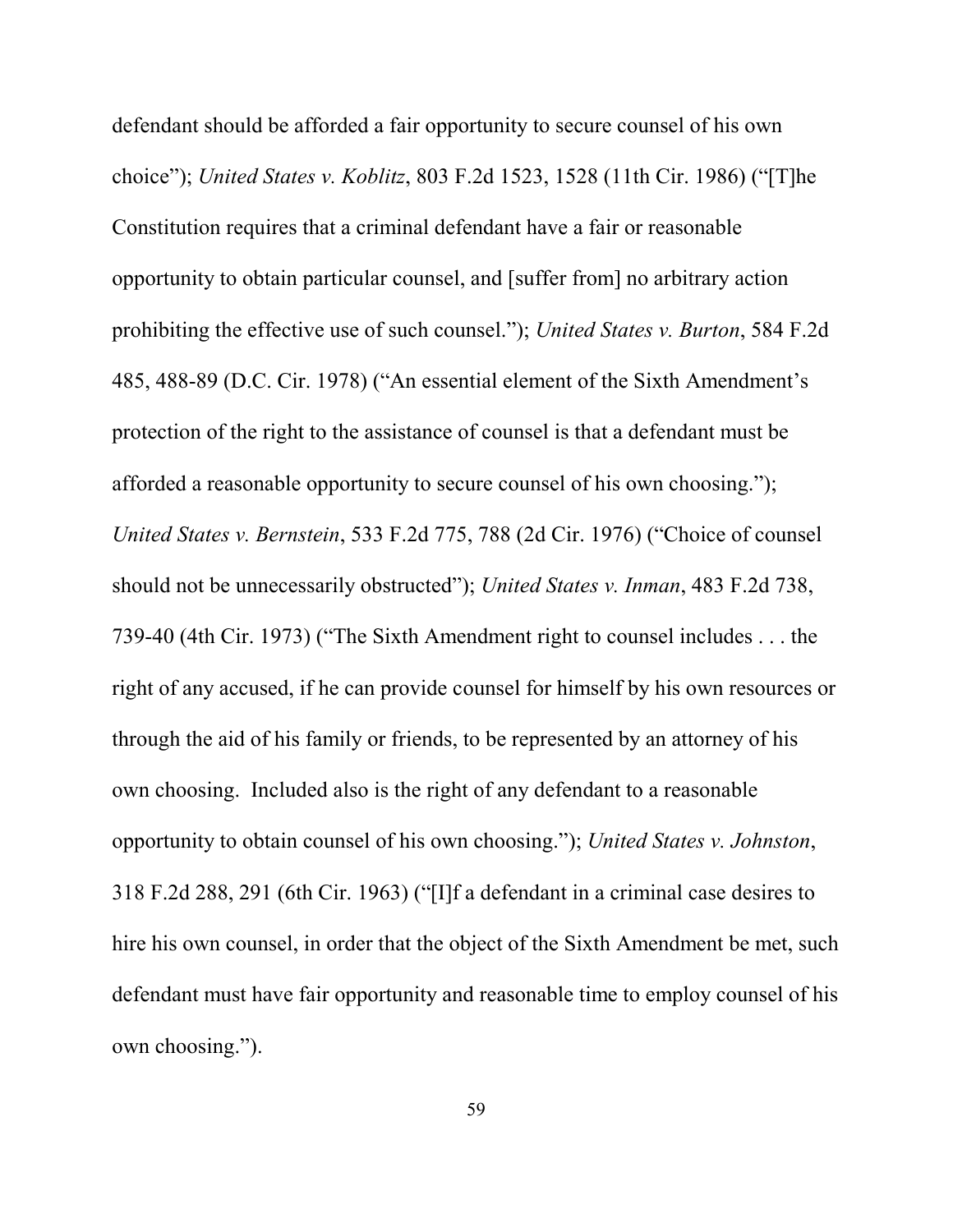defendant should be afforded a fair opportunity to secure counsel of his own choice"); *United States v. Koblitz*, 803 F.2d 1523, 1528 (11th Cir. 1986) ("[T]he Constitution requires that a criminal defendant have a fair or reasonable opportunity to obtain particular counsel, and [suffer from] no arbitrary action prohibiting the effective use of such counsel."); *United States v. Burton*, 584 F.2d 485, 488-89 (D.C. Cir. 1978) ("An essential element of the Sixth Amendment's protection of the right to the assistance of counsel is that a defendant must be afforded a reasonable opportunity to secure counsel of his own choosing."); *United States v. Bernstein*, 533 F.2d 775, 788 (2d Cir. 1976) ("Choice of counsel should not be unnecessarily obstructed"); *United States v. Inman*, 483 F.2d 738, 739-40 (4th Cir. 1973) ("The Sixth Amendment right to counsel includes . . . the right of any accused, if he can provide counsel for himself by his own resources or through the aid of his family or friends, to be represented by an attorney of his own choosing. Included also is the right of any defendant to a reasonable opportunity to obtain counsel of his own choosing."); *United States v. Johnston*, 318 F.2d 288, 291 (6th Cir. 1963) ("[I]f a defendant in a criminal case desires to hire his own counsel, in order that the object of the Sixth Amendment be met, such defendant must have fair opportunity and reasonable time to employ counsel of his own choosing.").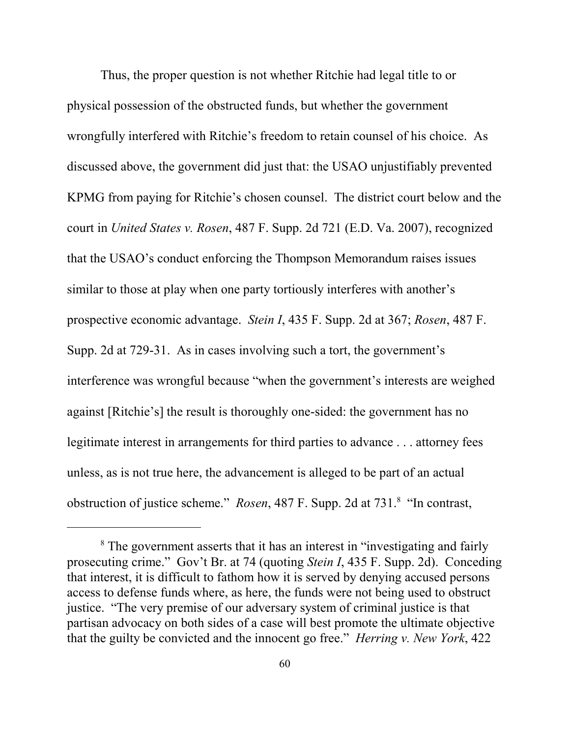Thus, the proper question is not whether Ritchie had legal title to or physical possession of the obstructed funds, but whether the government wrongfully interfered with Ritchie's freedom to retain counsel of his choice. As discussed above, the government did just that: the USAO unjustifiably prevented KPMG from paying for Ritchie's chosen counsel. The district court below and the court in *United States v. Rosen*, 487 F. Supp. 2d 721 (E.D. Va. 2007), recognized that the USAO's conduct enforcing the Thompson Memorandum raises issues similar to those at play when one party tortiously interferes with another's prospective economic advantage. *Stein I*, 435 F. Supp. 2d at 367; *Rosen*, 487 F. Supp. 2d at 729-31. As in cases involving such a tort, the government's interference was wrongful because "when the government's interests are weighed against [Ritchie's] the result is thoroughly one-sided: the government has no legitimate interest in arrangements for third parties to advance . . . attorney fees unless, as is not true here, the advancement is alleged to be part of an actual obstruction of justice scheme." *Rosen*, 487 F. Supp. 2d at 731.[8] "In contrast,

---

[8] The government asserts that it has an interest in "investigating and fairly prosecuting crime." Gov't Br. at 74 (quoting *Stein I*, 435 F. Supp. 2d). Conceding that interest, it is difficult to fathom how it is served by denying accused persons access to defense funds where, as here, the funds were not being used to obstruct justice. "The very premise of our adversary system of criminal justice is that partisan advocacy on both sides of a case will best promote the ultimate objective that the guilty be convicted and the innocent go free." *Herring v. New York*, 422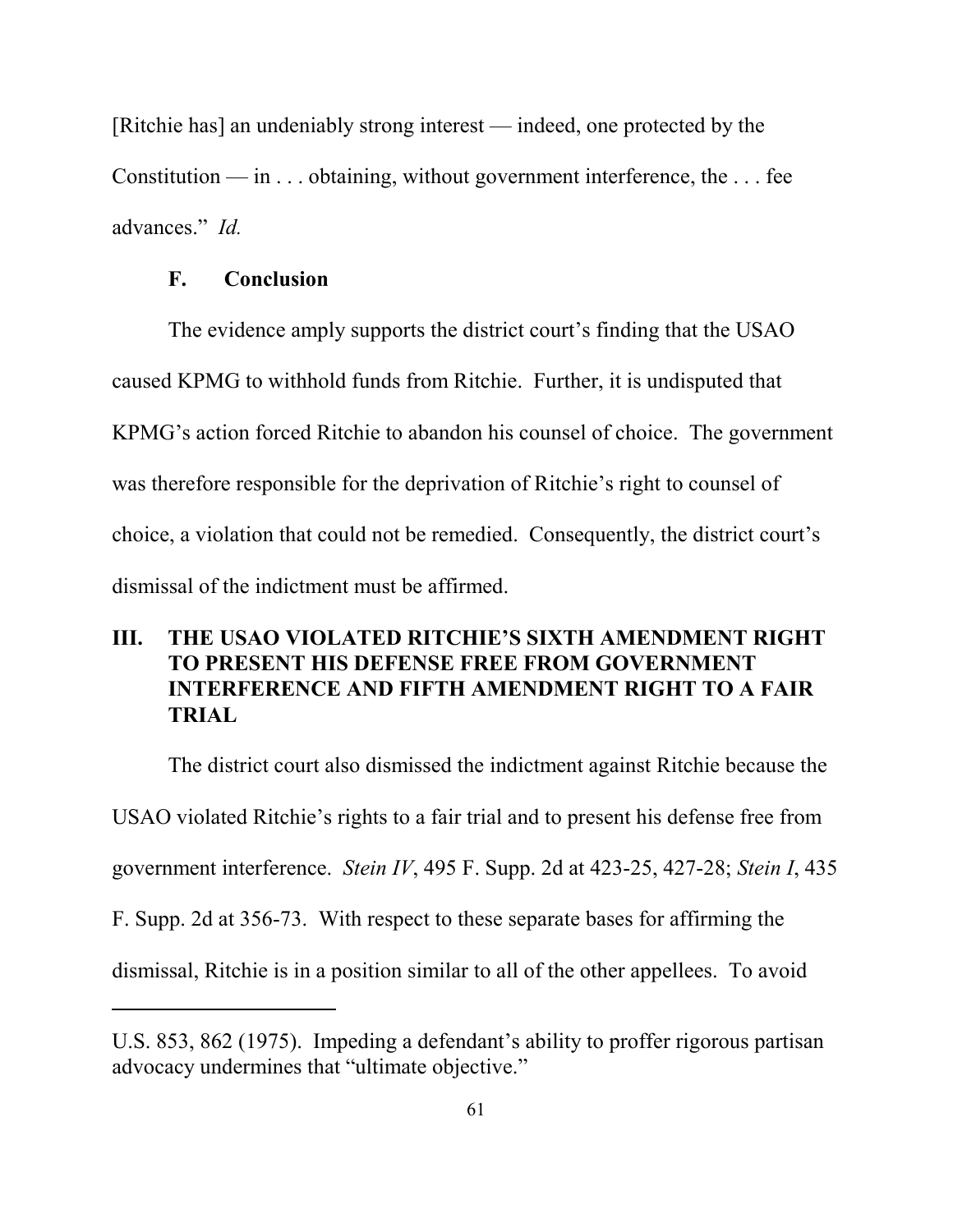[Ritchie has] an undeniably strong interest — indeed, one protected by the Constitution — in . . . obtaining, without government interference, the . . . fee advances." *Id.*

### F. Conclusion

The evidence amply supports the district court's finding that the USAO caused KPMG to withhold funds from Ritchie. Further, it is undisputed that KPMG's action forced Ritchie to abandon his counsel of choice. The government was therefore responsible for the deprivation of Ritchie's right to counsel of choice, a violation that could not be remedied. Consequently, the district court's dismissal of the indictment must be affirmed.

## III. THE USAO VIOLATED RITCHIE'S SIXTH AMENDMENT RIGHT TO PRESENT HIS DEFENSE FREE FROM GOVERNMENT INTERFERENCE AND FIFTH AMENDMENT RIGHT TO A FAIR TRIAL

The district court also dismissed the indictment against Ritchie because the USAO violated Ritchie's rights to a fair trial and to present his defense free from government interference. *Stein IV*, 495 F. Supp. 2d at 423-25, 427-28; *Stein I*, 435 F. Supp. 2d at 356-73. With respect to these separate bases for affirming the dismissal, Ritchie is in a position similar to all of the other appellees. To avoid

---

U.S. 853, 862 (1975). Impeding a defendant's ability to proffer rigorous partisan advocacy undermines that "ultimate objective."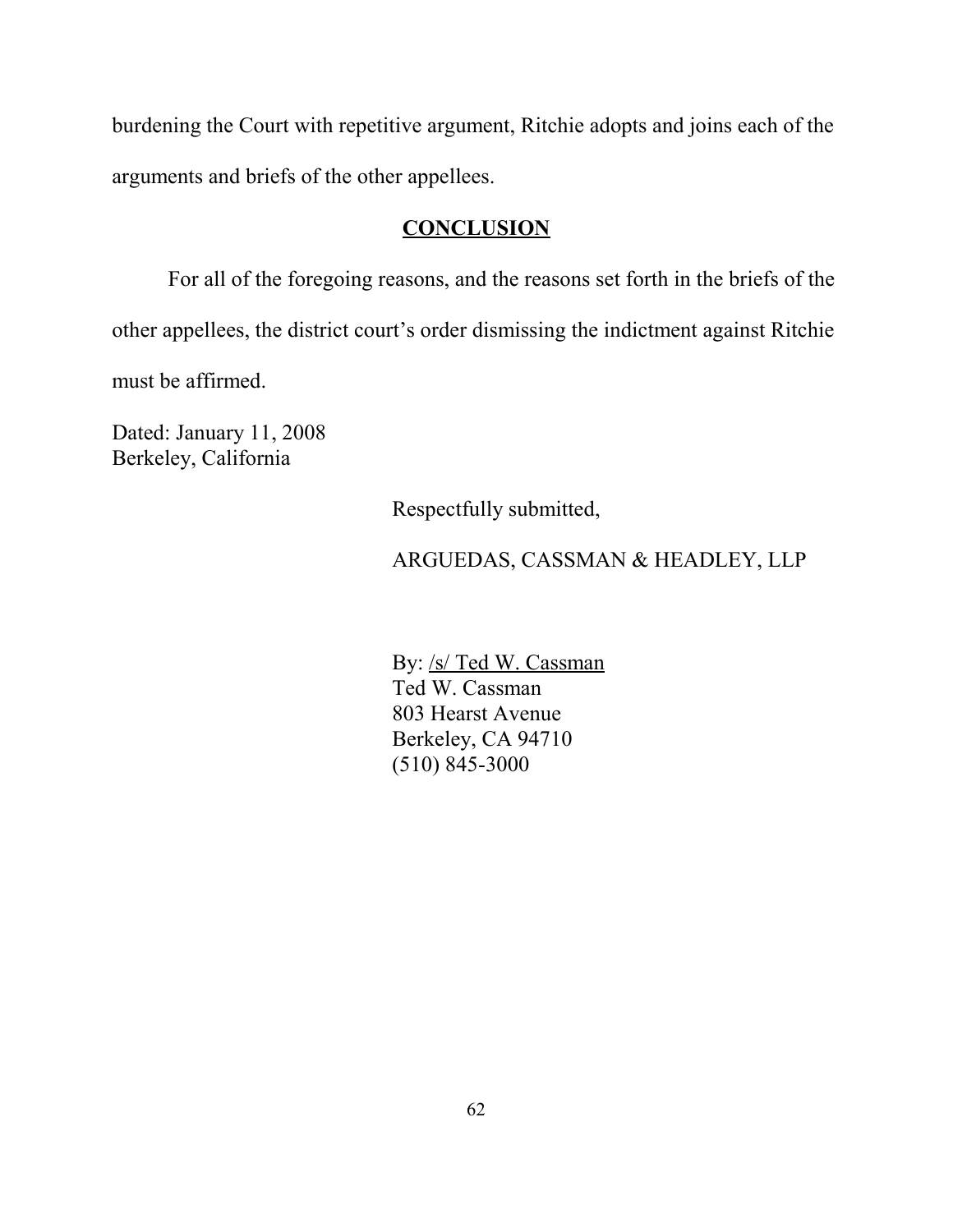burdening the Court with repetitive argument, Ritchie adopts and joins each of the arguments and briefs of the other appellees.

## CONCLUSION

For all of the foregoing reasons, and the reasons set forth in the briefs of the other appellees, the district court's order dismissing the indictment against Ritchie must be affirmed.

Dated: January 11, 2008
Berkeley, California

Respectfully submitted,

ARGUEDAS, CASSMAN & HEADLEY, LLP

By: /s/ Ted W. Cassman
Ted W. Cassman
803 Hearst Avenue
Berkeley, CA 94710
(510) 845-3000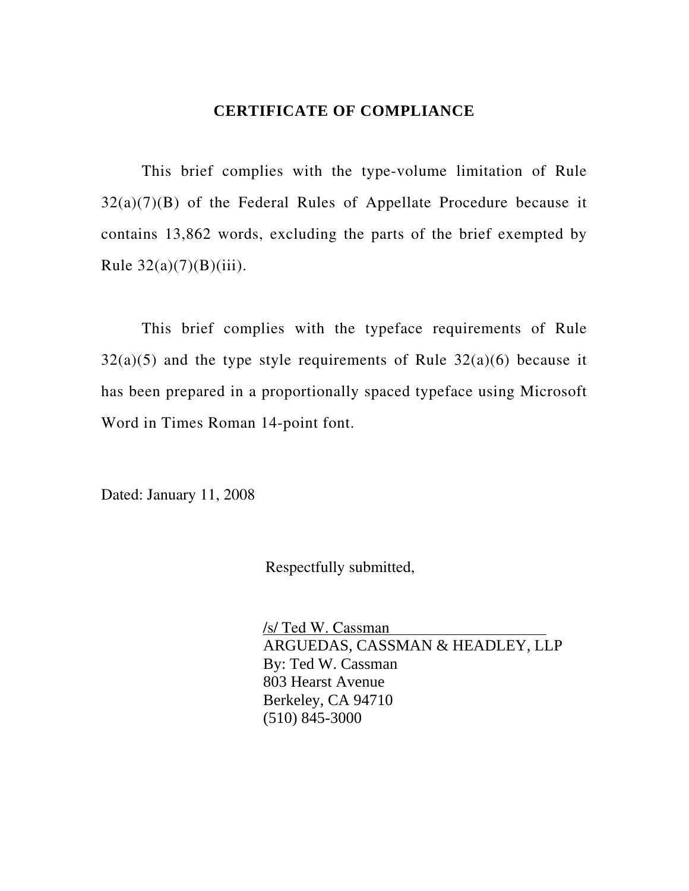## CERTIFICATE OF COMPLIANCE

This brief complies with the type-volume limitation of Rule 32(a)(7)(B) of the Federal Rules of Appellate Procedure because it contains 13,862 words, excluding the parts of the brief exempted by Rule 32(a)(7)(B)(iii).

This brief complies with the typeface requirements of Rule 32(a)(5) and the type style requirements of Rule 32(a)(6) because it has been prepared in a proportionally spaced typeface using Microsoft Word in Times Roman 14-point font.

Dated: January 11, 2008

Respectfully submitted,

/s/ Ted W. Cassman
ARGUEDAS, CASSMAN & HEADLEY, LLP
By: Ted W. Cassman
803 Hearst Avenue
Berkeley, CA 94710
(510) 845-3000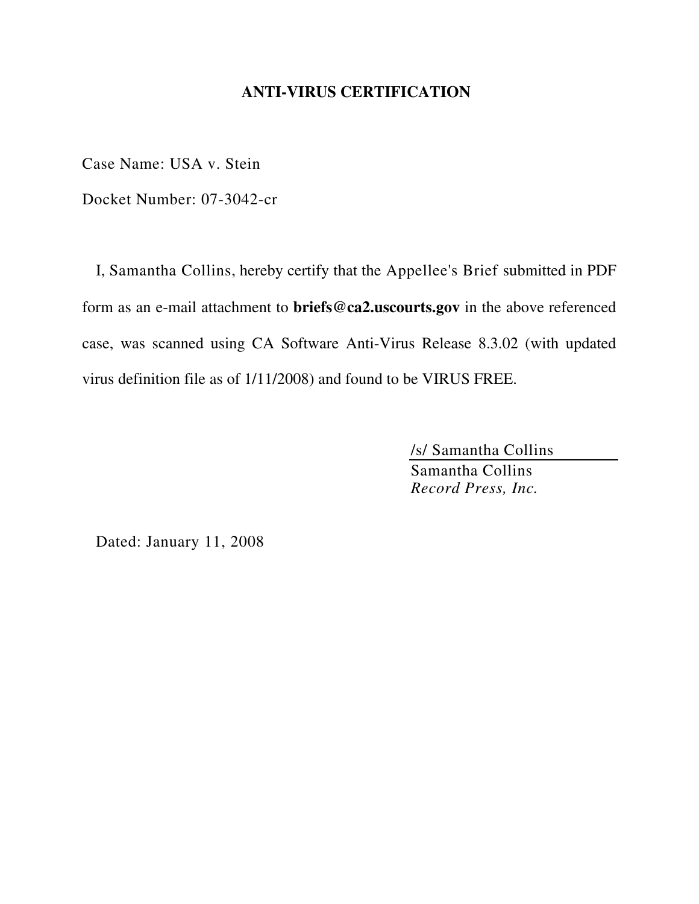## ANTI-VIRUS CERTIFICATION

Case Name: USA v. Stein

Docket Number: 07-3042-cr

I, Samantha Collins, hereby certify that the Appellee's Brief submitted in PDF form as an e-mail attachment to **briefs@ca2.uscourts.gov** in the above referenced case, was scanned using CA Software Anti-Virus Release 8.3.02 (with updated virus definition file as of 1/11/2008) and found to be VIRUS FREE.

/s/ Samantha Collins
Samantha Collins
*Record Press, Inc.*

Dated: January 11, 2008